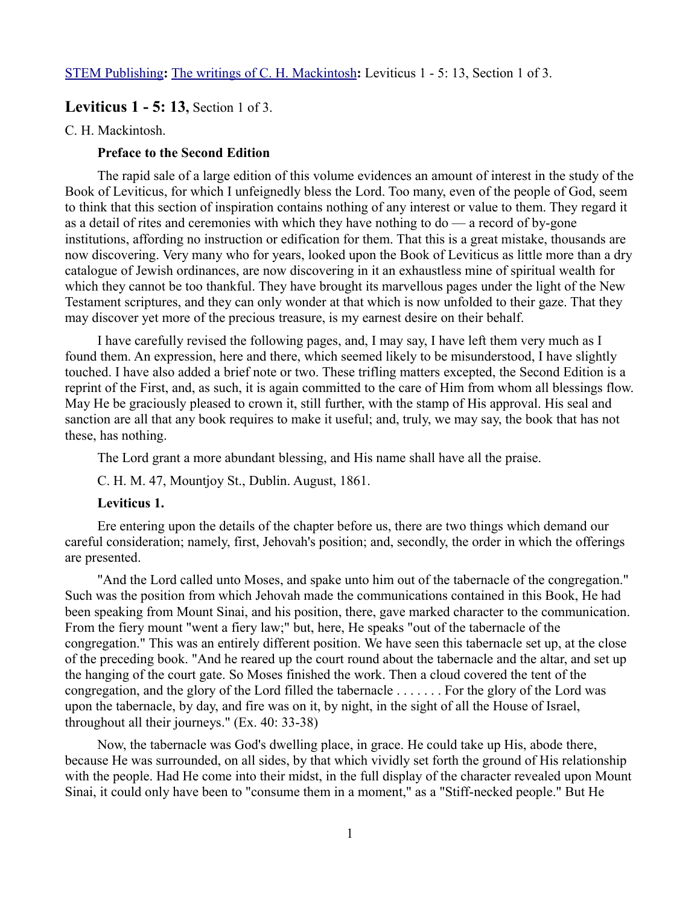STEM Publishing**:** The writings of C. H. Mackintosh**:** Leviticus 1 - 5: 13, Section 1 of 3.

## **Leviticus 1 - 5: 13,** Section 1 of 3.

C. H. Mackintosh.

**Preface to the Second Edition**

The rapid sale of a large edition of this volume evidences an amount of interest in the study of the Book of Leviticus, for which I unfeignedly bless the Lord. Too many, even of the people of God, seem to think that this section of inspiration contains nothing of any interest or value to them. They regard it as a detail of rites and ceremonies with which they have nothing to do — a record of by-gone institutions, affording no instruction or edification for them. That this is a great mistake, thousands are now discovering. Very many who for years, looked upon the Book of Leviticus as little more than a dry catalogue of Jewish ordinances, are now discovering in it an exhaustless mine of spiritual wealth for which they cannot be too thankful. They have brought its marvellous pages under the light of the New Testament scriptures, and they can only wonder at that which is now unfolded to their gaze. That they may discover yet more of the precious treasure, is my earnest desire on their behalf.

I have carefully revised the following pages, and, I may say, I have left them very much as I found them. An expression, here and there, which seemed likely to be misunderstood, I have slightly touched. I have also added a brief note or two. These trifling matters excepted, the Second Edition is a reprint of the First, and, as such, it is again committed to the care of Him from whom all blessings flow. May He be graciously pleased to crown it, still further, with the stamp of His approval. His seal and sanction are all that any book requires to make it useful; and, truly, we may say, the book that has not these, has nothing.

The Lord grant a more abundant blessing, and His name shall have all the praise.

C. H. M. 47, Mountjoy St., Dublin. August, 1861.

**Leviticus 1.**

Ere entering upon the details of the chapter before us, there are two things which demand our careful consideration; namely, first, Jehovah's position; and, secondly, the order in which the offerings are presented.

"And the Lord called unto Moses, and spake unto him out of the tabernacle of the congregation." Such was the position from which Jehovah made the communications contained in this Book, He had been speaking from Mount Sinai, and his position, there, gave marked character to the communication. From the fiery mount "went a fiery law;" but, here, He speaks "out of the tabernacle of the congregation." This was an entirely different position. We have seen this tabernacle set up, at the close of the preceding book. "And he reared up the court round about the tabernacle and the altar, and set up the hanging of the court gate. So Moses finished the work. Then a cloud covered the tent of the congregation, and the glory of the Lord filled the tabernacle . . . . . . . For the glory of the Lord was upon the tabernacle, by day, and fire was on it, by night, in the sight of all the House of Israel, throughout all their journeys." (Ex. 40: 33-38)

Now, the tabernacle was God's dwelling place, in grace. He could take up His, abode there, because He was surrounded, on all sides, by that which vividly set forth the ground of His relationship with the people. Had He come into their midst, in the full display of the character revealed upon Mount Sinai, it could only have been to "consume them in a moment," as a "Stiff-necked people." But He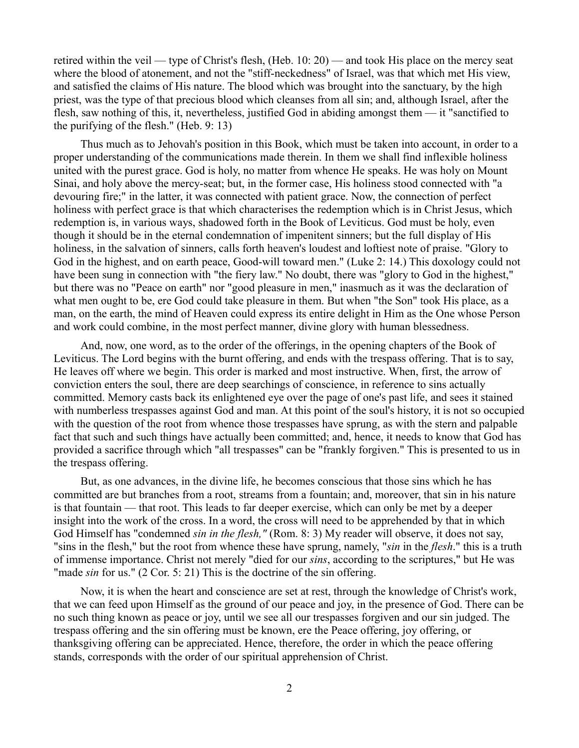retired within the veil — type of Christ's flesh, (Heb. 10: 20) — and took His place on the mercy seat where the blood of atonement, and not the "stiff-neckedness" of Israel, was that which met His view, and satisfied the claims of His nature. The blood which was brought into the sanctuary, by the high priest, was the type of that precious blood which cleanses from all sin; and, although Israel, after the flesh, saw nothing of this, it, nevertheless, justified God in abiding amongst them — it "sanctified to the purifying of the flesh." (Heb. 9: 13)

Thus much as to Jehovah's position in this Book, which must be taken into account, in order to a proper understanding of the communications made therein. In them we shall find inflexible holiness united with the purest grace. God is holy, no matter from whence He speaks. He was holy on Mount Sinai, and holy above the mercy-seat; but, in the former case, His holiness stood connected with "a devouring fire;" in the latter, it was connected with patient grace. Now, the connection of perfect holiness with perfect grace is that which characterises the redemption which is in Christ Jesus, which redemption is, in various ways, shadowed forth in the Book of Leviticus. God must be holy, even though it should be in the eternal condemnation of impenitent sinners; but the full display of His holiness, in the salvation of sinners, calls forth heaven's loudest and loftiest note of praise. "Glory to God in the highest, and on earth peace, Good-will toward men." (Luke 2: 14.) This doxology could not have been sung in connection with "the fiery law." No doubt, there was "glory to God in the highest," but there was no "Peace on earth" nor "good pleasure in men," inasmuch as it was the declaration of what men ought to be, ere God could take pleasure in them. But when "the Son" took His place, as a man, on the earth, the mind of Heaven could express its entire delight in Him as the One whose Person and work could combine, in the most perfect manner, divine glory with human blessedness.

And, now, one word, as to the order of the offerings, in the opening chapters of the Book of Leviticus. The Lord begins with the burnt offering, and ends with the trespass offering. That is to say, He leaves off where we begin. This order is marked and most instructive. When, first, the arrow of conviction enters the soul, there are deep searchings of conscience, in reference to sins actually committed. Memory casts back its enlightened eye over the page of one's past life, and sees it stained with numberless trespasses against God and man. At this point of the soul's history, it is not so occupied with the question of the root from whence those trespasses have sprung, as with the stern and palpable fact that such and such things have actually been committed; and, hence, it needs to know that God has provided a sacrifice through which "all trespasses" can be "frankly forgiven." This is presented to us in the trespass offering.

But, as one advances, in the divine life, he becomes conscious that those sins which he has committed are but branches from a root, streams from a fountain; and, moreover, that sin in his nature is that fountain — that root. This leads to far deeper exercise, which can only be met by a deeper insight into the work of the cross. In a word, the cross will need to be apprehended by that in which God Himself has "condemned *sin in the flesh,"* (Rom. 8: 3) My reader will observe, it does not say, "sins in the flesh," but the root from whence these have sprung, namely, "*sin* in the *flesh*." this is a truth of immense importance. Christ not merely "died for our *sins*, according to the scriptures," but He was "made *sin* for us." (2 Cor. 5: 21) This is the doctrine of the sin offering.

Now, it is when the heart and conscience are set at rest, through the knowledge of Christ's work, that we can feed upon Himself as the ground of our peace and joy, in the presence of God. There can be no such thing known as peace or joy, until we see all our trespasses forgiven and our sin judged. The trespass offering and the sin offering must be known, ere the Peace offering, joy offering, or thanksgiving offering can be appreciated. Hence, therefore, the order in which the peace offering stands, corresponds with the order of our spiritual apprehension of Christ.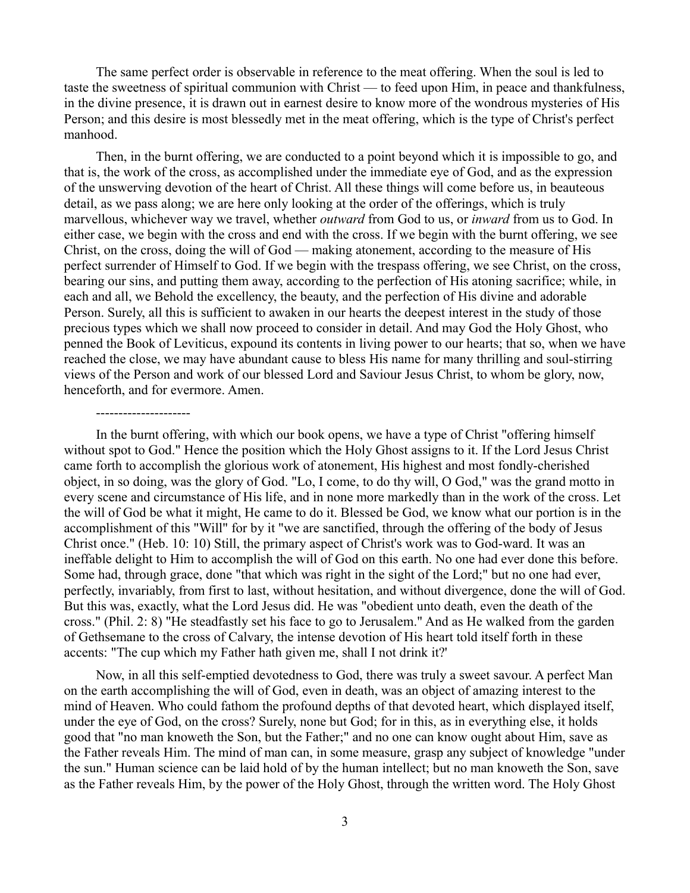The same perfect order is observable in reference to the meat offering. When the soul is led to taste the sweetness of spiritual communion with Christ — to feed upon Him, in peace and thankfulness, in the divine presence, it is drawn out in earnest desire to know more of the wondrous mysteries of His Person; and this desire is most blessedly met in the meat offering, which is the type of Christ's perfect manhood.

Then, in the burnt offering, we are conducted to a point beyond which it is impossible to go, and that is, the work of the cross, as accomplished under the immediate eye of God, and as the expression of the unswerving devotion of the heart of Christ. All these things will come before us, in beauteous detail, as we pass along; we are here only looking at the order of the offerings, which is truly marvellous, whichever way we travel, whether *outward* from God to us, or *inward* from us to God. In either case, we begin with the cross and end with the cross. If we begin with the burnt offering, we see Christ, on the cross, doing the will of God — making atonement, according to the measure of His perfect surrender of Himself to God. If we begin with the trespass offering, we see Christ, on the cross, bearing our sins, and putting them away, according to the perfection of His atoning sacrifice; while, in each and all, we Behold the excellency, the beauty, and the perfection of His divine and adorable Person. Surely, all this is sufficient to awaken in our hearts the deepest interest in the study of those precious types which we shall now proceed to consider in detail. And may God the Holy Ghost, who penned the Book of Leviticus, expound its contents in living power to our hearts; that so, when we have reached the close, we may have abundant cause to bless His name for many thrilling and soul-stirring views of the Person and work of our blessed Lord and Saviour Jesus Christ, to whom be glory, now, henceforth, and for evermore. Amen.

---------------------

In the burnt offering, with which our book opens, we have a type of Christ "offering himself without spot to God." Hence the position which the Holy Ghost assigns to it. If the Lord Jesus Christ came forth to accomplish the glorious work of atonement, His highest and most fondly-cherished object, in so doing, was the glory of God. "Lo, I come, to do thy will, O God," was the grand motto in every scene and circumstance of His life, and in none more markedly than in the work of the cross. Let the will of God be what it might, He came to do it. Blessed be God, we know what our portion is in the accomplishment of this "Will" for by it "we are sanctified, through the offering of the body of Jesus Christ once." (Heb. 10: 10) Still, the primary aspect of Christ's work was to God-ward. It was an ineffable delight to Him to accomplish the will of God on this earth. No one had ever done this before. Some had, through grace, done "that which was right in the sight of the Lord;" but no one had ever, perfectly, invariably, from first to last, without hesitation, and without divergence, done the will of God. But this was, exactly, what the Lord Jesus did. He was "obedient unto death, even the death of the cross." (Phil. 2: 8) "He steadfastly set his face to go to Jerusalem." And as He walked from the garden of Gethsemane to the cross of Calvary, the intense devotion of His heart told itself forth in these accents: "The cup which my Father hath given me, shall I not drink it?'

Now, in all this self-emptied devotedness to God, there was truly a sweet savour. A perfect Man on the earth accomplishing the will of God, even in death, was an object of amazing interest to the mind of Heaven. Who could fathom the profound depths of that devoted heart, which displayed itself, under the eye of God, on the cross? Surely, none but God; for in this, as in everything else, it holds good that "no man knoweth the Son, but the Father;" and no one can know ought about Him, save as the Father reveals Him. The mind of man can, in some measure, grasp any subject of knowledge "under the sun." Human science can be laid hold of by the human intellect; but no man knoweth the Son, save as the Father reveals Him, by the power of the Holy Ghost, through the written word. The Holy Ghost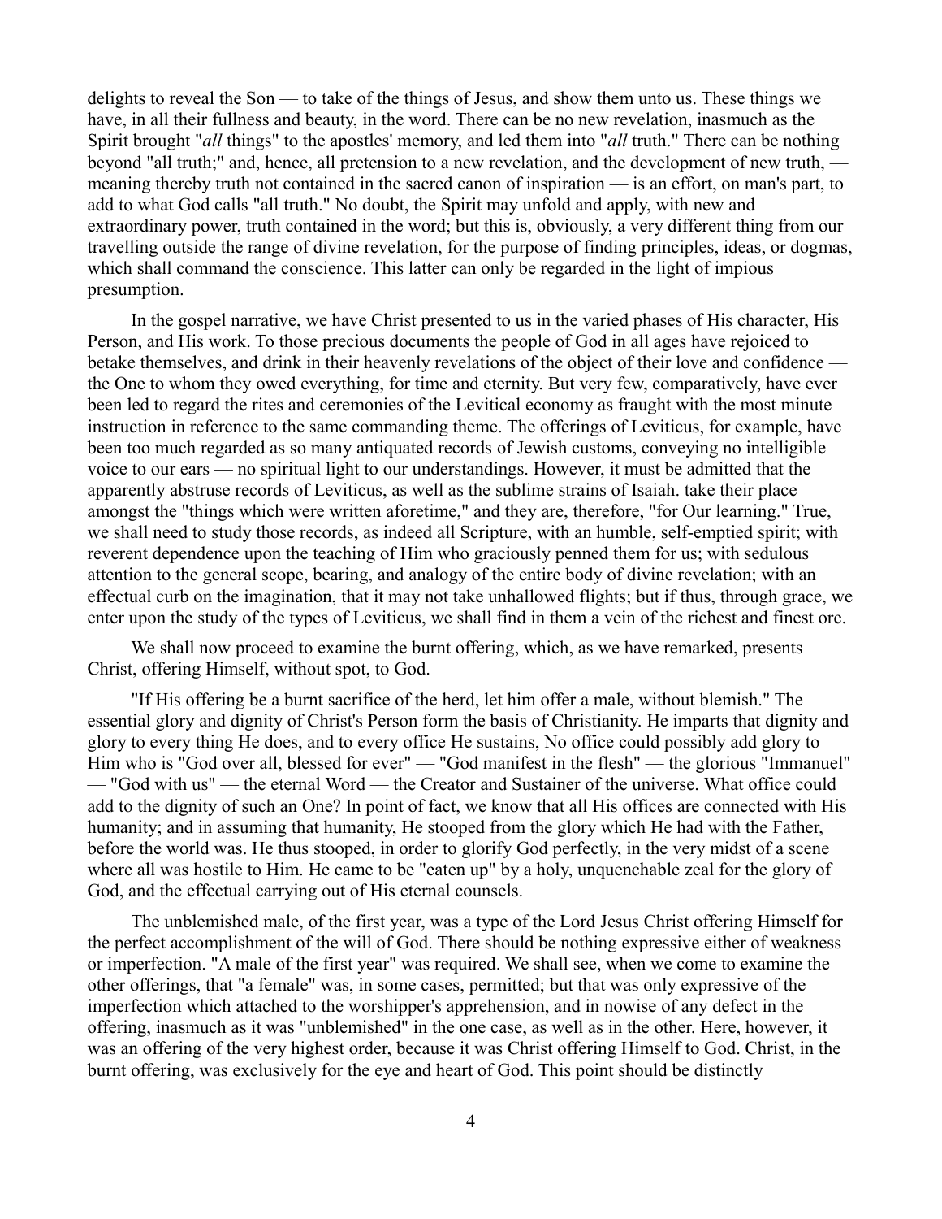delights to reveal the Son — to take of the things of Jesus, and show them unto us. These things we have, in all their fullness and beauty, in the word. There can be no new revelation, inasmuch as the Spirit brought "*all* things" to the apostles' memory, and led them into "*all* truth." There can be nothing beyond "all truth;" and, hence, all pretension to a new revelation, and the development of new truth, — meaning thereby truth not contained in the sacred canon of inspiration — is an effort, on man's part, to add to what God calls "all truth." No doubt, the Spirit may unfold and apply, with new and extraordinary power, truth contained in the word; but this is, obviously, a very different thing from our travelling outside the range of divine revelation, for the purpose of finding principles, ideas, or dogmas, which shall command the conscience. This latter can only be regarded in the light of impious presumption.

In the gospel narrative, we have Christ presented to us in the varied phases of His character, His Person, and His work. To those precious documents the people of God in all ages have rejoiced to betake themselves, and drink in their heavenly revelations of the object of their love and confidence — the One to whom they owed everything, for time and eternity. But very few, comparatively, have ever been led to regard the rites and ceremonies of the Levitical economy as fraught with the most minute instruction in reference to the same commanding theme. The offerings of Leviticus, for example, have been too much regarded as so many antiquated records of Jewish customs, conveying no intelligible voice to our ears — no spiritual light to our understandings. However, it must be admitted that the apparently abstruse records of Leviticus, as well as the sublime strains of Isaiah. take their place amongst the "things which were written aforetime," and they are, therefore, "for Our learning." True, we shall need to study those records, as indeed all Scripture, with an humble, self-emptied spirit; with reverent dependence upon the teaching of Him who graciously penned them for us; with sedulous attention to the general scope, bearing, and analogy of the entire body of divine revelation; with an effectual curb on the imagination, that it may not take unhallowed flights; but if thus, through grace, we enter upon the study of the types of Leviticus, we shall find in them a vein of the richest and finest ore.

We shall now proceed to examine the burnt offering, which, as we have remarked, presents Christ, offering Himself, without spot, to God.

"If His offering be a burnt sacrifice of the herd, let him offer a male, without blemish." The essential glory and dignity of Christ's Person form the basis of Christianity. He imparts that dignity and glory to every thing He does, and to every office He sustains, No office could possibly add glory to Him who is "God over all, blessed for ever" — "God manifest in the flesh" — the glorious "Immanuel" — "God with us" — the eternal Word — the Creator and Sustainer of the universe. What office could add to the dignity of such an One? In point of fact, we know that all His offices are connected with His humanity; and in assuming that humanity, He stooped from the glory which He had with the Father, before the world was. He thus stooped, in order to glorify God perfectly, in the very midst of a scene where all was hostile to Him. He came to be "eaten up" by a holy, unquenchable zeal for the glory of God, and the effectual carrying out of His eternal counsels.

The unblemished male, of the first year, was a type of the Lord Jesus Christ offering Himself for the perfect accomplishment of the will of God. There should be nothing expressive either of weakness or imperfection. "A male of the first year" was required. We shall see, when we come to examine the other offerings, that "a female" was, in some cases, permitted; but that was only expressive of the imperfection which attached to the worshipper's apprehension, and in nowise of any defect in the offering, inasmuch as it was "unblemished" in the one case, as well as in the other. Here, however, it was an offering of the very highest order, because it was Christ offering Himself to God. Christ, in the burnt offering, was exclusively for the eye and heart of God. This point should be distinctly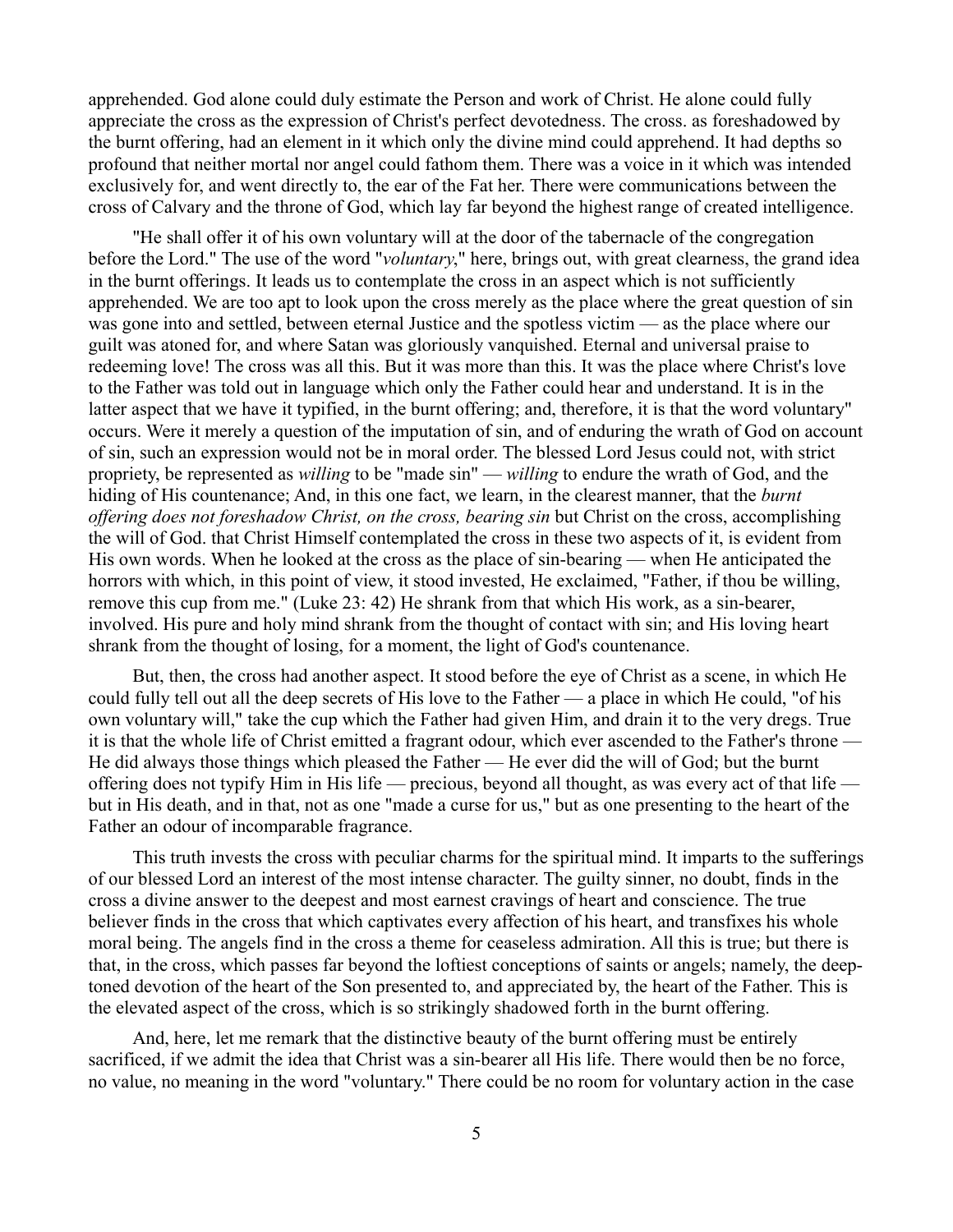apprehended. God alone could duly estimate the Person and work of Christ. He alone could fully appreciate the cross as the expression of Christ's perfect devotedness. The cross. as foreshadowed by the burnt offering, had an element in it which only the divine mind could apprehend. It had depths so profound that neither mortal nor angel could fathom them. There was a voice in it which was intended exclusively for, and went directly to, the ear of the Fat her. There were communications between the cross of Calvary and the throne of God, which lay far beyond the highest range of created intelligence.

"He shall offer it of his own voluntary will at the door of the tabernacle of the congregation before the Lord." The use of the word "*voluntary*," here, brings out, with great clearness, the grand idea in the burnt offerings. It leads us to contemplate the cross in an aspect which is not sufficiently apprehended. We are too apt to look upon the cross merely as the place where the great question of sin was gone into and settled, between eternal Justice and the spotless victim — as the place where our guilt was atoned for, and where Satan was gloriously vanquished. Eternal and universal praise to redeeming love! The cross was all this. But it was more than this. It was the place where Christ's love to the Father was told out in language which only the Father could hear and understand. It is in the latter aspect that we have it typified, in the burnt offering; and, therefore, it is that the word voluntary" occurs. Were it merely a question of the imputation of sin, and of enduring the wrath of God on account of sin, such an expression would not be in moral order. The blessed Lord Jesus could not, with strict propriety, be represented as *willing* to be "made sin" — *willing* to endure the wrath of God, and the hiding of His countenance; And, in this one fact, we learn, in the clearest manner, that the *burnt offering does not foreshadow Christ, on the cross, bearing sin* but Christ on the cross, accomplishing the will of God. that Christ Himself contemplated the cross in these two aspects of it, is evident from His own words. When he looked at the cross as the place of sin-bearing — when He anticipated the horrors with which, in this point of view, it stood invested, He exclaimed, "Father, if thou be willing, remove this cup from me." (Luke 23: 42) He shrank from that which His work, as a sin-bearer, involved. His pure and holy mind shrank from the thought of contact with sin; and His loving heart shrank from the thought of losing, for a moment, the light of God's countenance.

But, then, the cross had another aspect. It stood before the eye of Christ as a scene, in which He could fully tell out all the deep secrets of His love to the Father — a place in which He could, "of his own voluntary will," take the cup which the Father had given Him, and drain it to the very dregs. True it is that the whole life of Christ emitted a fragrant odour, which ever ascended to the Father's throne — He did always those things which pleased the Father — He ever did the will of God; but the burnt offering does not typify Him in His life — precious, beyond all thought, as was every act of that life — but in His death, and in that, not as one "made a curse for us," but as one presenting to the heart of the Father an odour of incomparable fragrance.

This truth invests the cross with peculiar charms for the spiritual mind. It imparts to the sufferings of our blessed Lord an interest of the most intense character. The guilty sinner, no doubt, finds in the cross a divine answer to the deepest and most earnest cravings of heart and conscience. The true believer finds in the cross that which captivates every affection of his heart, and transfixes his whole moral being. The angels find in the cross a theme for ceaseless admiration. All this is true; but there is that, in the cross, which passes far beyond the loftiest conceptions of saints or angels; namely, the deep-toned devotion of the heart of the Son presented to, and appreciated by, the heart of the Father. This is the elevated aspect of the cross, which is so strikingly shadowed forth in the burnt offering.

And, here, let me remark that the distinctive beauty of the burnt offering must be entirely sacrificed, if we admit the idea that Christ was a sin-bearer all His life. There would then be no force, no value, no meaning in the word "voluntary." There could be no room for voluntary action in the case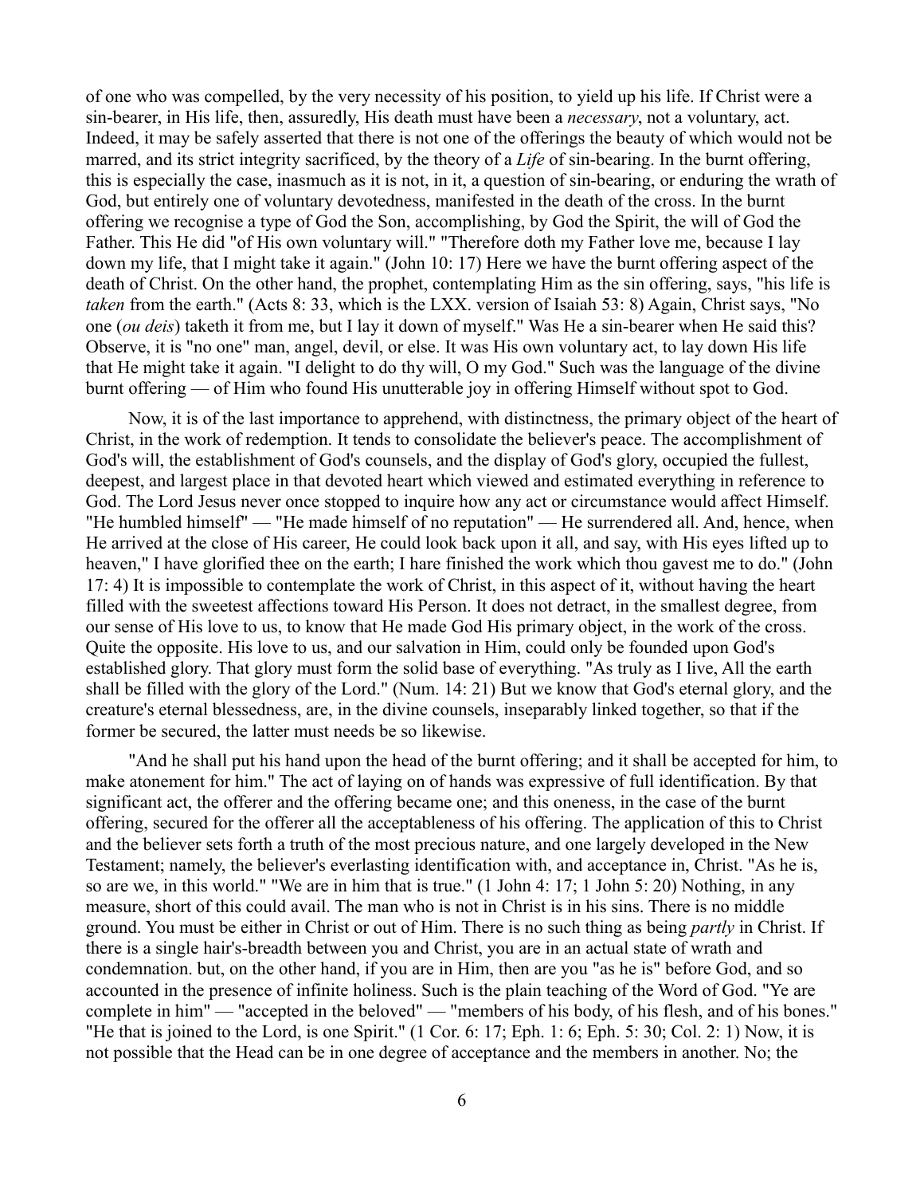of one who was compelled, by the very necessity of his position, to yield up his life. If Christ were a sin-bearer, in His life, then, assuredly, His death must have been a *necessary*, not a voluntary, act. Indeed, it may be safely asserted that there is not one of the offerings the beauty of which would not be marred, and its strict integrity sacrificed, by the theory of a *Life* of sin-bearing. In the burnt offering, this is especially the case, inasmuch as it is not, in it, a question of sin-bearing, or enduring the wrath of God, but entirely one of voluntary devotedness, manifested in the death of the cross. In the burnt offering we recognise a type of God the Son, accomplishing, by God the Spirit, the will of God the Father. This He did "of His own voluntary will." "Therefore doth my Father love me, because I lay down my life, that I might take it again." (John 10: 17) Here we have the burnt offering aspect of the death of Christ. On the other hand, the prophet, contemplating Him as the sin offering, says, "his life is *taken* from the earth." (Acts 8: 33, which is the LXX. version of Isaiah 53: 8) Again, Christ says, "No one (*ou deis*) taketh it from me, but I lay it down of myself." Was He a sin-bearer when He said this? Observe, it is "no one" man, angel, devil, or else. It was His own voluntary act, to lay down His life that He might take it again. "I delight to do thy will, O my God." Such was the language of the divine burnt offering — of Him who found His unutterable joy in offering Himself without spot to God.

Now, it is of the last importance to apprehend, with distinctness, the primary object of the heart of Christ, in the work of redemption. It tends to consolidate the believer's peace. The accomplishment of God's will, the establishment of God's counsels, and the display of God's glory, occupied the fullest, deepest, and largest place in that devoted heart which viewed and estimated everything in reference to God. The Lord Jesus never once stopped to inquire how any act or circumstance would affect Himself. "He humbled himself" — "He made himself of no reputation" — He surrendered all. And, hence, when He arrived at the close of His career, He could look back upon it all, and say, with His eyes lifted up to heaven," I have glorified thee on the earth; I hare finished the work which thou gavest me to do." (John 17: 4) It is impossible to contemplate the work of Christ, in this aspect of it, without having the heart filled with the sweetest affections toward His Person. It does not detract, in the smallest degree, from our sense of His love to us, to know that He made God His primary object, in the work of the cross. Quite the opposite. His love to us, and our salvation in Him, could only be founded upon God's established glory. That glory must form the solid base of everything. "As truly as I live, All the earth shall be filled with the glory of the Lord." (Num. 14: 21) But we know that God's eternal glory, and the creature's eternal blessedness, are, in the divine counsels, inseparably linked together, so that if the former be secured, the latter must needs be so likewise.

"And he shall put his hand upon the head of the burnt offering; and it shall be accepted for him, to make atonement for him." The act of laying on of hands was expressive of full identification. By that significant act, the offerer and the offering became one; and this oneness, in the case of the burnt offering, secured for the offerer all the acceptableness of his offering. The application of this to Christ and the believer sets forth a truth of the most precious nature, and one largely developed in the New Testament; namely, the believer's everlasting identification with, and acceptance in, Christ. "As he is, so are we, in this world." "We are in him that is true." (1 John 4: 17; 1 John 5: 20) Nothing, in any measure, short of this could avail. The man who is not in Christ is in his sins. There is no middle ground. You must be either in Christ or out of Him. There is no such thing as being *partly* in Christ. If there is a single hair's-breadth between you and Christ, you are in an actual state of wrath and condemnation. but, on the other hand, if you are in Him, then are you "as he is" before God, and so accounted in the presence of infinite holiness. Such is the plain teaching of the Word of God. "Ye are complete in him" — "accepted in the beloved" — "members of his body, of his flesh, and of his bones." "He that is joined to the Lord, is one Spirit." (1 Cor. 6: 17; Eph. 1: 6; Eph. 5: 30; Col. 2: 1) Now, it is not possible that the Head can be in one degree of acceptance and the members in another. No; the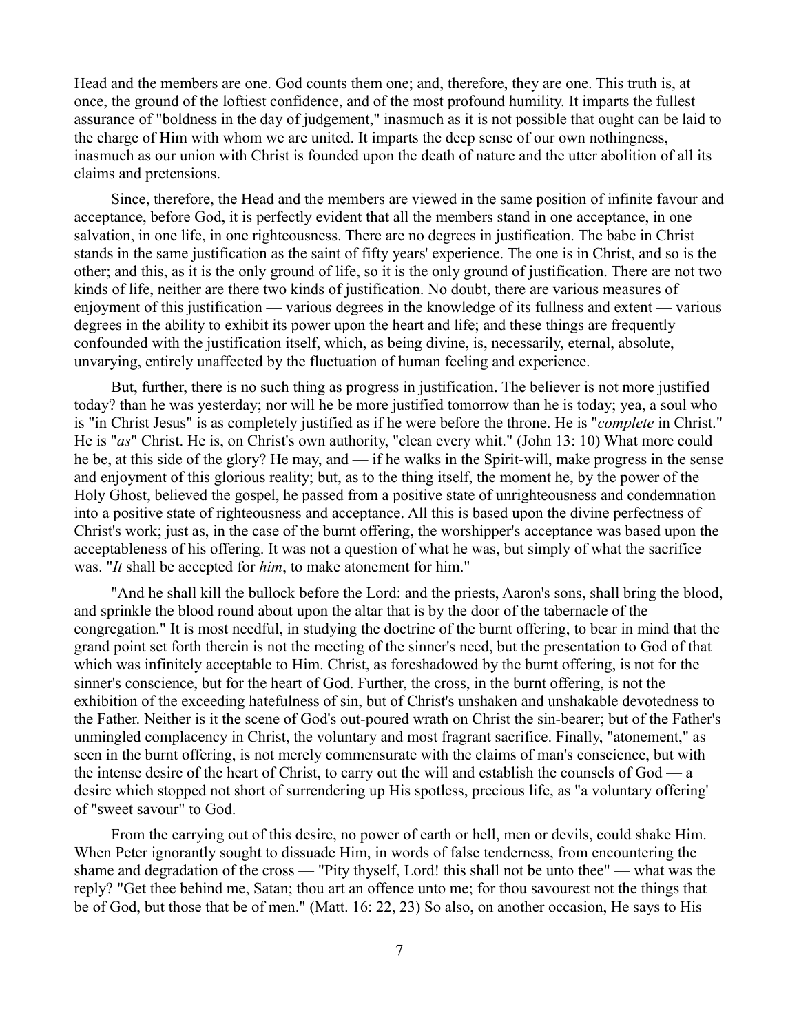Head and the members are one. God counts them one; and, therefore, they are one. This truth is, at once, the ground of the loftiest confidence, and of the most profound humility. It imparts the fullest assurance of "boldness in the day of judgement," inasmuch as it is not possible that ought can be laid to the charge of Him with whom we are united. It imparts the deep sense of our own nothingness, inasmuch as our union with Christ is founded upon the death of nature and the utter abolition of all its claims and pretensions.

Since, therefore, the Head and the members are viewed in the same position of infinite favour and acceptance, before God, it is perfectly evident that all the members stand in one acceptance, in one salvation, in one life, in one righteousness. There are no degrees in justification. The babe in Christ stands in the same justification as the saint of fifty years' experience. The one is in Christ, and so is the other; and this, as it is the only ground of life, so it is the only ground of justification. There are not two kinds of life, neither are there two kinds of justification. No doubt, there are various measures of enjoyment of this justification — various degrees in the knowledge of its fullness and extent — various degrees in the ability to exhibit its power upon the heart and life; and these things are frequently confounded with the justification itself, which, as being divine, is, necessarily, eternal, absolute, unvarying, entirely unaffected by the fluctuation of human feeling and experience.

But, further, there is no such thing as progress in justification. The believer is not more justified today? than he was yesterday; nor will he be more justified tomorrow than he is today; yea, a soul who is "in Christ Jesus" is as completely justified as if he were before the throne. He is "*complete* in Christ." He is "*as*" Christ. He is, on Christ's own authority, "clean every whit." (John 13: 10) What more could he be, at this side of the glory? He may, and — if he walks in the Spirit-will, make progress in the sense and enjoyment of this glorious reality; but, as to the thing itself, the moment he, by the power of the Holy Ghost, believed the gospel, he passed from a positive state of unrighteousness and condemnation into a positive state of righteousness and acceptance. All this is based upon the divine perfectness of Christ's work; just as, in the case of the burnt offering, the worshipper's acceptance was based upon the acceptableness of his offering. It was not a question of what he was, but simply of what the sacrifice was. "*It* shall be accepted for *him*, to make atonement for him."

"And he shall kill the bullock before the Lord: and the priests, Aaron's sons, shall bring the blood, and sprinkle the blood round about upon the altar that is by the door of the tabernacle of the congregation." It is most needful, in studying the doctrine of the burnt offering, to bear in mind that the grand point set forth therein is not the meeting of the sinner's need, but the presentation to God of that which was infinitely acceptable to Him. Christ, as foreshadowed by the burnt offering, is not for the sinner's conscience, but for the heart of God. Further, the cross, in the burnt offering, is not the exhibition of the exceeding hatefulness of sin, but of Christ's unshaken and unshakable devotedness to the Father. Neither is it the scene of God's out-poured wrath on Christ the sin-bearer; but of the Father's unmingled complacency in Christ, the voluntary and most fragrant sacrifice. Finally, "atonement," as seen in the burnt offering, is not merely commensurate with the claims of man's conscience, but with the intense desire of the heart of Christ, to carry out the will and establish the counsels of God — a desire which stopped not short of surrendering up His spotless, precious life, as "a voluntary offering' of "sweet savour" to God.

From the carrying out of this desire, no power of earth or hell, men or devils, could shake Him. When Peter ignorantly sought to dissuade Him, in words of false tenderness, from encountering the shame and degradation of the cross — "Pity thyself, Lord! this shall not be unto thee" — what was the reply? "Get thee behind me, Satan; thou art an offence unto me; for thou savourest not the things that be of God, but those that be of men." (Matt. 16: 22, 23) So also, on another occasion, He says to His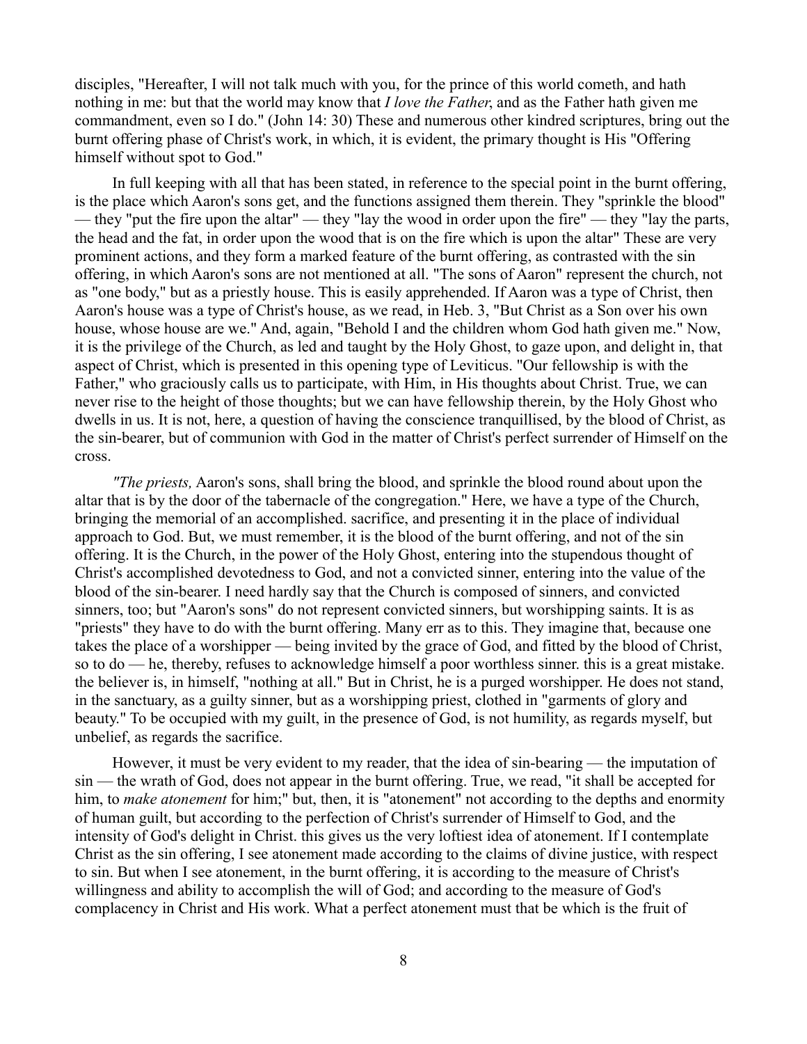disciples, "Hereafter, I will not talk much with you, for the prince of this world cometh, and hath nothing in me: but that the world may know that *I love the Father*, and as the Father hath given me commandment, even so I do." (John 14: 30) These and numerous other kindred scriptures, bring out the burnt offering phase of Christ's work, in which, it is evident, the primary thought is His "Offering himself without spot to God."

In full keeping with all that has been stated, in reference to the special point in the burnt offering, is the place which Aaron's sons get, and the functions assigned them therein. They "sprinkle the blood" — they "put the fire upon the altar" — they "lay the wood in order upon the fire" — they "lay the parts, the head and the fat, in order upon the wood that is on the fire which is upon the altar" These are very prominent actions, and they form a marked feature of the burnt offering, as contrasted with the sin offering, in which Aaron's sons are not mentioned at all. "The sons of Aaron" represent the church, not as "one body," but as a priestly house. This is easily apprehended. If Aaron was a type of Christ, then Aaron's house was a type of Christ's house, as we read, in Heb. 3, "But Christ as a Son over his own house, whose house are we." And, again, "Behold I and the children whom God hath given me." Now, it is the privilege of the Church, as led and taught by the Holy Ghost, to gaze upon, and delight in, that aspect of Christ, which is presented in this opening type of Leviticus. "Our fellowship is with the Father," who graciously calls us to participate, with Him, in His thoughts about Christ. True, we can never rise to the height of those thoughts; but we can have fellowship therein, by the Holy Ghost who dwells in us. It is not, here, a question of having the conscience tranquillised, by the blood of Christ, as the sin-bearer, but of communion with God in the matter of Christ's perfect surrender of Himself on the cross.

*"The priests,* Aaron's sons, shall bring the blood, and sprinkle the blood round about upon the altar that is by the door of the tabernacle of the congregation." Here, we have a type of the Church, bringing the memorial of an accomplished. sacrifice, and presenting it in the place of individual approach to God. But, we must remember, it is the blood of the burnt offering, and not of the sin offering. It is the Church, in the power of the Holy Ghost, entering into the stupendous thought of Christ's accomplished devotedness to God, and not a convicted sinner, entering into the value of the blood of the sin-bearer. I need hardly say that the Church is composed of sinners, and convicted sinners, too; but "Aaron's sons" do not represent convicted sinners, but worshipping saints. It is as "priests" they have to do with the burnt offering. Many err as to this. They imagine that, because one takes the place of a worshipper — being invited by the grace of God, and fitted by the blood of Christ, so to do — he, thereby, refuses to acknowledge himself a poor worthless sinner. this is a great mistake. the believer is, in himself, "nothing at all." But in Christ, he is a purged worshipper. He does not stand, in the sanctuary, as a guilty sinner, but as a worshipping priest, clothed in "garments of glory and beauty." To be occupied with my guilt, in the presence of God, is not humility, as regards myself, but unbelief, as regards the sacrifice.

However, it must be very evident to my reader, that the idea of sin-bearing — the imputation of sin — the wrath of God, does not appear in the burnt offering. True, we read, "it shall be accepted for him, to *make atonement* for him;" but, then, it is "atonement" not according to the depths and enormity of human guilt, but according to the perfection of Christ's surrender of Himself to God, and the intensity of God's delight in Christ. this gives us the very loftiest idea of atonement. If I contemplate Christ as the sin offering, I see atonement made according to the claims of divine justice, with respect to sin. But when I see atonement, in the burnt offering, it is according to the measure of Christ's willingness and ability to accomplish the will of God; and according to the measure of God's complacency in Christ and His work. What a perfect atonement must that be which is the fruit of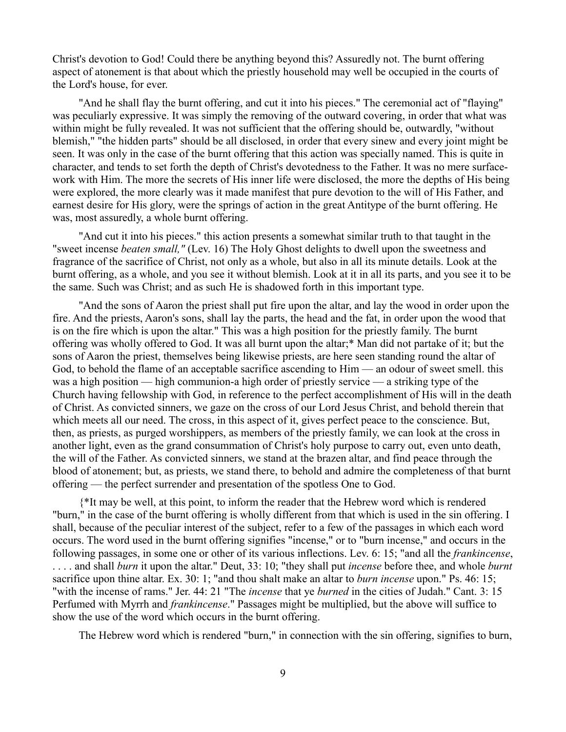Christ's devotion to God! Could there be anything beyond this? Assuredly not. The burnt offering aspect of atonement is that about which the priestly household may well be occupied in the courts of the Lord's house, for ever.

"And he shall flay the burnt offering, and cut it into his pieces." The ceremonial act of "flaying" was peculiarly expressive. It was simply the removing of the outward covering, in order that what was within might be fully revealed. It was not sufficient that the offering should be, outwardly, "without blemish," "the hidden parts" should be all disclosed, in order that every sinew and every joint might be seen. It was only in the case of the burnt offering that this action was specially named. This is quite in character, and tends to set forth the depth of Christ's devotedness to the Father. It was no mere surface-work with Him. The more the secrets of His inner life were disclosed, the more the depths of His being were explored, the more clearly was it made manifest that pure devotion to the will of His Father, and earnest desire for His glory, were the springs of action in the great Antitype of the burnt offering. He was, most assuredly, a whole burnt offering.

"And cut it into his pieces." this action presents a somewhat similar truth to that taught in the "sweet incense *beaten small,"* (Lev. 16) The Holy Ghost delights to dwell upon the sweetness and fragrance of the sacrifice of Christ, not only as a whole, but also in all its minute details. Look at the burnt offering, as a whole, and you see it without blemish. Look at it in all its parts, and you see it to be the same. Such was Christ; and as such He is shadowed forth in this important type.

"And the sons of Aaron the priest shall put fire upon the altar, and lay the wood in order upon the fire. And the priests, Aaron's sons, shall lay the parts, the head and the fat, in order upon the wood that is on the fire which is upon the altar." This was a high position for the priestly family. The burnt offering was wholly offered to God. It was all burnt upon the altar;* Man did not partake of it; but the sons of Aaron the priest, themselves being likewise priests, are here seen standing round the altar of God, to behold the flame of an acceptable sacrifice ascending to Him — an odour of sweet smell. this was a high position — high communion-a high order of priestly service — a striking type of the Church having fellowship with God, in reference to the perfect accomplishment of His will in the death of Christ. As convicted sinners, we gaze on the cross of our Lord Jesus Christ, and behold therein that which meets all our need. The cross, in this aspect of it, gives perfect peace to the conscience. But, then, as priests, as purged worshippers, as members of the priestly family, we can look at the cross in another light, even as the grand consummation of Christ's holy purpose to carry out, even unto death, the will of the Father. As convicted sinners, we stand at the brazen altar, and find peace through the blood of atonement; but, as priests, we stand there, to behold and admire the completeness of that burnt offering — the perfect surrender and presentation of the spotless One to God.

{*It may be well, at this point, to inform the reader that the Hebrew word which is rendered "burn," in the case of the burnt offering is wholly different from that which is used in the sin offering. I shall, because of the peculiar interest of the subject, refer to a few of the passages in which each word occurs. The word used in the burnt offering signifies "incense," or to "burn incense," and occurs in the following passages, in some one or other of its various inflections. Lev. 6: 15; "and all the *frankincense*, . . . . and shall *burn* it upon the altar." Deut, 33: 10; "they shall put *incense* before thee, and whole *burnt* sacrifice upon thine altar. Ex. 30: 1; "and thou shalt make an altar to *burn incense* upon." Ps. 46: 15; "with the incense of rams." Jer. 44: 21 "The *incense* that ye *burned* in the cities of Judah." Cant. 3: 15 Perfumed with Myrrh and *frankincense*." Passages might be multiplied, but the above will suffice to show the use of the word which occurs in the burnt offering.

The Hebrew word which is rendered "burn," in connection with the sin offering, signifies to burn,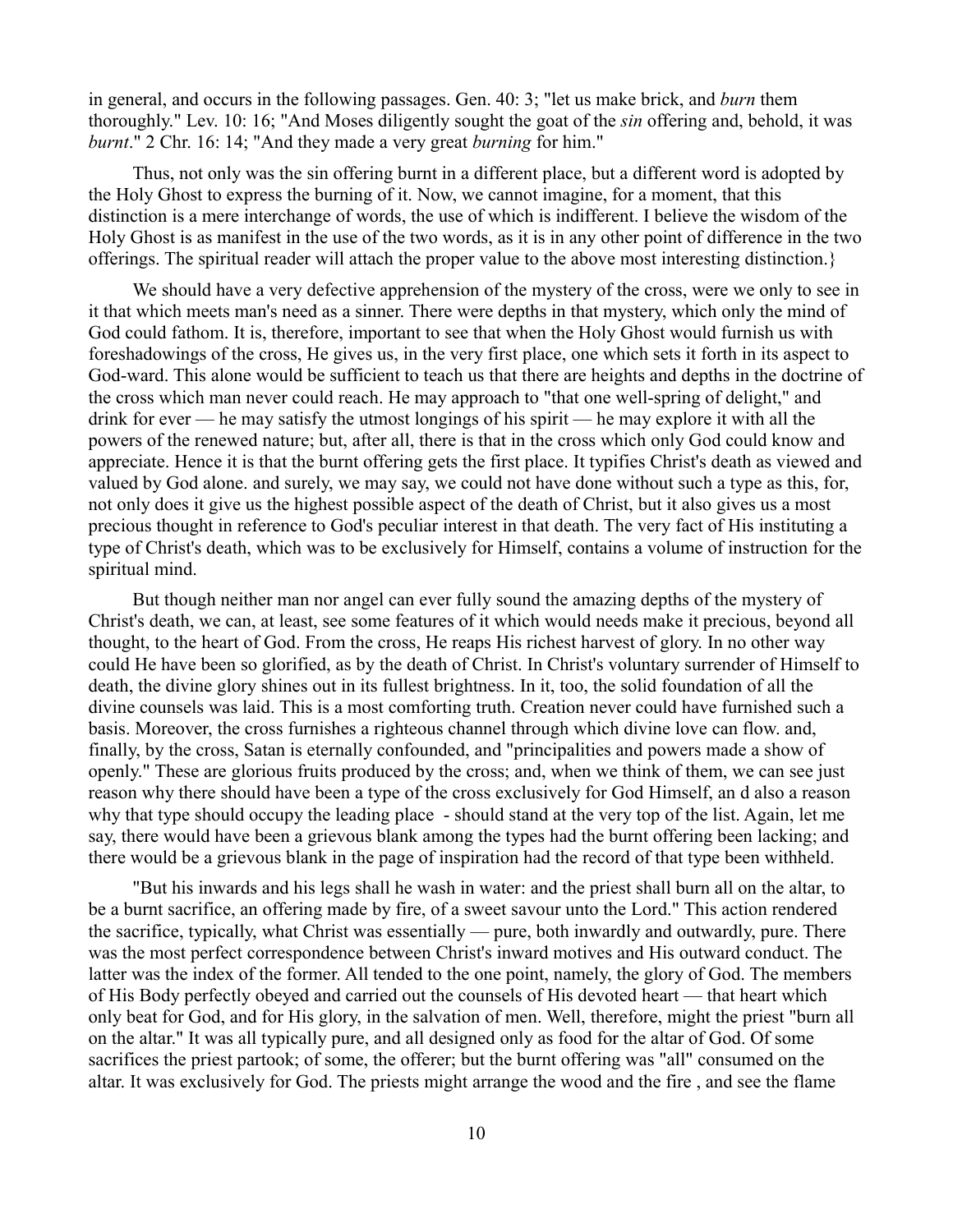in general, and occurs in the following passages. Gen. 40: 3; "let us make brick, and *burn* them thoroughly." Lev. 10: 16; "And Moses diligently sought the goat of the *sin* offering and, behold, it was *burnt*." 2 Chr. 16: 14; "And they made a very great *burning* for him."

Thus, not only was the sin offering burnt in a different place, but a different word is adopted by the Holy Ghost to express the burning of it. Now, we cannot imagine, for a moment, that this distinction is a mere interchange of words, the use of which is indifferent. I believe the wisdom of the Holy Ghost is as manifest in the use of the two words, as it is in any other point of difference in the two offerings. The spiritual reader will attach the proper value to the above most interesting distinction.}

We should have a very defective apprehension of the mystery of the cross, were we only to see in it that which meets man's need as a sinner. There were depths in that mystery, which only the mind of God could fathom. It is, therefore, important to see that when the Holy Ghost would furnish us with foreshadowings of the cross, He gives us, in the very first place, one which sets it forth in its aspect to God-ward. This alone would be sufficient to teach us that there are heights and depths in the doctrine of the cross which man never could reach. He may approach to "that one well-spring of delight," and drink for ever — he may satisfy the utmost longings of his spirit — he may explore it with all the powers of the renewed nature; but, after all, there is that in the cross which only God could know and appreciate. Hence it is that the burnt offering gets the first place. It typifies Christ's death as viewed and valued by God alone. and surely, we may say, we could not have done without such a type as this, for, not only does it give us the highest possible aspect of the death of Christ, but it also gives us a most precious thought in reference to God's peculiar interest in that death. The very fact of His instituting a type of Christ's death, which was to be exclusively for Himself, contains a volume of instruction for the spiritual mind.

But though neither man nor angel can ever fully sound the amazing depths of the mystery of Christ's death, we can, at least, see some features of it which would needs make it precious, beyond all thought, to the heart of God. From the cross, He reaps His richest harvest of glory. In no other way could He have been so glorified, as by the death of Christ. In Christ's voluntary surrender of Himself to death, the divine glory shines out in its fullest brightness. In it, too, the solid foundation of all the divine counsels was laid. This is a most comforting truth. Creation never could have furnished such a basis. Moreover, the cross furnishes a righteous channel through which divine love can flow. and, finally, by the cross, Satan is eternally confounded, and "principalities and powers made a show of openly." These are glorious fruits produced by the cross; and, when we think of them, we can see just reason why there should have been a type of the cross exclusively for God Himself, an d also a reason why that type should occupy the leading place - should stand at the very top of the list. Again, let me say, there would have been a grievous blank among the types had the burnt offering been lacking; and there would be a grievous blank in the page of inspiration had the record of that type been withheld.

"But his inwards and his legs shall he wash in water: and the priest shall burn all on the altar, to be a burnt sacrifice, an offering made by fire, of a sweet savour unto the Lord." This action rendered the sacrifice, typically, what Christ was essentially — pure, both inwardly and outwardly, pure. There was the most perfect correspondence between Christ's inward motives and His outward conduct. The latter was the index of the former. All tended to the one point, namely, the glory of God. The members of His Body perfectly obeyed and carried out the counsels of His devoted heart — that heart which only beat for God, and for His glory, in the salvation of men. Well, therefore, might the priest "burn all on the altar." It was all typically pure, and all designed only as food for the altar of God. Of some sacrifices the priest partook; of some, the offerer; but the burnt offering was "all" consumed on the altar. It was exclusively for God. The priests might arrange the wood and the fire , and see the flame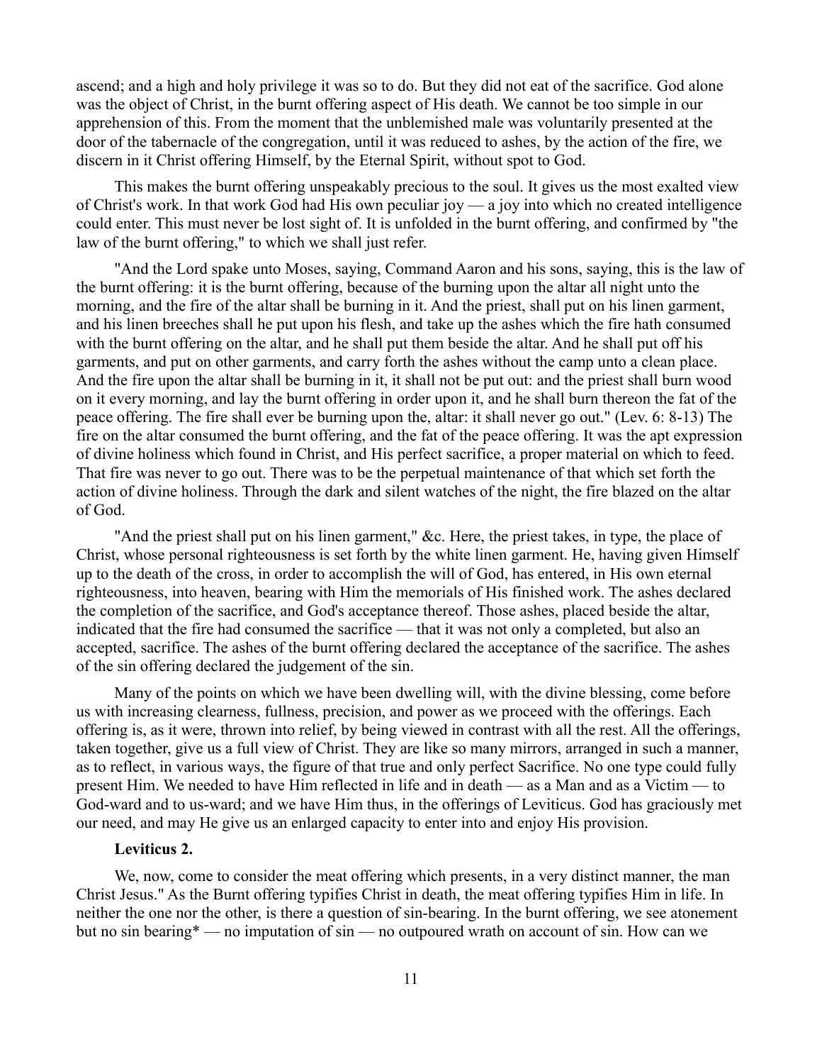ascend; and a high and holy privilege it was so to do. But they did not eat of the sacrifice. God alone was the object of Christ, in the burnt offering aspect of His death. We cannot be too simple in our apprehension of this. From the moment that the unblemished male was voluntarily presented at the door of the tabernacle of the congregation, until it was reduced to ashes, by the action of the fire, we discern in it Christ offering Himself, by the Eternal Spirit, without spot to God.

This makes the burnt offering unspeakably precious to the soul. It gives us the most exalted view of Christ's work. In that work God had His own peculiar joy — a joy into which no created intelligence could enter. This must never be lost sight of. It is unfolded in the burnt offering, and confirmed by "the law of the burnt offering," to which we shall just refer.

"And the Lord spake unto Moses, saying, Command Aaron and his sons, saying, this is the law of the burnt offering: it is the burnt offering, because of the burning upon the altar all night unto the morning, and the fire of the altar shall be burning in it. And the priest, shall put on his linen garment, and his linen breeches shall he put upon his flesh, and take up the ashes which the fire hath consumed with the burnt offering on the altar, and he shall put them beside the altar. And he shall put off his garments, and put on other garments, and carry forth the ashes without the camp unto a clean place. And the fire upon the altar shall be burning in it, it shall not be put out: and the priest shall burn wood on it every morning, and lay the burnt offering in order upon it, and he shall burn thereon the fat of the peace offering. The fire shall ever be burning upon the, altar: it shall never go out." (Lev. 6: 8-13) The fire on the altar consumed the burnt offering, and the fat of the peace offering. It was the apt expression of divine holiness which found in Christ, and His perfect sacrifice, a proper material on which to feed. That fire was never to go out. There was to be the perpetual maintenance of that which set forth the action of divine holiness. Through the dark and silent watches of the night, the fire blazed on the altar of God.

"And the priest shall put on his linen garment," &c. Here, the priest takes, in type, the place of Christ, whose personal righteousness is set forth by the white linen garment. He, having given Himself up to the death of the cross, in order to accomplish the will of God, has entered, in His own eternal righteousness, into heaven, bearing with Him the memorials of His finished work. The ashes declared the completion of the sacrifice, and God's acceptance thereof. Those ashes, placed beside the altar, indicated that the fire had consumed the sacrifice — that it was not only a completed, but also an accepted, sacrifice. The ashes of the burnt offering declared the acceptance of the sacrifice. The ashes of the sin offering declared the judgement of the sin.

Many of the points on which we have been dwelling will, with the divine blessing, come before us with increasing clearness, fullness, precision, and power as we proceed with the offerings. Each offering is, as it were, thrown into relief, by being viewed in contrast with all the rest. All the offerings, taken together, give us a full view of Christ. They are like so many mirrors, arranged in such a manner, as to reflect, in various ways, the figure of that true and only perfect Sacrifice. No one type could fully present Him. We needed to have Him reflected in life and in death — as a Man and as a Victim — to God-ward and to us-ward; and we have Him thus, in the offerings of Leviticus. God has graciously met our need, and may He give us an enlarged capacity to enter into and enjoy His provision.

**Leviticus 2.**

We, now, come to consider the meat offering which presents, in a very distinct manner, the man Christ Jesus." As the Burnt offering typifies Christ in death, the meat offering typifies Him in life. In neither the one nor the other, is there a question of sin-bearing. In the burnt offering, we see atonement but no sin bearing* — no imputation of sin — no outpoured wrath on account of sin. How can we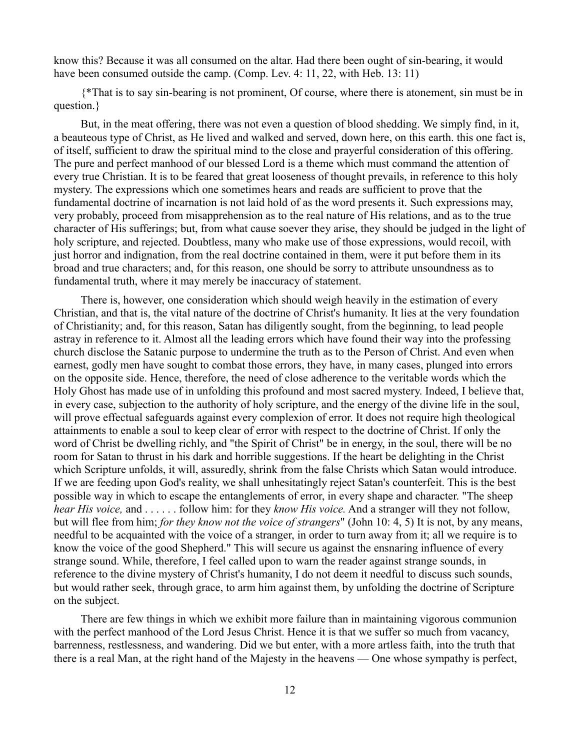know this? Because it was all consumed on the altar. Had there been ought of sin-bearing, it would have been consumed outside the camp. (Comp. Lev. 4: 11, 22, with Heb. 13: 11)

{*That is to say sin-bearing is not prominent, Of course, where there is atonement, sin must be in question.}

But, in the meat offering, there was not even a question of blood shedding. We simply find, in it, a beauteous type of Christ, as He lived and walked and served, down here, on this earth. this one fact is, of itself, sufficient to draw the spiritual mind to the close and prayerful consideration of this offering. The pure and perfect manhood of our blessed Lord is a theme which must command the attention of every true Christian. It is to be feared that great looseness of thought prevails, in reference to this holy mystery. The expressions which one sometimes hears and reads are sufficient to prove that the fundamental doctrine of incarnation is not laid hold of as the word presents it. Such expressions may, very probably, proceed from misapprehension as to the real nature of His relations, and as to the true character of His sufferings; but, from what cause soever they arise, they should be judged in the light of holy scripture, and rejected. Doubtless, many who make use of those expressions, would recoil, with just horror and indignation, from the real doctrine contained in them, were it put before them in its broad and true characters; and, for this reason, one should be sorry to attribute unsoundness as to fundamental truth, where it may merely be inaccuracy of statement.

There is, however, one consideration which should weigh heavily in the estimation of every Christian, and that is, the vital nature of the doctrine of Christ's humanity. It lies at the very foundation of Christianity; and, for this reason, Satan has diligently sought, from the beginning, to lead people astray in reference to it. Almost all the leading errors which have found their way into the professing church disclose the Satanic purpose to undermine the truth as to the Person of Christ. And even when earnest, godly men have sought to combat those errors, they have, in many cases, plunged into errors on the opposite side. Hence, therefore, the need of close adherence to the veritable words which the Holy Ghost has made use of in unfolding this profound and most sacred mystery. Indeed, I believe that, in every case, subjection to the authority of holy scripture, and the energy of the divine life in the soul, will prove effectual safeguards against every complexion of error. It does not require high theological attainments to enable a soul to keep clear of error with respect to the doctrine of Christ. If only the word of Christ be dwelling richly, and "the Spirit of Christ" be in energy, in the soul, there will be no room for Satan to thrust in his dark and horrible suggestions. If the heart be delighting in the Christ which Scripture unfolds, it will, assuredly, shrink from the false Christs which Satan would introduce. If we are feeding upon God's reality, we shall unhesitatingly reject Satan's counterfeit. This is the best possible way in which to escape the entanglements of error, in every shape and character. "The sheep *hear His voice,* and . . . . . . follow him: for they *know His voice.* And a stranger will they not follow, but will flee from him; *for they know not the voice of strangers*" (John 10: 4, 5) It is not, by any means, needful to be acquainted with the voice of a stranger, in order to turn away from it; all we require is to know the voice of the good Shepherd." This will secure us against the ensnaring influence of every strange sound. While, therefore, I feel called upon to warn the reader against strange sounds, in reference to the divine mystery of Christ's humanity, I do not deem it needful to discuss such sounds, but would rather seek, through grace, to arm him against them, by unfolding the doctrine of Scripture on the subject.

There are few things in which we exhibit more failure than in maintaining vigorous communion with the perfect manhood of the Lord Jesus Christ. Hence it is that we suffer so much from vacancy, barrenness, restlessness, and wandering. Did we but enter, with a more artless faith, into the truth that there is a real Man, at the right hand of the Majesty in the heavens — One whose sympathy is perfect,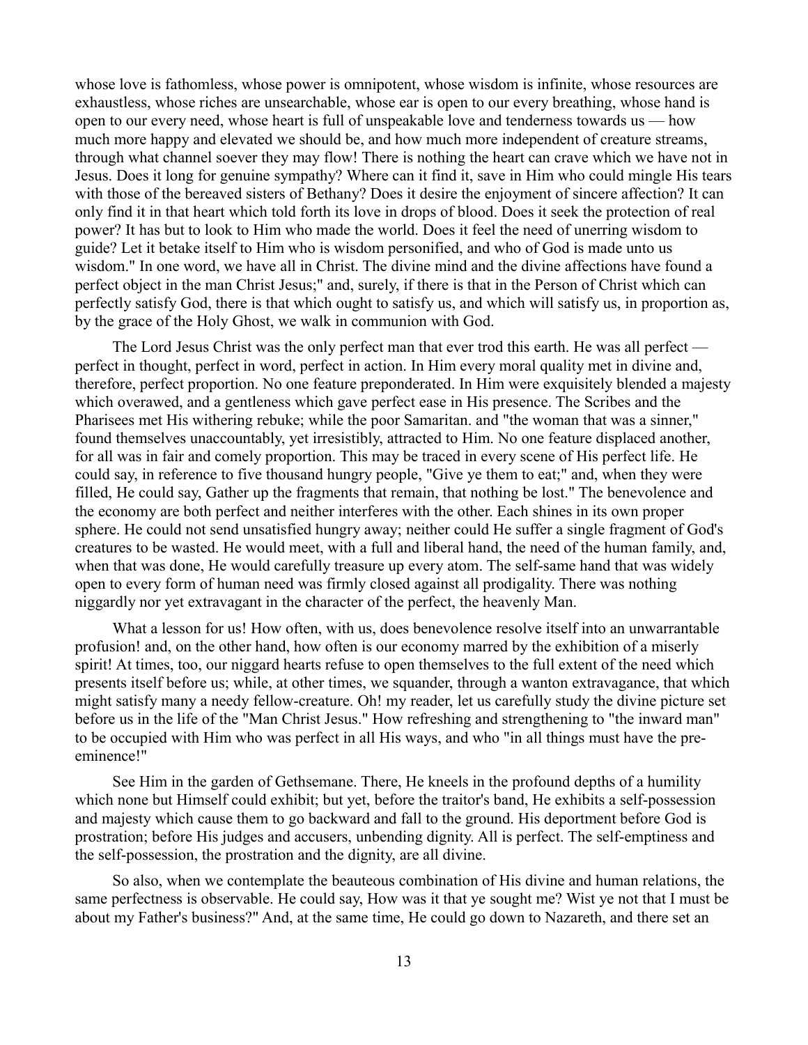whose love is fathomless, whose power is omnipotent, whose wisdom is infinite, whose resources are exhaustless, whose riches are unsearchable, whose ear is open to our every breathing, whose hand is open to our every need, whose heart is full of unspeakable love and tenderness towards us — how much more happy and elevated we should be, and how much more independent of creature streams, through what channel soever they may flow! There is nothing the heart can crave which we have not in Jesus. Does it long for genuine sympathy? Where can it find it, save in Him who could mingle His tears with those of the bereaved sisters of Bethany? Does it desire the enjoyment of sincere affection? It can only find it in that heart which told forth its love in drops of blood. Does it seek the protection of real power? It has but to look to Him who made the world. Does it feel the need of unerring wisdom to guide? Let it betake itself to Him who is wisdom personified, and who of God is made unto us wisdom." In one word, we have all in Christ. The divine mind and the divine affections have found a perfect object in the man Christ Jesus;" and, surely, if there is that in the Person of Christ which can perfectly satisfy God, there is that which ought to satisfy us, and which will satisfy us, in proportion as, by the grace of the Holy Ghost, we walk in communion with God.

The Lord Jesus Christ was the only perfect man that ever trod this earth. He was all perfect — perfect in thought, perfect in word, perfect in action. In Him every moral quality met in divine and, therefore, perfect proportion. No one feature preponderated. In Him were exquisitely blended a majesty which overawed, and a gentleness which gave perfect ease in His presence. The Scribes and the Pharisees met His withering rebuke; while the poor Samaritan. and "the woman that was a sinner," found themselves unaccountably, yet irresistibly, attracted to Him. No one feature displaced another, for all was in fair and comely proportion. This may be traced in every scene of His perfect life. He could say, in reference to five thousand hungry people, "Give ye them to eat;" and, when they were filled, He could say, Gather up the fragments that remain, that nothing be lost." The benevolence and the economy are both perfect and neither interferes with the other. Each shines in its own proper sphere. He could not send unsatisfied hungry away; neither could He suffer a single fragment of God's creatures to be wasted. He would meet, with a full and liberal hand, the need of the human family, and, when that was done, He would carefully treasure up every atom. The self-same hand that was widely open to every form of human need was firmly closed against all prodigality. There was nothing niggardly nor yet extravagant in the character of the perfect, the heavenly Man.

What a lesson for us! How often, with us, does benevolence resolve itself into an unwarrantable profusion! and, on the other hand, how often is our economy marred by the exhibition of a miserly spirit! At times, too, our niggard hearts refuse to open themselves to the full extent of the need which presents itself before us; while, at other times, we squander, through a wanton extravagance, that which might satisfy many a needy fellow-creature. Oh! my reader, let us carefully study the divine picture set before us in the life of the "Man Christ Jesus." How refreshing and strengthening to "the inward man" to be occupied with Him who was perfect in all His ways, and who "in all things must have the pre-eminence!"

See Him in the garden of Gethsemane. There, He kneels in the profound depths of a humility which none but Himself could exhibit; but yet, before the traitor's band, He exhibits a self-possession and majesty which cause them to go backward and fall to the ground. His deportment before God is prostration; before His judges and accusers, unbending dignity. All is perfect. The self-emptiness and the self-possession, the prostration and the dignity, are all divine.

So also, when we contemplate the beauteous combination of His divine and human relations, the same perfectness is observable. He could say, How was it that ye sought me? Wist ye not that I must be about my Father's business?" And, at the same time, He could go down to Nazareth, and there set an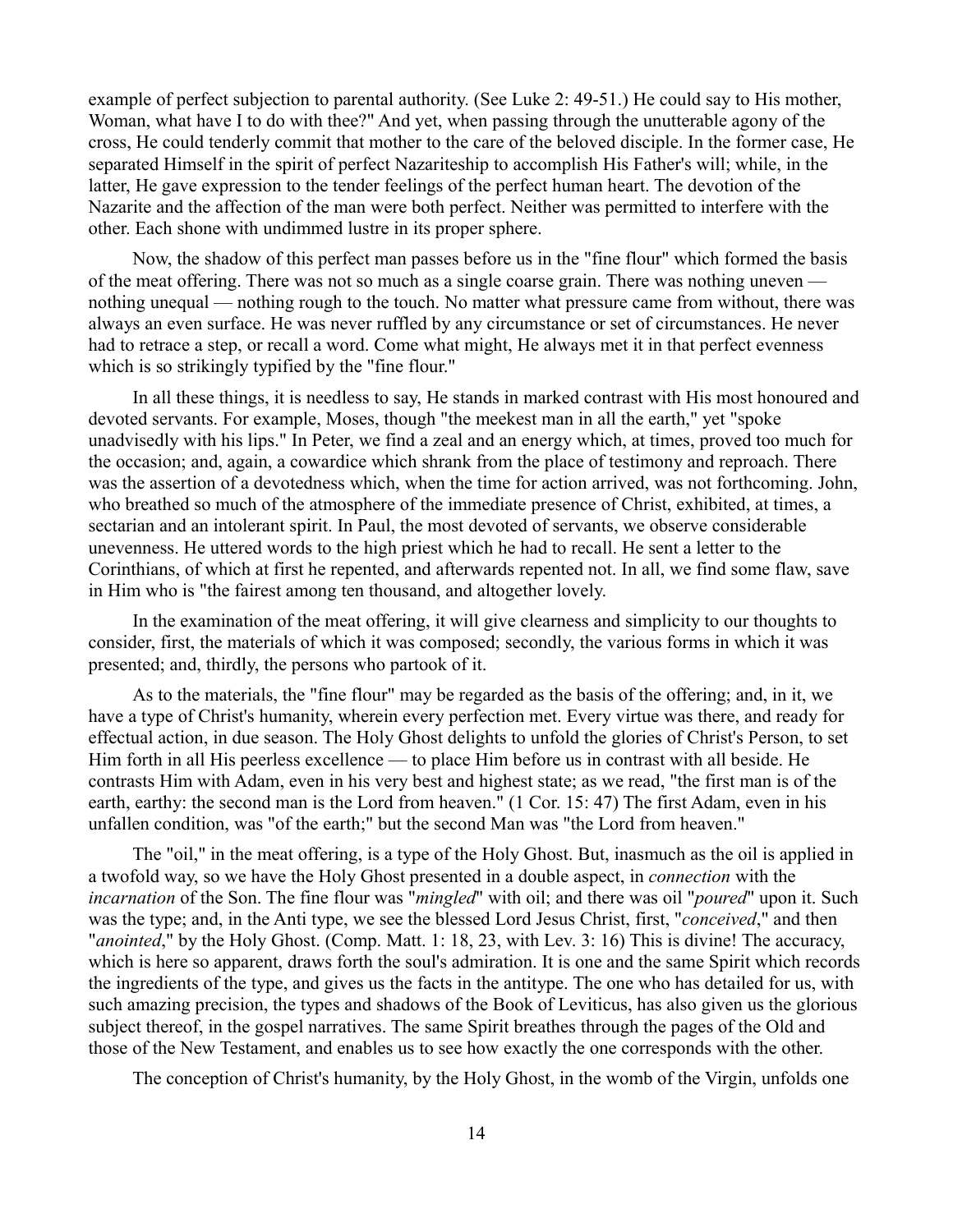example of perfect subjection to parental authority. (See Luke 2: 49-51.) He could say to His mother, Woman, what have I to do with thee?" And yet, when passing through the unutterable agony of the cross, He could tenderly commit that mother to the care of the beloved disciple. In the former case, He separated Himself in the spirit of perfect Nazariteship to accomplish His Father's will; while, in the latter, He gave expression to the tender feelings of the perfect human heart. The devotion of the Nazarite and the affection of the man were both perfect. Neither was permitted to interfere with the other. Each shone with undimmed lustre in its proper sphere.

Now, the shadow of this perfect man passes before us in the "fine flour" which formed the basis of the meat offering. There was not so much as a single coarse grain. There was nothing uneven — nothing unequal — nothing rough to the touch. No matter what pressure came from without, there was always an even surface. He was never ruffled by any circumstance or set of circumstances. He never had to retrace a step, or recall a word. Come what might, He always met it in that perfect evenness which is so strikingly typified by the "fine flour."

In all these things, it is needless to say, He stands in marked contrast with His most honoured and devoted servants. For example, Moses, though "the meekest man in all the earth," yet "spoke unadvisedly with his lips." In Peter, we find a zeal and an energy which, at times, proved too much for the occasion; and, again, a cowardice which shrank from the place of testimony and reproach. There was the assertion of a devotedness which, when the time for action arrived, was not forthcoming. John, who breathed so much of the atmosphere of the immediate presence of Christ, exhibited, at times, a sectarian and an intolerant spirit. In Paul, the most devoted of servants, we observe considerable unevenness. He uttered words to the high priest which he had to recall. He sent a letter to the Corinthians, of which at first he repented, and afterwards repented not. In all, we find some flaw, save in Him who is "the fairest among ten thousand, and altogether lovely.

In the examination of the meat offering, it will give clearness and simplicity to our thoughts to consider, first, the materials of which it was composed; secondly, the various forms in which it was presented; and, thirdly, the persons who partook of it.

As to the materials, the "fine flour" may be regarded as the basis of the offering; and, in it, we have a type of Christ's humanity, wherein every perfection met. Every virtue was there, and ready for effectual action, in due season. The Holy Ghost delights to unfold the glories of Christ's Person, to set Him forth in all His peerless excellence — to place Him before us in contrast with all beside. He contrasts Him with Adam, even in his very best and highest state; as we read, "the first man is of the earth, earthy: the second man is the Lord from heaven." (1 Cor. 15: 47) The first Adam, even in his unfallen condition, was "of the earth;" but the second Man was "the Lord from heaven."

The "oil," in the meat offering, is a type of the Holy Ghost. But, inasmuch as the oil is applied in a twofold way, so we have the Holy Ghost presented in a double aspect, in *connection* with the *incarnation* of the Son. The fine flour was "*mingled*" with oil; and there was oil "*poured*" upon it. Such was the type; and, in the Anti type, we see the blessed Lord Jesus Christ, first, "*conceived*," and then "*anointed*," by the Holy Ghost. (Comp. Matt. 1: 18, 23, with Lev. 3: 16) This is divine! The accuracy, which is here so apparent, draws forth the soul's admiration. It is one and the same Spirit which records the ingredients of the type, and gives us the facts in the antitype. The one who has detailed for us, with such amazing precision, the types and shadows of the Book of Leviticus, has also given us the glorious subject thereof, in the gospel narratives. The same Spirit breathes through the pages of the Old and those of the New Testament, and enables us to see how exactly the one corresponds with the other.

The conception of Christ's humanity, by the Holy Ghost, in the womb of the Virgin, unfolds one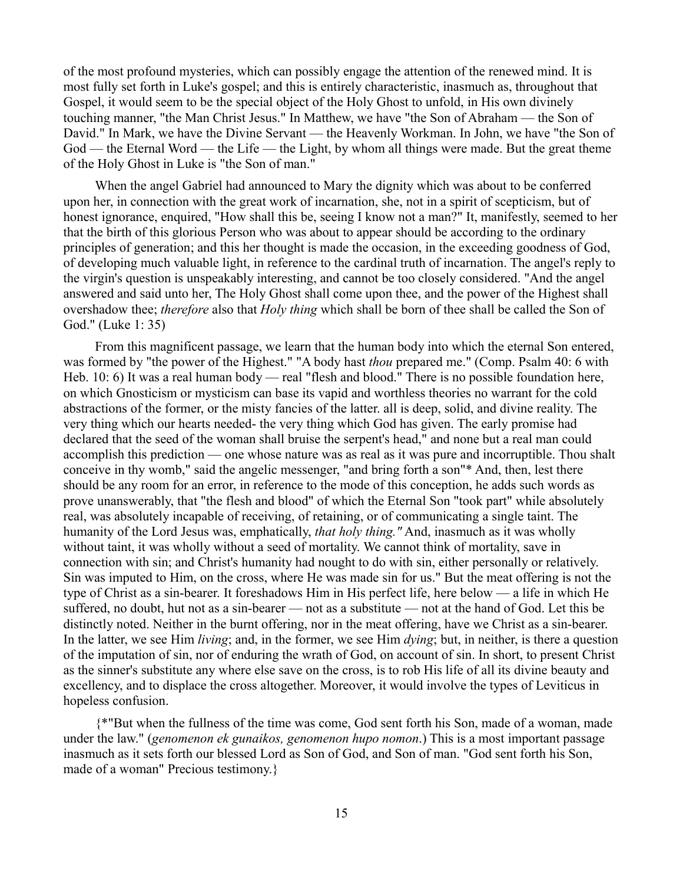of the most profound mysteries, which can possibly engage the attention of the renewed mind. It is most fully set forth in Luke's gospel; and this is entirely characteristic, inasmuch as, throughout that Gospel, it would seem to be the special object of the Holy Ghost to unfold, in His own divinely touching manner, "the Man Christ Jesus." In Matthew, we have "the Son of Abraham — the Son of David." In Mark, we have the Divine Servant — the Heavenly Workman. In John, we have "the Son of God — the Eternal Word — the Life — the Light, by whom all things were made. But the great theme of the Holy Ghost in Luke is "the Son of man."

When the angel Gabriel had announced to Mary the dignity which was about to be conferred upon her, in connection with the great work of incarnation, she, not in a spirit of scepticism, but of honest ignorance, enquired, "How shall this be, seeing I know not a man?" It, manifestly, seemed to her that the birth of this glorious Person who was about to appear should be according to the ordinary principles of generation; and this her thought is made the occasion, in the exceeding goodness of God, of developing much valuable light, in reference to the cardinal truth of incarnation. The angel's reply to the virgin's question is unspeakably interesting, and cannot be too closely considered. "And the angel answered and said unto her, The Holy Ghost shall come upon thee, and the power of the Highest shall overshadow thee; *therefore* also that *Holy thing* which shall be born of thee shall be called the Son of God." (Luke 1: 35)

From this magnificent passage, we learn that the human body into which the eternal Son entered, was formed by "the power of the Highest." "A body hast *thou* prepared me." (Comp. Psalm 40: 6 with Heb. 10: 6) It was a real human body — real "flesh and blood." There is no possible foundation here, on which Gnosticism or mysticism can base its vapid and worthless theories no warrant for the cold abstractions of the former, or the misty fancies of the latter. all is deep, solid, and divine reality. The very thing which our hearts needed- the very thing which God has given. The early promise had declared that the seed of the woman shall bruise the serpent's head," and none but a real man could accomplish this prediction — one whose nature was as real as it was pure and incorruptible. Thou shalt conceive in thy womb," said the angelic messenger, "and bring forth a son"* And, then, lest there should be any room for an error, in reference to the mode of this conception, he adds such words as prove unanswerably, that "the flesh and blood" of which the Eternal Son "took part" while absolutely real, was absolutely incapable of receiving, of retaining, or of communicating a single taint. The humanity of the Lord Jesus was, emphatically, *that holy thing."* And, inasmuch as it was wholly without taint, it was wholly without a seed of mortality. We cannot think of mortality, save in connection with sin; and Christ's humanity had nought to do with sin, either personally or relatively. Sin was imputed to Him, on the cross, where He was made sin for us." But the meat offering is not the type of Christ as a sin-bearer. It foreshadows Him in His perfect life, here below — a life in which He suffered, no doubt, hut not as a sin-bearer — not as a substitute — not at the hand of God. Let this be distinctly noted. Neither in the burnt offering, nor in the meat offering, have we Christ as a sin-bearer. In the latter, we see Him *living*; and, in the former, we see Him *dying*; but, in neither, is there a question of the imputation of sin, nor of enduring the wrath of God, on account of sin. In short, to present Christ as the sinner's substitute any where else save on the cross, is to rob His life of all its divine beauty and excellency, and to displace the cross altogether. Moreover, it would involve the types of Leviticus in hopeless confusion.

{*"But when the fullness of the time was come, God sent forth his Son, made of a woman, made under the law." (*genomenon ek gunaikos, genomenon hupo nomon*.) This is a most important passage inasmuch as it sets forth our blessed Lord as Son of God, and Son of man. "God sent forth his Son, made of a woman" Precious testimony.}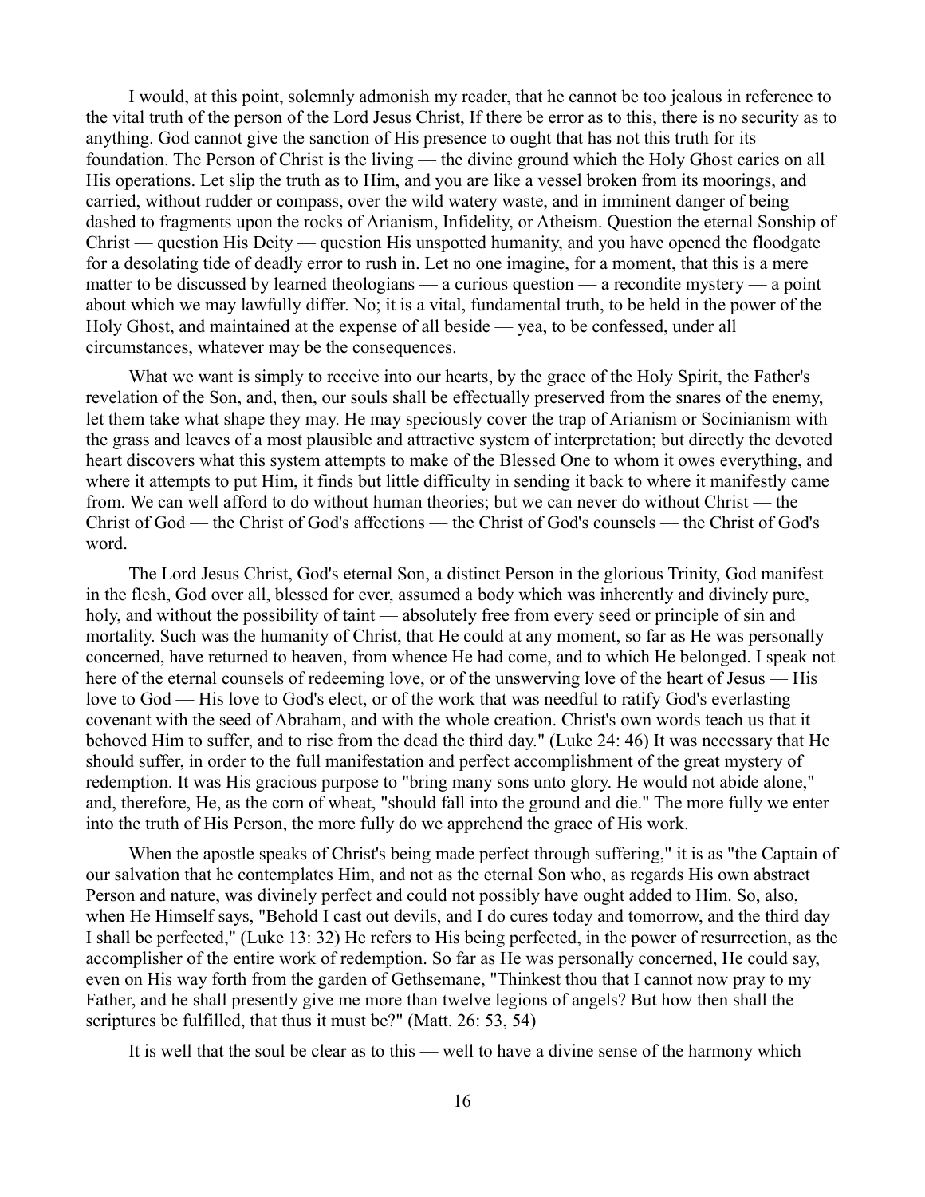I would, at this point, solemnly admonish my reader, that he cannot be too jealous in reference to the vital truth of the person of the Lord Jesus Christ, If there be error as to this, there is no security as to anything. God cannot give the sanction of His presence to ought that has not this truth for its foundation. The Person of Christ is the living — the divine ground which the Holy Ghost caries on all His operations. Let slip the truth as to Him, and you are like a vessel broken from its moorings, and carried, without rudder or compass, over the wild watery waste, and in imminent danger of being dashed to fragments upon the rocks of Arianism, Infidelity, or Atheism. Question the eternal Sonship of Christ — question His Deity — question His unspotted humanity, and you have opened the floodgate for a desolating tide of deadly error to rush in. Let no one imagine, for a moment, that this is a mere matter to be discussed by learned theologians — a curious question — a recondite mystery — a point about which we may lawfully differ. No; it is a vital, fundamental truth, to be held in the power of the Holy Ghost, and maintained at the expense of all beside — yea, to be confessed, under all circumstances, whatever may be the consequences.

What we want is simply to receive into our hearts, by the grace of the Holy Spirit, the Father's revelation of the Son, and, then, our souls shall be effectually preserved from the snares of the enemy, let them take what shape they may. He may speciously cover the trap of Arianism or Socinianism with the grass and leaves of a most plausible and attractive system of interpretation; but directly the devoted heart discovers what this system attempts to make of the Blessed One to whom it owes everything, and where it attempts to put Him, it finds but little difficulty in sending it back to where it manifestly came from. We can well afford to do without human theories; but we can never do without Christ — the Christ of God — the Christ of God's affections — the Christ of God's counsels — the Christ of God's word.

The Lord Jesus Christ, God's eternal Son, a distinct Person in the glorious Trinity, God manifest in the flesh, God over all, blessed for ever, assumed a body which was inherently and divinely pure, holy, and without the possibility of taint — absolutely free from every seed or principle of sin and mortality. Such was the humanity of Christ, that He could at any moment, so far as He was personally concerned, have returned to heaven, from whence He had come, and to which He belonged. I speak not here of the eternal counsels of redeeming love, or of the unswerving love of the heart of Jesus — His love to God — His love to God's elect, or of the work that was needful to ratify God's everlasting covenant with the seed of Abraham, and with the whole creation. Christ's own words teach us that it behoved Him to suffer, and to rise from the dead the third day." (Luke 24: 46) It was necessary that He should suffer, in order to the full manifestation and perfect accomplishment of the great mystery of redemption. It was His gracious purpose to "bring many sons unto glory. He would not abide alone," and, therefore, He, as the corn of wheat, "should fall into the ground and die." The more fully we enter into the truth of His Person, the more fully do we apprehend the grace of His work.

When the apostle speaks of Christ's being made perfect through suffering," it is as "the Captain of our salvation that he contemplates Him, and not as the eternal Son who, as regards His own abstract Person and nature, was divinely perfect and could not possibly have ought added to Him. So, also, when He Himself says, "Behold I cast out devils, and I do cures today and tomorrow, and the third day I shall be perfected," (Luke 13: 32) He refers to His being perfected, in the power of resurrection, as the accomplisher of the entire work of redemption. So far as He was personally concerned, He could say, even on His way forth from the garden of Gethsemane, "Thinkest thou that I cannot now pray to my Father, and he shall presently give me more than twelve legions of angels? But how then shall the scriptures be fulfilled, that thus it must be?" (Matt. 26: 53, 54)

It is well that the soul be clear as to this — well to have a divine sense of the harmony which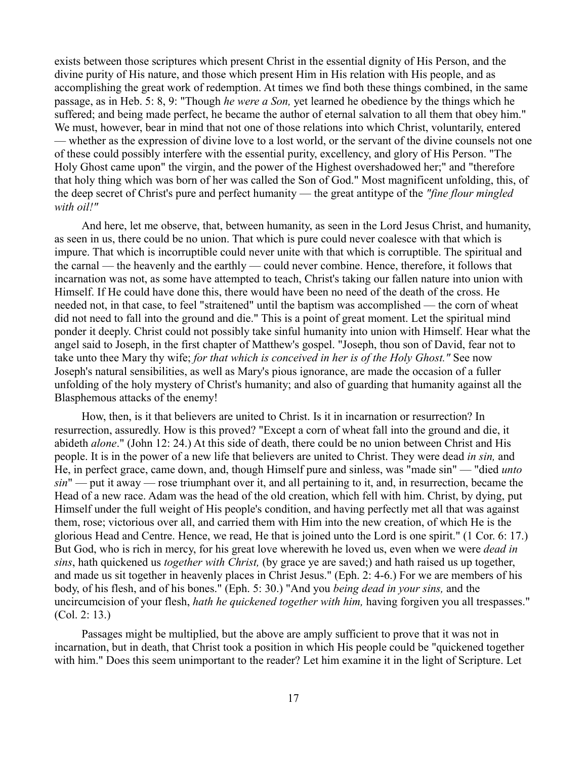exists between those scriptures which present Christ in the essential dignity of His Person, and the divine purity of His nature, and those which present Him in His relation with His people, and as accomplishing the great work of redemption. At times we find both these things combined, in the same passage, as in Heb. 5: 8, 9: "Though *he were a Son,* yet learned he obedience by the things which he suffered; and being made perfect, he became the author of eternal salvation to all them that obey him." We must, however, bear in mind that not one of those relations into which Christ, voluntarily, entered — whether as the expression of divine love to a lost world, or the servant of the divine counsels not one of these could possibly interfere with the essential purity, excellency, and glory of His Person. "The Holy Ghost came upon" the virgin, and the power of the Highest overshadowed her;" and "therefore that holy thing which was born of her was called the Son of God." Most magnificent unfolding, this, of the deep secret of Christ's pure and perfect humanity — the great antitype of the *"fine flour mingled with oil!"*

And here, let me observe, that, between humanity, as seen in the Lord Jesus Christ, and humanity, as seen in us, there could be no union. That which is pure could never coalesce with that which is impure. That which is incorruptible could never unite with that which is corruptible. The spiritual and the carnal — the heavenly and the earthly — could never combine. Hence, therefore, it follows that incarnation was not, as some have attempted to teach, Christ's taking our fallen nature into union with Himself. If He could have done this, there would have been no need of the death of the cross. He needed not, in that case, to feel "straitened" until the baptism was accomplished — the corn of wheat did not need to fall into the ground and die." This is a point of great moment. Let the spiritual mind ponder it deeply. Christ could not possibly take sinful humanity into union with Himself. Hear what the angel said to Joseph, in the first chapter of Matthew's gospel. "Joseph, thou son of David, fear not to take unto thee Mary thy wife; *for that which is conceived in her is of the Holy Ghost."* See now Joseph's natural sensibilities, as well as Mary's pious ignorance, are made the occasion of a fuller unfolding of the holy mystery of Christ's humanity; and also of guarding that humanity against all the Blasphemous attacks of the enemy!

How, then, is it that believers are united to Christ. Is it in incarnation or resurrection? In resurrection, assuredly. How is this proved? "Except a corn of wheat fall into the ground and die, it abideth *alone*." (John 12: 24.) At this side of death, there could be no union between Christ and His people. It is in the power of a new life that believers are united to Christ. They were dead *in sin,* and He, in perfect grace, came down, and, though Himself pure and sinless, was "made sin" — "died *unto sin*" — put it away — rose triumphant over it, and all pertaining to it, and, in resurrection, became the Head of a new race. Adam was the head of the old creation, which fell with him. Christ, by dying, put Himself under the full weight of His people's condition, and having perfectly met all that was against them, rose; victorious over all, and carried them with Him into the new creation, of which He is the glorious Head and Centre. Hence, we read, He that is joined unto the Lord is one spirit." (1 Cor. 6: 17.) But God, who is rich in mercy, for his great love wherewith he loved us, even when we were *dead in sins*, hath quickened us *together with Christ,* (by grace ye are saved;) and hath raised us up together, and made us sit together in heavenly places in Christ Jesus." (Eph. 2: 4-6.) For we are members of his body, of his flesh, and of his bones." (Eph. 5: 30.) "And you *being dead in your sins,* and the uncircumcision of your flesh, *hath he quickened together with him,* having forgiven you all trespasses." (Col. 2: 13.)

Passages might be multiplied, but the above are amply sufficient to prove that it was not in incarnation, but in death, that Christ took a position in which His people could be "quickened together with him." Does this seem unimportant to the reader? Let him examine it in the light of Scripture. Let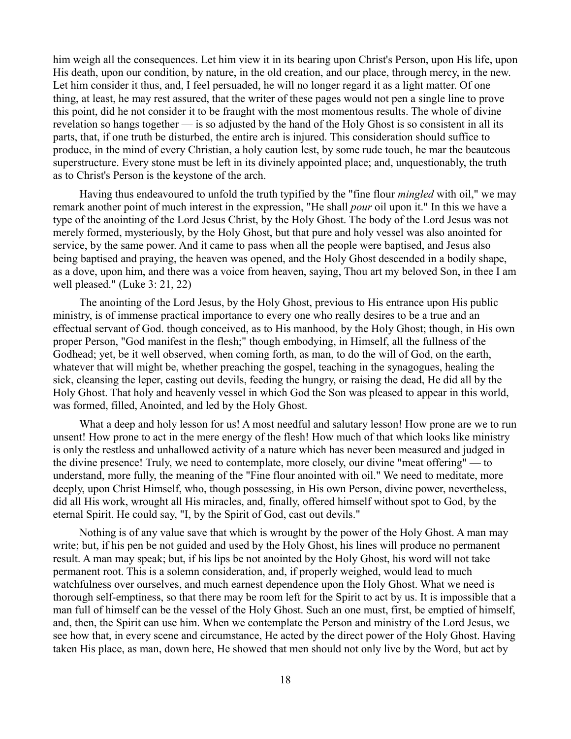him weigh all the consequences. Let him view it in its bearing upon Christ's Person, upon His life, upon His death, upon our condition, by nature, in the old creation, and our place, through mercy, in the new. Let him consider it thus, and, I feel persuaded, he will no longer regard it as a light matter. Of one thing, at least, he may rest assured, that the writer of these pages would not pen a single line to prove this point, did he not consider it to be fraught with the most momentous results. The whole of divine revelation so hangs together — is so adjusted by the hand of the Holy Ghost is so consistent in all its parts, that, if one truth be disturbed, the entire arch is injured. This consideration should suffice to produce, in the mind of every Christian, a holy caution lest, by some rude touch, he mar the beauteous superstructure. Every stone must be left in its divinely appointed place; and, unquestionably, the truth as to Christ's Person is the keystone of the arch.

Having thus endeavoured to unfold the truth typified by the "fine flour *mingled* with oil," we may remark another point of much interest in the expression, "He shall *pour* oil upon it." In this we have a type of the anointing of the Lord Jesus Christ, by the Holy Ghost. The body of the Lord Jesus was not merely formed, mysteriously, by the Holy Ghost, but that pure and holy vessel was also anointed for service, by the same power. And it came to pass when all the people were baptised, and Jesus also being baptised and praying, the heaven was opened, and the Holy Ghost descended in a bodily shape, as a dove, upon him, and there was a voice from heaven, saying, Thou art my beloved Son, in thee I am well pleased." (Luke 3: 21, 22)

The anointing of the Lord Jesus, by the Holy Ghost, previous to His entrance upon His public ministry, is of immense practical importance to every one who really desires to be a true and an effectual servant of God. though conceived, as to His manhood, by the Holy Ghost; though, in His own proper Person, "God manifest in the flesh;" though embodying, in Himself, all the fullness of the Godhead; yet, be it well observed, when coming forth, as man, to do the will of God, on the earth, whatever that will might be, whether preaching the gospel, teaching in the synagogues, healing the sick, cleansing the leper, casting out devils, feeding the hungry, or raising the dead, He did all by the Holy Ghost. That holy and heavenly vessel in which God the Son was pleased to appear in this world, was formed, filled, Anointed, and led by the Holy Ghost.

What a deep and holy lesson for us! A most needful and salutary lesson! How prone are we to run unsent! How prone to act in the mere energy of the flesh! How much of that which looks like ministry is only the restless and unhallowed activity of a nature which has never been measured and judged in the divine presence! Truly, we need to contemplate, more closely, our divine "meat offering" — to understand, more fully, the meaning of the "Fine flour anointed with oil." We need to meditate, more deeply, upon Christ Himself, who, though possessing, in His own Person, divine power, nevertheless, did all His work, wrought all His miracles, and, finally, offered himself without spot to God, by the eternal Spirit. He could say, "I, by the Spirit of God, cast out devils."

Nothing is of any value save that which is wrought by the power of the Holy Ghost. A man may write; but, if his pen be not guided and used by the Holy Ghost, his lines will produce no permanent result. A man may speak; but, if his lips be not anointed by the Holy Ghost, his word will not take permanent root. This is a solemn consideration, and, if properly weighed, would lead to much watchfulness over ourselves, and much earnest dependence upon the Holy Ghost. What we need is thorough self-emptiness, so that there may be room left for the Spirit to act by us. It is impossible that a man full of himself can be the vessel of the Holy Ghost. Such an one must, first, be emptied of himself, and, then, the Spirit can use him. When we contemplate the Person and ministry of the Lord Jesus, we see how that, in every scene and circumstance, He acted by the direct power of the Holy Ghost. Having taken His place, as man, down here, He showed that men should not only live by the Word, but act by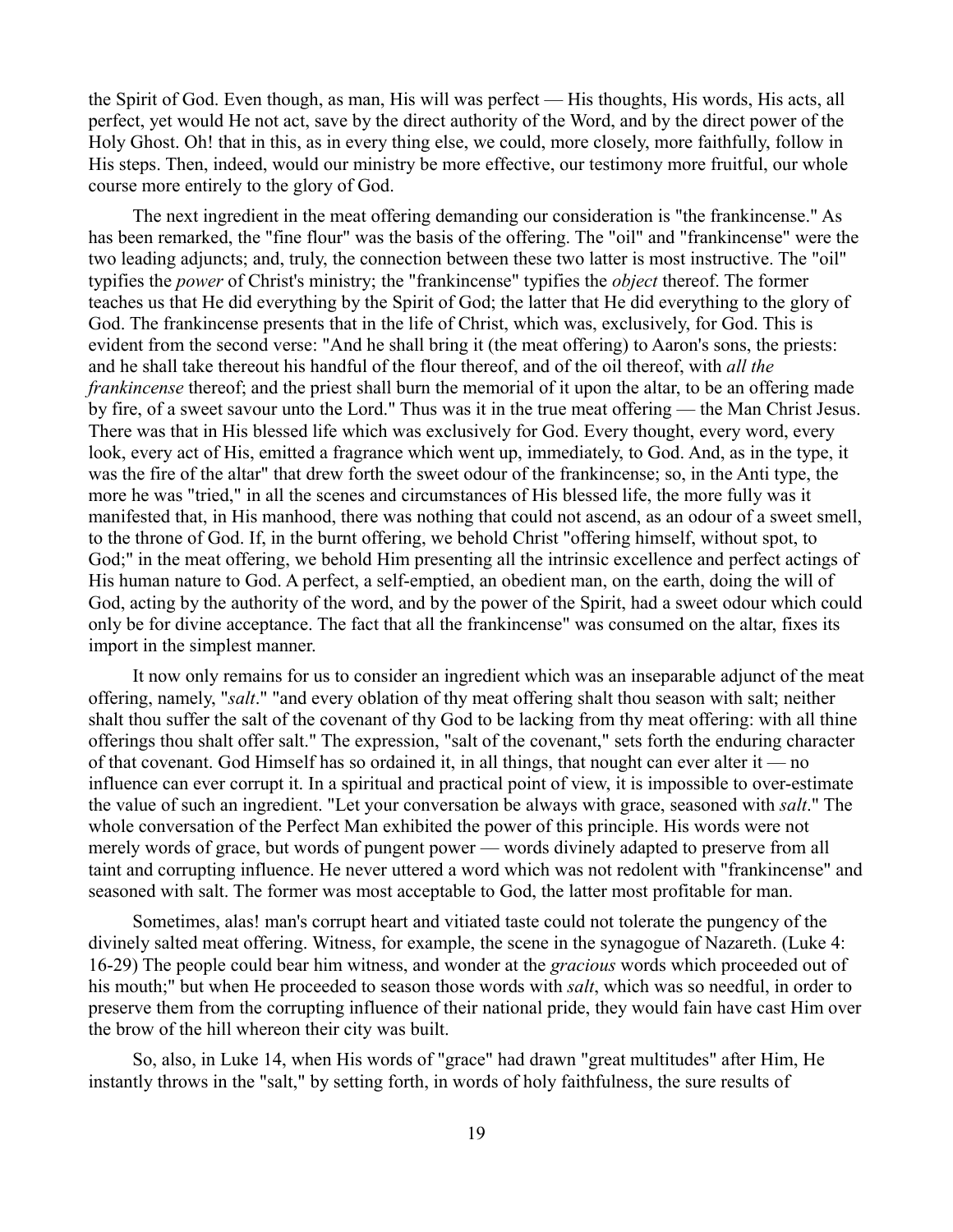the Spirit of God. Even though, as man, His will was perfect — His thoughts, His words, His acts, all perfect, yet would He not act, save by the direct authority of the Word, and by the direct power of the Holy Ghost. Oh! that in this, as in every thing else, we could, more closely, more faithfully, follow in His steps. Then, indeed, would our ministry be more effective, our testimony more fruitful, our whole course more entirely to the glory of God.

The next ingredient in the meat offering demanding our consideration is "the frankincense." As has been remarked, the "fine flour" was the basis of the offering. The "oil" and "frankincense" were the two leading adjuncts; and, truly, the connection between these two latter is most instructive. The "oil" typifies the *power* of Christ's ministry; the "frankincense" typifies the *object* thereof. The former teaches us that He did everything by the Spirit of God; the latter that He did everything to the glory of God. The frankincense presents that in the life of Christ, which was, exclusively, for God. This is evident from the second verse: "And he shall bring it (the meat offering) to Aaron's sons, the priests: and he shall take thereout his handful of the flour thereof, and of the oil thereof, with *all the frankincense* thereof; and the priest shall burn the memorial of it upon the altar, to be an offering made by fire, of a sweet savour unto the Lord." Thus was it in the true meat offering — the Man Christ Jesus. There was that in His blessed life which was exclusively for God. Every thought, every word, every look, every act of His, emitted a fragrance which went up, immediately, to God. And, as in the type, it was the fire of the altar" that drew forth the sweet odour of the frankincense; so, in the Anti type, the more he was "tried," in all the scenes and circumstances of His blessed life, the more fully was it manifested that, in His manhood, there was nothing that could not ascend, as an odour of a sweet smell, to the throne of God. If, in the burnt offering, we behold Christ "offering himself, without spot, to God;" in the meat offering, we behold Him presenting all the intrinsic excellence and perfect actings of His human nature to God. A perfect, a self-emptied, an obedient man, on the earth, doing the will of God, acting by the authority of the word, and by the power of the Spirit, had a sweet odour which could only be for divine acceptance. The fact that all the frankincense" was consumed on the altar, fixes its import in the simplest manner.

It now only remains for us to consider an ingredient which was an inseparable adjunct of the meat offering, namely, "*salt*." "and every oblation of thy meat offering shalt thou season with salt; neither shalt thou suffer the salt of the covenant of thy God to be lacking from thy meat offering: with all thine offerings thou shalt offer salt." The expression, "salt of the covenant," sets forth the enduring character of that covenant. God Himself has so ordained it, in all things, that nought can ever alter it — no influence can ever corrupt it. In a spiritual and practical point of view, it is impossible to over-estimate the value of such an ingredient. "Let your conversation be always with grace, seasoned with *salt*." The whole conversation of the Perfect Man exhibited the power of this principle. His words were not merely words of grace, but words of pungent power — words divinely adapted to preserve from all taint and corrupting influence. He never uttered a word which was not redolent with "frankincense" and seasoned with salt. The former was most acceptable to God, the latter most profitable for man.

Sometimes, alas! man's corrupt heart and vitiated taste could not tolerate the pungency of the divinely salted meat offering. Witness, for example, the scene in the synagogue of Nazareth. (Luke 4: 16-29) The people could bear him witness, and wonder at the *gracious* words which proceeded out of his mouth;" but when He proceeded to season those words with *salt*, which was so needful, in order to preserve them from the corrupting influence of their national pride, they would fain have cast Him over the brow of the hill whereon their city was built.

So, also, in Luke 14, when His words of "grace" had drawn "great multitudes" after Him, He instantly throws in the "salt," by setting forth, in words of holy faithfulness, the sure results of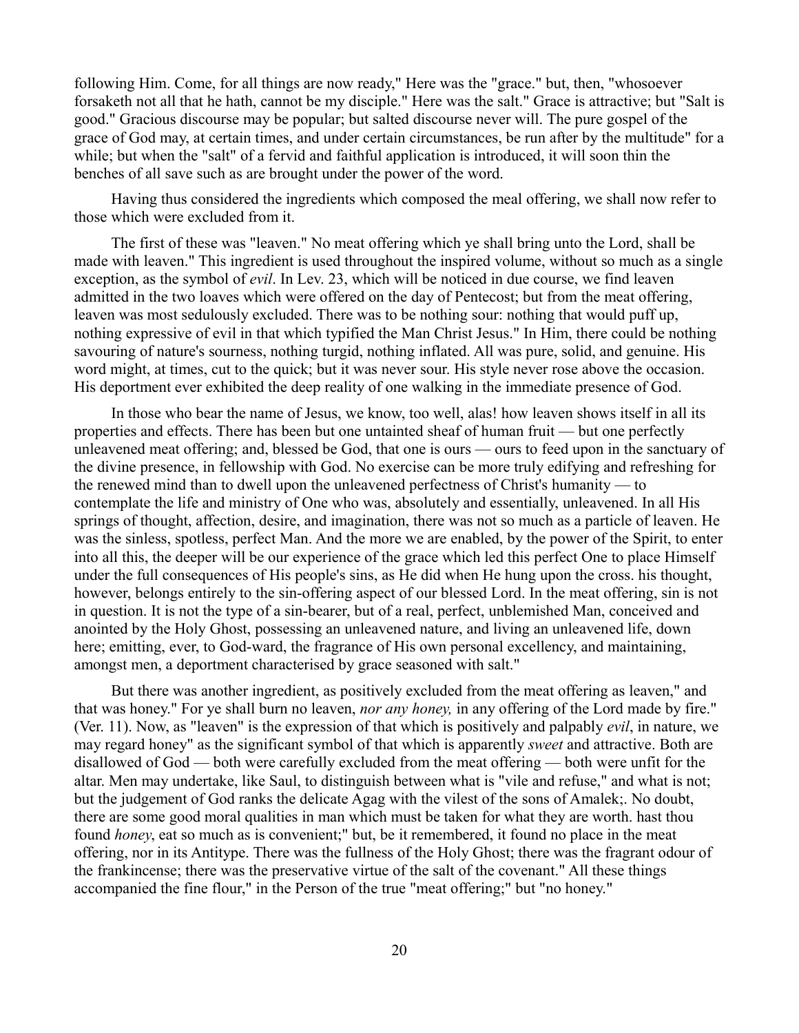following Him. Come, for all things are now ready," Here was the "grace." but, then, "whosoever forsaketh not all that he hath, cannot be my disciple." Here was the salt." Grace is attractive; but "Salt is good." Gracious discourse may be popular; but salted discourse never will. The pure gospel of the grace of God may, at certain times, and under certain circumstances, be run after by the multitude" for a while; but when the "salt" of a fervid and faithful application is introduced, it will soon thin the benches of all save such as are brought under the power of the word.

Having thus considered the ingredients which composed the meal offering, we shall now refer to those which were excluded from it.

The first of these was "leaven." No meat offering which ye shall bring unto the Lord, shall be made with leaven." This ingredient is used throughout the inspired volume, without so much as a single exception, as the symbol of *evil*. In Lev. 23, which will be noticed in due course, we find leaven admitted in the two loaves which were offered on the day of Pentecost; but from the meat offering, leaven was most sedulously excluded. There was to be nothing sour: nothing that would puff up, nothing expressive of evil in that which typified the Man Christ Jesus." In Him, there could be nothing savouring of nature's sourness, nothing turgid, nothing inflated. All was pure, solid, and genuine. His word might, at times, cut to the quick; but it was never sour. His style never rose above the occasion. His deportment ever exhibited the deep reality of one walking in the immediate presence of God.

In those who bear the name of Jesus, we know, too well, alas! how leaven shows itself in all its properties and effects. There has been but one untainted sheaf of human fruit — but one perfectly unleavened meat offering; and, blessed be God, that one is ours — ours to feed upon in the sanctuary of the divine presence, in fellowship with God. No exercise can be more truly edifying and refreshing for the renewed mind than to dwell upon the unleavened perfectness of Christ's humanity — to contemplate the life and ministry of One who was, absolutely and essentially, unleavened. In all His springs of thought, affection, desire, and imagination, there was not so much as a particle of leaven. He was the sinless, spotless, perfect Man. And the more we are enabled, by the power of the Spirit, to enter into all this, the deeper will be our experience of the grace which led this perfect One to place Himself under the full consequences of His people's sins, as He did when He hung upon the cross. his thought, however, belongs entirely to the sin-offering aspect of our blessed Lord. In the meat offering, sin is not in question. It is not the type of a sin-bearer, but of a real, perfect, unblemished Man, conceived and anointed by the Holy Ghost, possessing an unleavened nature, and living an unleavened life, down here; emitting, ever, to God-ward, the fragrance of His own personal excellency, and maintaining, amongst men, a deportment characterised by grace seasoned with salt."

But there was another ingredient, as positively excluded from the meat offering as leaven," and that was honey." For ye shall burn no leaven, *nor any honey,* in any offering of the Lord made by fire." (Ver. 11). Now, as "leaven" is the expression of that which is positively and palpably *evil*, in nature, we may regard honey" as the significant symbol of that which is apparently *sweet* and attractive. Both are disallowed of God — both were carefully excluded from the meat offering — both were unfit for the altar. Men may undertake, like Saul, to distinguish between what is "vile and refuse," and what is not; but the judgement of God ranks the delicate Agag with the vilest of the sons of Amalek;. No doubt, there are some good moral qualities in man which must be taken for what they are worth. hast thou found *honey*, eat so much as is convenient;" but, be it remembered, it found no place in the meat offering, nor in its Antitype. There was the fullness of the Holy Ghost; there was the fragrant odour of the frankincense; there was the preservative virtue of the salt of the covenant." All these things accompanied the fine flour," in the Person of the true "meat offering;" but "no honey."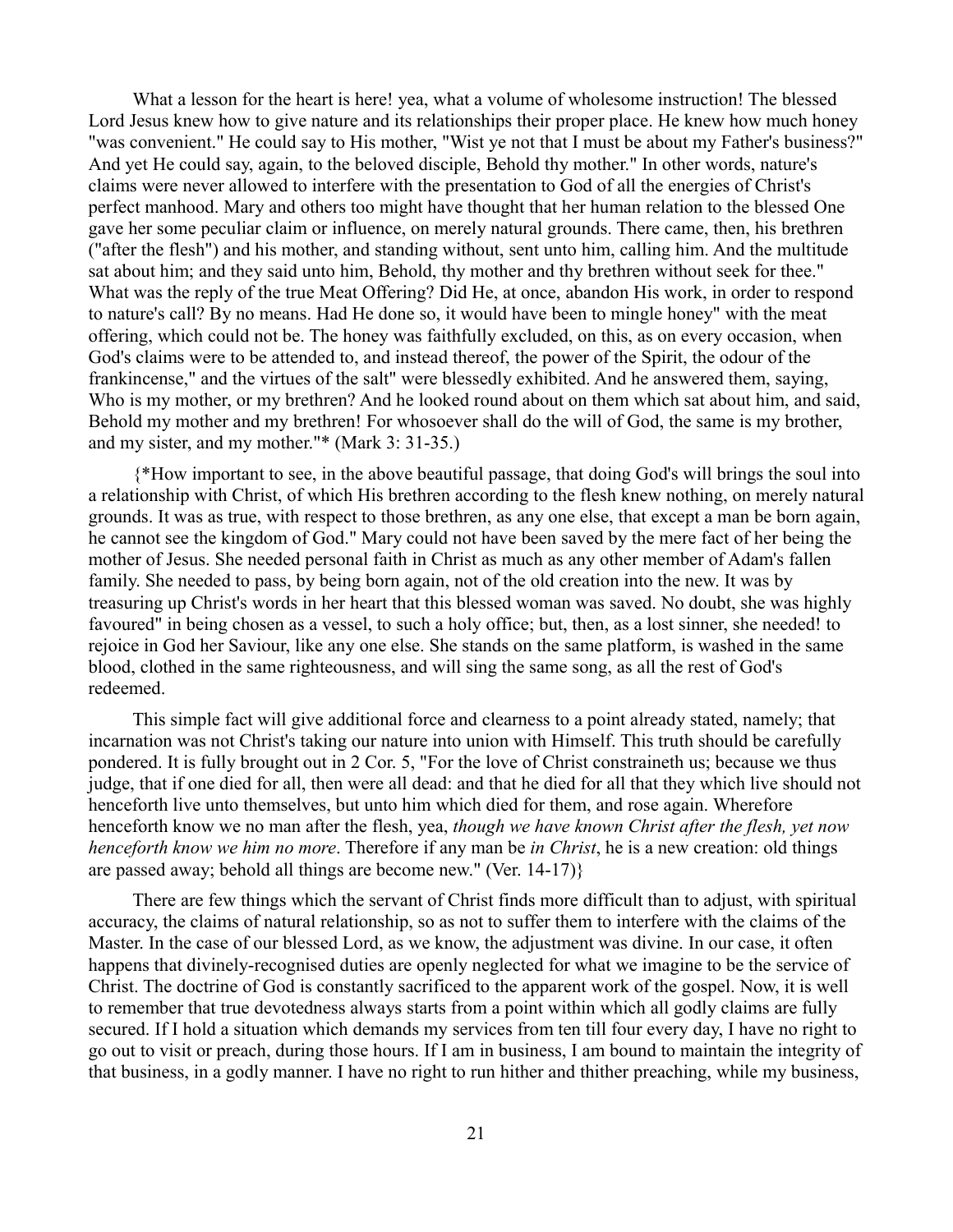What a lesson for the heart is here! yea, what a volume of wholesome instruction! The blessed Lord Jesus knew how to give nature and its relationships their proper place. He knew how much honey "was convenient." He could say to His mother, "Wist ye not that I must be about my Father's business?" And yet He could say, again, to the beloved disciple, Behold thy mother." In other words, nature's claims were never allowed to interfere with the presentation to God of all the energies of Christ's perfect manhood. Mary and others too might have thought that her human relation to the blessed One gave her some peculiar claim or influence, on merely natural grounds. There came, then, his brethren ("after the flesh") and his mother, and standing without, sent unto him, calling him. And the multitude sat about him; and they said unto him, Behold, thy mother and thy brethren without seek for thee." What was the reply of the true Meat Offering? Did He, at once, abandon His work, in order to respond to nature's call? By no means. Had He done so, it would have been to mingle honey" with the meat offering, which could not be. The honey was faithfully excluded, on this, as on every occasion, when God's claims were to be attended to, and instead thereof, the power of the Spirit, the odour of the frankincense," and the virtues of the salt" were blessedly exhibited. And he answered them, saying, Who is my mother, or my brethren? And he looked round about on them which sat about him, and said, Behold my mother and my brethren! For whosoever shall do the will of God, the same is my brother, and my sister, and my mother."* (Mark 3: 31-35.)

{*How important to see, in the above beautiful passage, that doing God's will brings the soul into a relationship with Christ, of which His brethren according to the flesh knew nothing, on merely natural grounds. It was as true, with respect to those brethren, as any one else, that except a man be born again, he cannot see the kingdom of God." Mary could not have been saved by the mere fact of her being the mother of Jesus. She needed personal faith in Christ as much as any other member of Adam's fallen family. She needed to pass, by being born again, not of the old creation into the new. It was by treasuring up Christ's words in her heart that this blessed woman was saved. No doubt, she was highly favoured" in being chosen as a vessel, to such a holy office; but, then, as a lost sinner, she needed! to rejoice in God her Saviour, like any one else. She stands on the same platform, is washed in the same blood, clothed in the same righteousness, and will sing the same song, as all the rest of God's redeemed.

This simple fact will give additional force and clearness to a point already stated, namely; that incarnation was not Christ's taking our nature into union with Himself. This truth should be carefully pondered. It is fully brought out in 2 Cor. 5, "For the love of Christ constraineth us; because we thus judge, that if one died for all, then were all dead: and that he died for all that they which live should not henceforth live unto themselves, but unto him which died for them, and rose again. Wherefore henceforth know we no man after the flesh, yea, *though we have known Christ after the flesh, yet now henceforth know we him no more*. Therefore if any man be *in Christ*, he is a new creation: old things are passed away; behold all things are become new." (Ver. 14-17)}

There are few things which the servant of Christ finds more difficult than to adjust, with spiritual accuracy, the claims of natural relationship, so as not to suffer them to interfere with the claims of the Master. In the case of our blessed Lord, as we know, the adjustment was divine. In our case, it often happens that divinely-recognised duties are openly neglected for what we imagine to be the service of Christ. The doctrine of God is constantly sacrificed to the apparent work of the gospel. Now, it is well to remember that true devotedness always starts from a point within which all godly claims are fully secured. If I hold a situation which demands my services from ten till four every day, I have no right to go out to visit or preach, during those hours. If I am in business, I am bound to maintain the integrity of that business, in a godly manner. I have no right to run hither and thither preaching, while my business,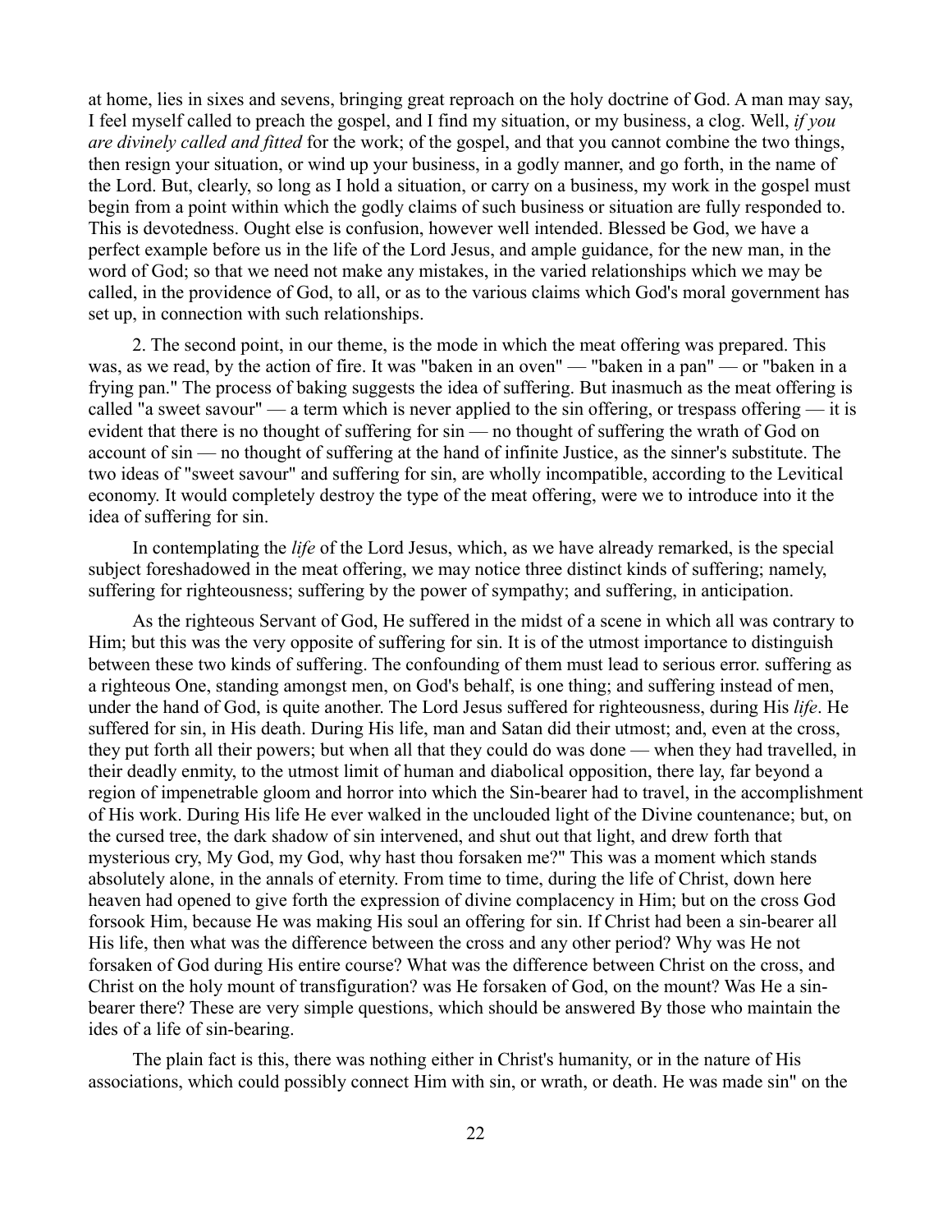at home, lies in sixes and sevens, bringing great reproach on the holy doctrine of God. A man may say, I feel myself called to preach the gospel, and I find my situation, or my business, a clog. Well, *if you are divinely called and fitted* for the work; of the gospel, and that you cannot combine the two things, then resign your situation, or wind up your business, in a godly manner, and go forth, in the name of the Lord. But, clearly, so long as I hold a situation, or carry on a business, my work in the gospel must begin from a point within which the godly claims of such business or situation are fully responded to. This is devotedness. Ought else is confusion, however well intended. Blessed be God, we have a perfect example before us in the life of the Lord Jesus, and ample guidance, for the new man, in the word of God; so that we need not make any mistakes, in the varied relationships which we may be called, in the providence of God, to all, or as to the various claims which God's moral government has set up, in connection with such relationships.

2. The second point, in our theme, is the mode in which the meat offering was prepared. This was, as we read, by the action of fire. It was "baken in an oven" — "baken in a pan" — or "baken in a frying pan." The process of baking suggests the idea of suffering. But inasmuch as the meat offering is called "a sweet savour" — a term which is never applied to the sin offering, or trespass offering — it is evident that there is no thought of suffering for sin — no thought of suffering the wrath of God on account of sin — no thought of suffering at the hand of infinite Justice, as the sinner's substitute. The two ideas of "sweet savour" and suffering for sin, are wholly incompatible, according to the Levitical economy. It would completely destroy the type of the meat offering, were we to introduce into it the idea of suffering for sin.

In contemplating the *life* of the Lord Jesus, which, as we have already remarked, is the special subject foreshadowed in the meat offering, we may notice three distinct kinds of suffering; namely, suffering for righteousness; suffering by the power of sympathy; and suffering, in anticipation.

As the righteous Servant of God, He suffered in the midst of a scene in which all was contrary to Him; but this was the very opposite of suffering for sin. It is of the utmost importance to distinguish between these two kinds of suffering. The confounding of them must lead to serious error. suffering as a righteous One, standing amongst men, on God's behalf, is one thing; and suffering instead of men, under the hand of God, is quite another. The Lord Jesus suffered for righteousness, during His *life*. He suffered for sin, in His death. During His life, man and Satan did their utmost; and, even at the cross, they put forth all their powers; but when all that they could do was done — when they had travelled, in their deadly enmity, to the utmost limit of human and diabolical opposition, there lay, far beyond a region of impenetrable gloom and horror into which the Sin-bearer had to travel, in the accomplishment of His work. During His life He ever walked in the unclouded light of the Divine countenance; but, on the cursed tree, the dark shadow of sin intervened, and shut out that light, and drew forth that mysterious cry, My God, my God, why hast thou forsaken me?" This was a moment which stands absolutely alone, in the annals of eternity. From time to time, during the life of Christ, down here heaven had opened to give forth the expression of divine complacency in Him; but on the cross God forsook Him, because He was making His soul an offering for sin. If Christ had been a sin-bearer all His life, then what was the difference between the cross and any other period? Why was He not forsaken of God during His entire course? What was the difference between Christ on the cross, and Christ on the holy mount of transfiguration? was He forsaken of God, on the mount? Was He a sin-bearer there? These are very simple questions, which should be answered By those who maintain the ides of a life of sin-bearing.

The plain fact is this, there was nothing either in Christ's humanity, or in the nature of His associations, which could possibly connect Him with sin, or wrath, or death. He was made sin" on the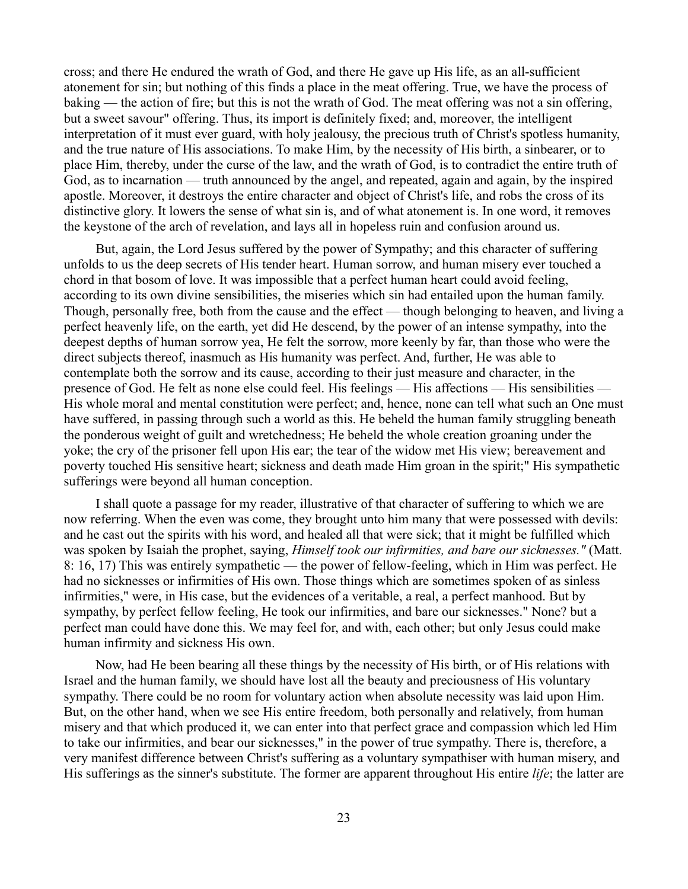cross; and there He endured the wrath of God, and there He gave up His life, as an all-sufficient atonement for sin; but nothing of this finds a place in the meat offering. True, we have the process of baking — the action of fire; but this is not the wrath of God. The meat offering was not a sin offering, but a sweet savour" offering. Thus, its import is definitely fixed; and, moreover, the intelligent interpretation of it must ever guard, with holy jealousy, the precious truth of Christ's spotless humanity, and the true nature of His associations. To make Him, by the necessity of His birth, a sinbearer, or to place Him, thereby, under the curse of the law, and the wrath of God, is to contradict the entire truth of God, as to incarnation — truth announced by the angel, and repeated, again and again, by the inspired apostle. Moreover, it destroys the entire character and object of Christ's life, and robs the cross of its distinctive glory. It lowers the sense of what sin is, and of what atonement is. In one word, it removes the keystone of the arch of revelation, and lays all in hopeless ruin and confusion around us.

But, again, the Lord Jesus suffered by the power of Sympathy; and this character of suffering unfolds to us the deep secrets of His tender heart. Human sorrow, and human misery ever touched a chord in that bosom of love. It was impossible that a perfect human heart could avoid feeling, according to its own divine sensibilities, the miseries which sin had entailed upon the human family. Though, personally free, both from the cause and the effect — though belonging to heaven, and living a perfect heavenly life, on the earth, yet did He descend, by the power of an intense sympathy, into the deepest depths of human sorrow yea, He felt the sorrow, more keenly by far, than those who were the direct subjects thereof, inasmuch as His humanity was perfect. And, further, He was able to contemplate both the sorrow and its cause, according to their just measure and character, in the presence of God. He felt as none else could feel. His feelings — His affections — His sensibilities — His whole moral and mental constitution were perfect; and, hence, none can tell what such an One must have suffered, in passing through such a world as this. He beheld the human family struggling beneath the ponderous weight of guilt and wretchedness; He beheld the whole creation groaning under the yoke; the cry of the prisoner fell upon His ear; the tear of the widow met His view; bereavement and poverty touched His sensitive heart; sickness and death made Him groan in the spirit;" His sympathetic sufferings were beyond all human conception.

I shall quote a passage for my reader, illustrative of that character of suffering to which we are now referring. When the even was come, they brought unto him many that were possessed with devils: and he cast out the spirits with his word, and healed all that were sick; that it might be fulfilled which was spoken by Isaiah the prophet, saying, *Himself took our infirmities, and bare our sicknesses."* (Matt. 8: 16, 17) This was entirely sympathetic — the power of fellow-feeling, which in Him was perfect. He had no sicknesses or infirmities of His own. Those things which are sometimes spoken of as sinless infirmities," were, in His case, but the evidences of a veritable, a real, a perfect manhood. But by sympathy, by perfect fellow feeling, He took our infirmities, and bare our sicknesses." None? but a perfect man could have done this. We may feel for, and with, each other; but only Jesus could make human infirmity and sickness His own.

Now, had He been bearing all these things by the necessity of His birth, or of His relations with Israel and the human family, we should have lost all the beauty and preciousness of His voluntary sympathy. There could be no room for voluntary action when absolute necessity was laid upon Him. But, on the other hand, when we see His entire freedom, both personally and relatively, from human misery and that which produced it, we can enter into that perfect grace and compassion which led Him to take our infirmities, and bear our sicknesses," in the power of true sympathy. There is, therefore, a very manifest difference between Christ's suffering as a voluntary sympathiser with human misery, and His sufferings as the sinner's substitute. The former are apparent throughout His entire *life*; the latter are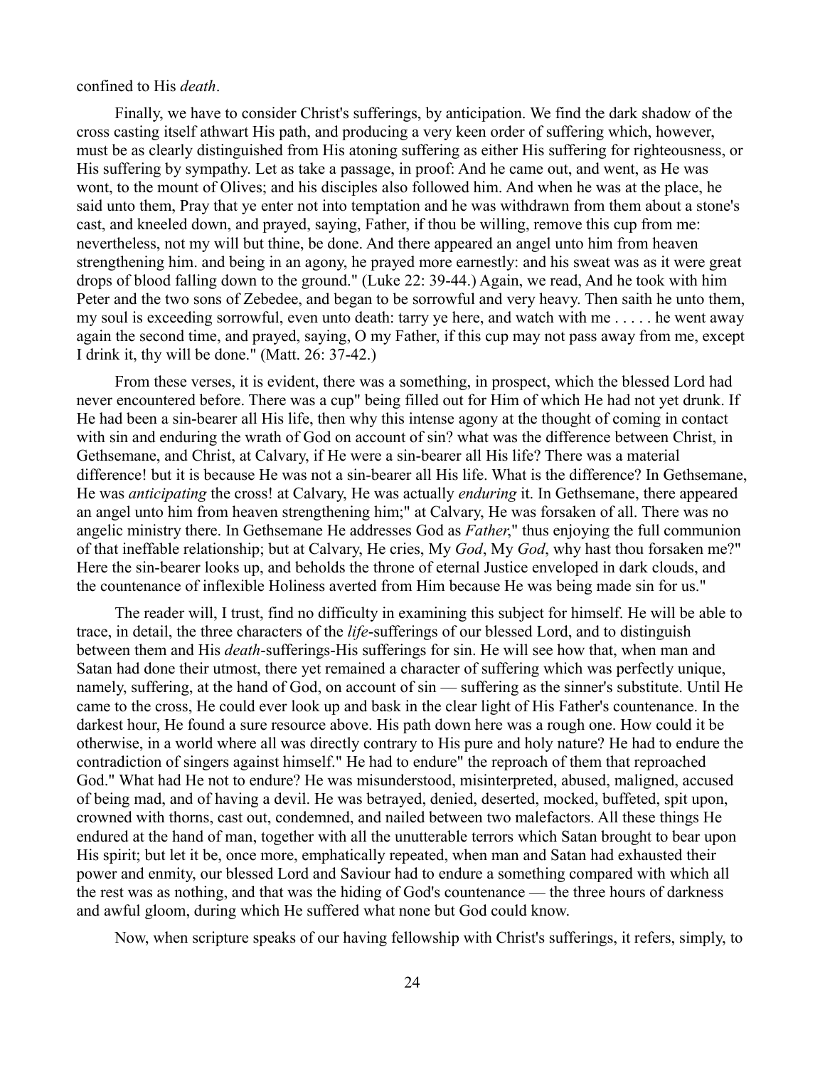confined to His *death*.

Finally, we have to consider Christ's sufferings, by anticipation. We find the dark shadow of the cross casting itself athwart His path, and producing a very keen order of suffering which, however, must be as clearly distinguished from His atoning suffering as either His suffering for righteousness, or His suffering by sympathy. Let as take a passage, in proof: And he came out, and went, as He was wont, to the mount of Olives; and his disciples also followed him. And when he was at the place, he said unto them, Pray that ye enter not into temptation and he was withdrawn from them about a stone's cast, and kneeled down, and prayed, saying, Father, if thou be willing, remove this cup from me: nevertheless, not my will but thine, be done. And there appeared an angel unto him from heaven strengthening him. and being in an agony, he prayed more earnestly: and his sweat was as it were great drops of blood falling down to the ground." (Luke 22: 39-44.) Again, we read, And he took with him Peter and the two sons of Zebedee, and began to be sorrowful and very heavy. Then saith he unto them, my soul is exceeding sorrowful, even unto death: tarry ye here, and watch with me . . . . . he went away again the second time, and prayed, saying, O my Father, if this cup may not pass away from me, except I drink it, thy will be done." (Matt. 26: 37-42.)

From these verses, it is evident, there was a something, in prospect, which the blessed Lord had never encountered before. There was a cup" being filled out for Him of which He had not yet drunk. If He had been a sin-bearer all His life, then why this intense agony at the thought of coming in contact with sin and enduring the wrath of God on account of sin? what was the difference between Christ, in Gethsemane, and Christ, at Calvary, if He were a sin-bearer all His life? There was a material difference! but it is because He was not a sin-bearer all His life. What is the difference? In Gethsemane, He was *anticipating* the cross! at Calvary, He was actually *enduring* it. In Gethsemane, there appeared an angel unto him from heaven strengthening him;" at Calvary, He was forsaken of all. There was no angelic ministry there. In Gethsemane He addresses God as *Father*," thus enjoying the full communion of that ineffable relationship; but at Calvary, He cries, My *God*, My *God*, why hast thou forsaken me?" Here the sin-bearer looks up, and beholds the throne of eternal Justice enveloped in dark clouds, and the countenance of inflexible Holiness averted from Him because He was being made sin for us."

The reader will, I trust, find no difficulty in examining this subject for himself. He will be able to trace, in detail, the three characters of the *life*-sufferings of our blessed Lord, and to distinguish between them and His *death*-sufferings-His sufferings for sin. He will see how that, when man and Satan had done their utmost, there yet remained a character of suffering which was perfectly unique, namely, suffering, at the hand of God, on account of sin — suffering as the sinner's substitute. Until He came to the cross, He could ever look up and bask in the clear light of His Father's countenance. In the darkest hour, He found a sure resource above. His path down here was a rough one. How could it be otherwise, in a world where all was directly contrary to His pure and holy nature? He had to endure the contradiction of singers against himself." He had to endure" the reproach of them that reproached God." What had He not to endure? He was misunderstood, misinterpreted, abused, maligned, accused of being mad, and of having a devil. He was betrayed, denied, deserted, mocked, buffeted, spit upon, crowned with thorns, cast out, condemned, and nailed between two malefactors. All these things He endured at the hand of man, together with all the unutterable terrors which Satan brought to bear upon His spirit; but let it be, once more, emphatically repeated, when man and Satan had exhausted their power and enmity, our blessed Lord and Saviour had to endure a something compared with which all the rest was as nothing, and that was the hiding of God's countenance — the three hours of darkness and awful gloom, during which He suffered what none but God could know.

Now, when scripture speaks of our having fellowship with Christ's sufferings, it refers, simply, to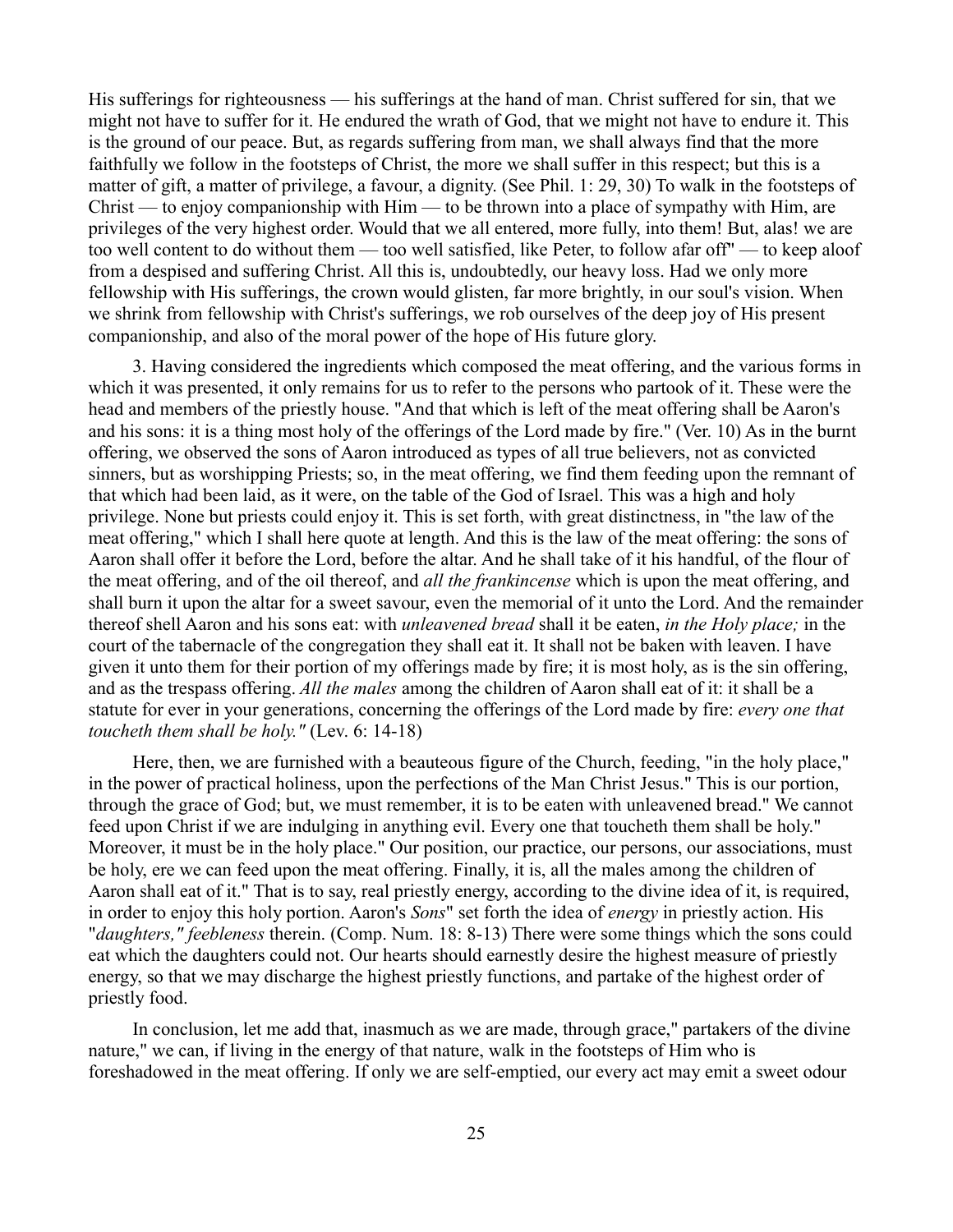His sufferings for righteousness — his sufferings at the hand of man. Christ suffered for sin, that we might not have to suffer for it. He endured the wrath of God, that we might not have to endure it. This is the ground of our peace. But, as regards suffering from man, we shall always find that the more faithfully we follow in the footsteps of Christ, the more we shall suffer in this respect; but this is a matter of gift, a matter of privilege, a favour, a dignity. (See Phil. 1: 29, 30) To walk in the footsteps of Christ — to enjoy companionship with Him — to be thrown into a place of sympathy with Him, are privileges of the very highest order. Would that we all entered, more fully, into them! But, alas! we are too well content to do without them — too well satisfied, like Peter, to follow afar off" — to keep aloof from a despised and suffering Christ. All this is, undoubtedly, our heavy loss. Had we only more fellowship with His sufferings, the crown would glisten, far more brightly, in our soul's vision. When we shrink from fellowship with Christ's sufferings, we rob ourselves of the deep joy of His present companionship, and also of the moral power of the hope of His future glory.

3. Having considered the ingredients which composed the meat offering, and the various forms in which it was presented, it only remains for us to refer to the persons who partook of it. These were the head and members of the priestly house. "And that which is left of the meat offering shall be Aaron's and his sons: it is a thing most holy of the offerings of the Lord made by fire." (Ver. 10) As in the burnt offering, we observed the sons of Aaron introduced as types of all true believers, not as convicted sinners, but as worshipping Priests; so, in the meat offering, we find them feeding upon the remnant of that which had been laid, as it were, on the table of the God of Israel. This was a high and holy privilege. None but priests could enjoy it. This is set forth, with great distinctness, in "the law of the meat offering," which I shall here quote at length. And this is the law of the meat offering: the sons of Aaron shall offer it before the Lord, before the altar. And he shall take of it his handful, of the flour of the meat offering, and of the oil thereof, and *all the frankincense* which is upon the meat offering, and shall burn it upon the altar for a sweet savour, even the memorial of it unto the Lord. And the remainder thereof shell Aaron and his sons eat: with *unleavened bread* shall it be eaten, *in the Holy place;* in the court of the tabernacle of the congregation they shall eat it. It shall not be baken with leaven. I have given it unto them for their portion of my offerings made by fire; it is most holy, as is the sin offering, and as the trespass offering. *All the males* among the children of Aaron shall eat of it: it shall be a statute for ever in your generations, concerning the offerings of the Lord made by fire: *every one that toucheth them shall be holy."* (Lev. 6: 14-18)

Here, then, we are furnished with a beauteous figure of the Church, feeding, "in the holy place," in the power of practical holiness, upon the perfections of the Man Christ Jesus." This is our portion, through the grace of God; but, we must remember, it is to be eaten with unleavened bread." We cannot feed upon Christ if we are indulging in anything evil. Every one that toucheth them shall be holy." Moreover, it must be in the holy place." Our position, our practice, our persons, our associations, must be holy, ere we can feed upon the meat offering. Finally, it is, all the males among the children of Aaron shall eat of it." That is to say, real priestly energy, according to the divine idea of it, is required, in order to enjoy this holy portion. Aaron's *Sons*" set forth the idea of *energy* in priestly action. His "*daughters," feebleness* therein. (Comp. Num. 18: 8-13) There were some things which the sons could eat which the daughters could not. Our hearts should earnestly desire the highest measure of priestly energy, so that we may discharge the highest priestly functions, and partake of the highest order of priestly food.

In conclusion, let me add that, inasmuch as we are made, through grace," partakers of the divine nature," we can, if living in the energy of that nature, walk in the footsteps of Him who is foreshadowed in the meat offering. If only we are self-emptied, our every act may emit a sweet odour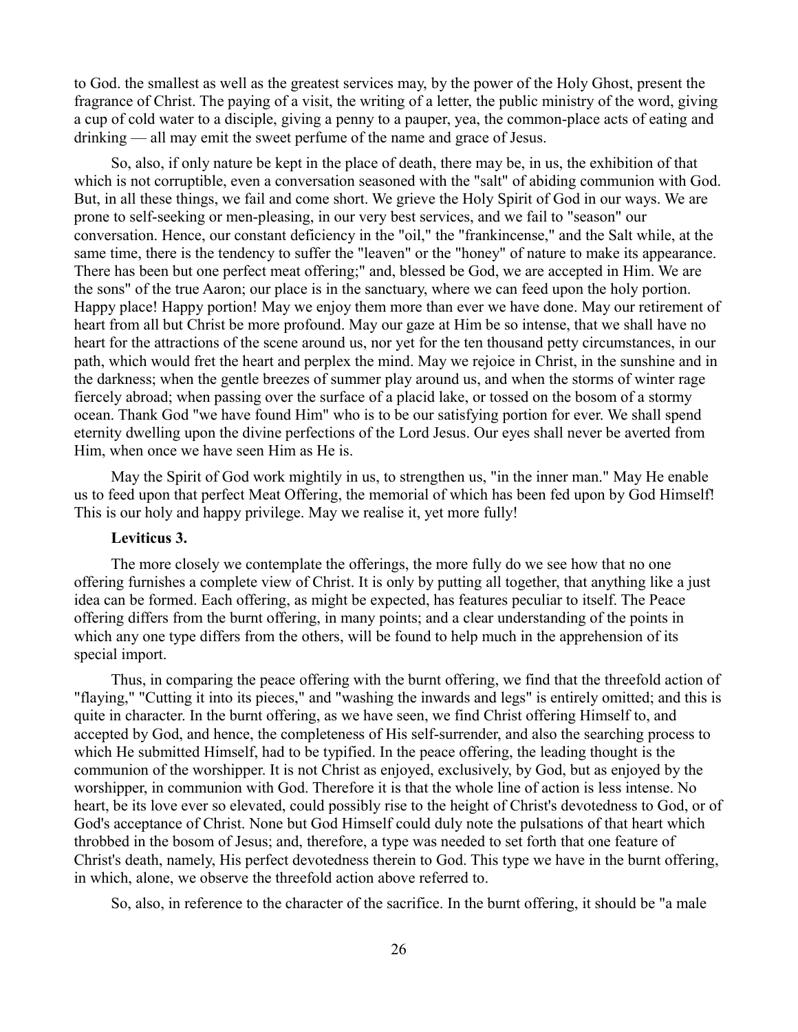to God. the smallest as well as the greatest services may, by the power of the Holy Ghost, present the fragrance of Christ. The paying of a visit, the writing of a letter, the public ministry of the word, giving a cup of cold water to a disciple, giving a penny to a pauper, yea, the common-place acts of eating and drinking — all may emit the sweet perfume of the name and grace of Jesus.

So, also, if only nature be kept in the place of death, there may be, in us, the exhibition of that which is not corruptible, even a conversation seasoned with the "salt" of abiding communion with God. But, in all these things, we fail and come short. We grieve the Holy Spirit of God in our ways. We are prone to self-seeking or men-pleasing, in our very best services, and we fail to "season" our conversation. Hence, our constant deficiency in the "oil," the "frankincense," and the Salt while, at the same time, there is the tendency to suffer the "leaven" or the "honey" of nature to make its appearance. There has been but one perfect meat offering;" and, blessed be God, we are accepted in Him. We are the sons" of the true Aaron; our place is in the sanctuary, where we can feed upon the holy portion. Happy place! Happy portion! May we enjoy them more than ever we have done. May our retirement of heart from all but Christ be more profound. May our gaze at Him be so intense, that we shall have no heart for the attractions of the scene around us, nor yet for the ten thousand petty circumstances, in our path, which would fret the heart and perplex the mind. May we rejoice in Christ, in the sunshine and in the darkness; when the gentle breezes of summer play around us, and when the storms of winter rage fiercely abroad; when passing over the surface of a placid lake, or tossed on the bosom of a stormy ocean. Thank God "we have found Him" who is to be our satisfying portion for ever. We shall spend eternity dwelling upon the divine perfections of the Lord Jesus. Our eyes shall never be averted from Him, when once we have seen Him as He is.

May the Spirit of God work mightily in us, to strengthen us, "in the inner man." May He enable us to feed upon that perfect Meat Offering, the memorial of which has been fed upon by God Himself! This is our holy and happy privilege. May we realise it, yet more fully!

**Leviticus 3.**

The more closely we contemplate the offerings, the more fully do we see how that no one offering furnishes a complete view of Christ. It is only by putting all together, that anything like a just idea can be formed. Each offering, as might be expected, has features peculiar to itself. The Peace offering differs from the burnt offering, in many points; and a clear understanding of the points in which any one type differs from the others, will be found to help much in the apprehension of its special import.

Thus, in comparing the peace offering with the burnt offering, we find that the threefold action of "flaying," "Cutting it into its pieces," and "washing the inwards and legs" is entirely omitted; and this is quite in character. In the burnt offering, as we have seen, we find Christ offering Himself to, and accepted by God, and hence, the completeness of His self-surrender, and also the searching process to which He submitted Himself, had to be typified. In the peace offering, the leading thought is the communion of the worshipper. It is not Christ as enjoyed, exclusively, by God, but as enjoyed by the worshipper, in communion with God. Therefore it is that the whole line of action is less intense. No heart, be its love ever so elevated, could possibly rise to the height of Christ's devotedness to God, or of God's acceptance of Christ. None but God Himself could duly note the pulsations of that heart which throbbed in the bosom of Jesus; and, therefore, a type was needed to set forth that one feature of Christ's death, namely, His perfect devotedness therein to God. This type we have in the burnt offering, in which, alone, we observe the threefold action above referred to.

So, also, in reference to the character of the sacrifice. In the burnt offering, it should be "a male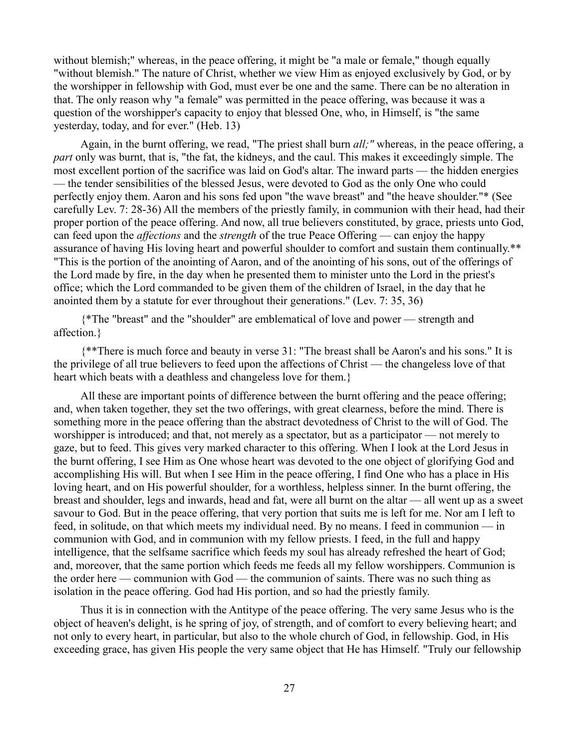without blemish;" whereas, in the peace offering, it might be "a male or female," though equally "without blemish." The nature of Christ, whether we view Him as enjoyed exclusively by God, or by the worshipper in fellowship with God, must ever be one and the same. There can be no alteration in that. The only reason why "a female" was permitted in the peace offering, was because it was a question of the worshipper's capacity to enjoy that blessed One, who, in Himself, is "the same yesterday, today, and for ever." (Heb. 13)

Again, in the burnt offering, we read, "The priest shall burn *all;"* whereas, in the peace offering, a *part* only was burnt, that is, "the fat, the kidneys, and the caul. This makes it exceedingly simple. The most excellent portion of the sacrifice was laid on God's altar. The inward parts — the hidden energies — the tender sensibilities of the blessed Jesus, were devoted to God as the only One who could perfectly enjoy them. Aaron and his sons fed upon "the wave breast" and "the heave shoulder."* (See carefully Lev. 7: 28-36) All the members of the priestly family, in communion with their head, had their proper portion of the peace offering. And now, all true believers constituted, by grace, priests unto God, can feed upon the *affections* and the *strength* of the true Peace Offering — can enjoy the happy assurance of having His loving heart and powerful shoulder to comfort and sustain them continually.** "This is the portion of the anointing of Aaron, and of the anointing of his sons, out of the offerings of the Lord made by fire, in the day when he presented them to minister unto the Lord in the priest's office; which the Lord commanded to be given them of the children of Israel, in the day that he anointed them by a statute for ever throughout their generations." (Lev. 7: 35, 36)

{*The "breast" and the "shoulder" are emblematical of love and power — strength and affection.}

{**There is much force and beauty in verse 31: "The breast shall be Aaron's and his sons." It is the privilege of all true believers to feed upon the affections of Christ — the changeless love of that heart which beats with a deathless and changeless love for them.}

All these are important points of difference between the burnt offering and the peace offering; and, when taken together, they set the two offerings, with great clearness, before the mind. There is something more in the peace offering than the abstract devotedness of Christ to the will of God. The worshipper is introduced; and that, not merely as a spectator, but as a participator — not merely to gaze, but to feed. This gives very marked character to this offering. When I look at the Lord Jesus in the burnt offering, I see Him as One whose heart was devoted to the one object of glorifying God and accomplishing His will. But when I see Him in the peace offering, I find One who has a place in His loving heart, and on His powerful shoulder, for a worthless, helpless sinner. In the burnt offering, the breast and shoulder, legs and inwards, head and fat, were all burnt on the altar — all went up as a sweet savour to God. But in the peace offering, that very portion that suits me is left for me. Nor am I left to feed, in solitude, on that which meets my individual need. By no means. I feed in communion — in communion with God, and in communion with my fellow priests. I feed, in the full and happy intelligence, that the selfsame sacrifice which feeds my soul has already refreshed the heart of God; and, moreover, that the same portion which feeds me feeds all my fellow worshippers. Communion is the order here — communion with God — the communion of saints. There was no such thing as isolation in the peace offering. God had His portion, and so had the priestly family.

Thus it is in connection with the Antitype of the peace offering. The very same Jesus who is the object of heaven's delight, is he spring of joy, of strength, and of comfort to every believing heart; and not only to every heart, in particular, but also to the whole church of God, in fellowship. God, in His exceeding grace, has given His people the very same object that He has Himself. "Truly our fellowship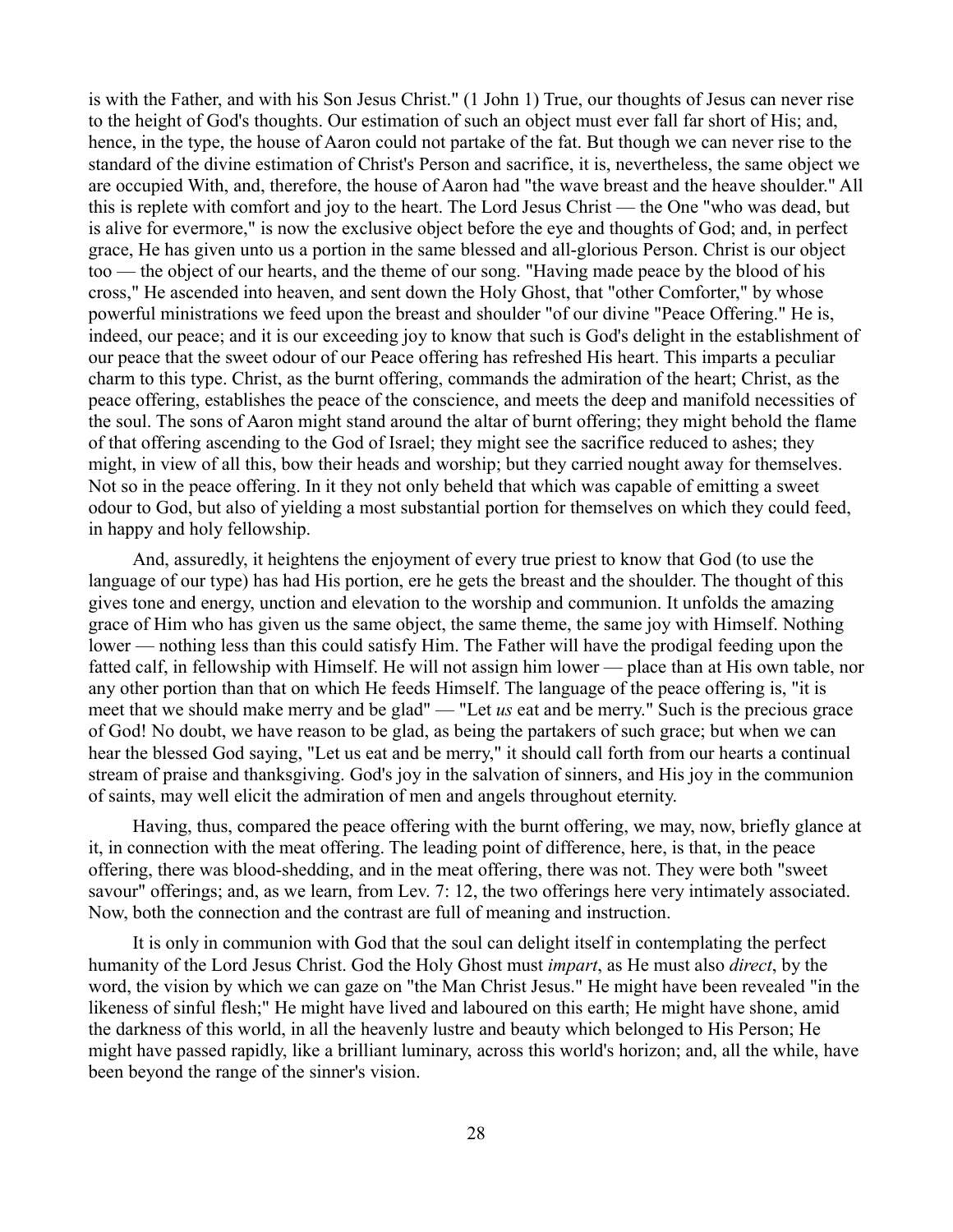is with the Father, and with his Son Jesus Christ." (1 John 1) True, our thoughts of Jesus can never rise to the height of God's thoughts. Our estimation of such an object must ever fall far short of His; and, hence, in the type, the house of Aaron could not partake of the fat. But though we can never rise to the standard of the divine estimation of Christ's Person and sacrifice, it is, nevertheless, the same object we are occupied With, and, therefore, the house of Aaron had "the wave breast and the heave shoulder." All this is replete with comfort and joy to the heart. The Lord Jesus Christ — the One "who was dead, but is alive for evermore," is now the exclusive object before the eye and thoughts of God; and, in perfect grace, He has given unto us a portion in the same blessed and all-glorious Person. Christ is our object too — the object of our hearts, and the theme of our song. "Having made peace by the blood of his cross," He ascended into heaven, and sent down the Holy Ghost, that "other Comforter," by whose powerful ministrations we feed upon the breast and shoulder "of our divine "Peace Offering." He is, indeed, our peace; and it is our exceeding joy to know that such is God's delight in the establishment of our peace that the sweet odour of our Peace offering has refreshed His heart. This imparts a peculiar charm to this type. Christ, as the burnt offering, commands the admiration of the heart; Christ, as the peace offering, establishes the peace of the conscience, and meets the deep and manifold necessities of the soul. The sons of Aaron might stand around the altar of burnt offering; they might behold the flame of that offering ascending to the God of Israel; they might see the sacrifice reduced to ashes; they might, in view of all this, bow their heads and worship; but they carried nought away for themselves. Not so in the peace offering. In it they not only beheld that which was capable of emitting a sweet odour to God, but also of yielding a most substantial portion for themselves on which they could feed, in happy and holy fellowship.

And, assuredly, it heightens the enjoyment of every true priest to know that God (to use the language of our type) has had His portion, ere he gets the breast and the shoulder. The thought of this gives tone and energy, unction and elevation to the worship and communion. It unfolds the amazing grace of Him who has given us the same object, the same theme, the same joy with Himself. Nothing lower — nothing less than this could satisfy Him. The Father will have the prodigal feeding upon the fatted calf, in fellowship with Himself. He will not assign him lower — place than at His own table, nor any other portion than that on which He feeds Himself. The language of the peace offering is, "it is meet that we should make merry and be glad" — "Let *us* eat and be merry." Such is the precious grace of God! No doubt, we have reason to be glad, as being the partakers of such grace; but when we can hear the blessed God saying, "Let us eat and be merry," it should call forth from our hearts a continual stream of praise and thanksgiving. God's joy in the salvation of sinners, and His joy in the communion of saints, may well elicit the admiration of men and angels throughout eternity.

Having, thus, compared the peace offering with the burnt offering, we may, now, briefly glance at it, in connection with the meat offering. The leading point of difference, here, is that, in the peace offering, there was blood-shedding, and in the meat offering, there was not. They were both "sweet savour" offerings; and, as we learn, from Lev. 7: 12, the two offerings here very intimately associated. Now, both the connection and the contrast are full of meaning and instruction.

It is only in communion with God that the soul can delight itself in contemplating the perfect humanity of the Lord Jesus Christ. God the Holy Ghost must *impart*, as He must also *direct*, by the word, the vision by which we can gaze on "the Man Christ Jesus." He might have been revealed "in the likeness of sinful flesh;" He might have lived and laboured on this earth; He might have shone, amid the darkness of this world, in all the heavenly lustre and beauty which belonged to His Person; He might have passed rapidly, like a brilliant luminary, across this world's horizon; and, all the while, have been beyond the range of the sinner's vision.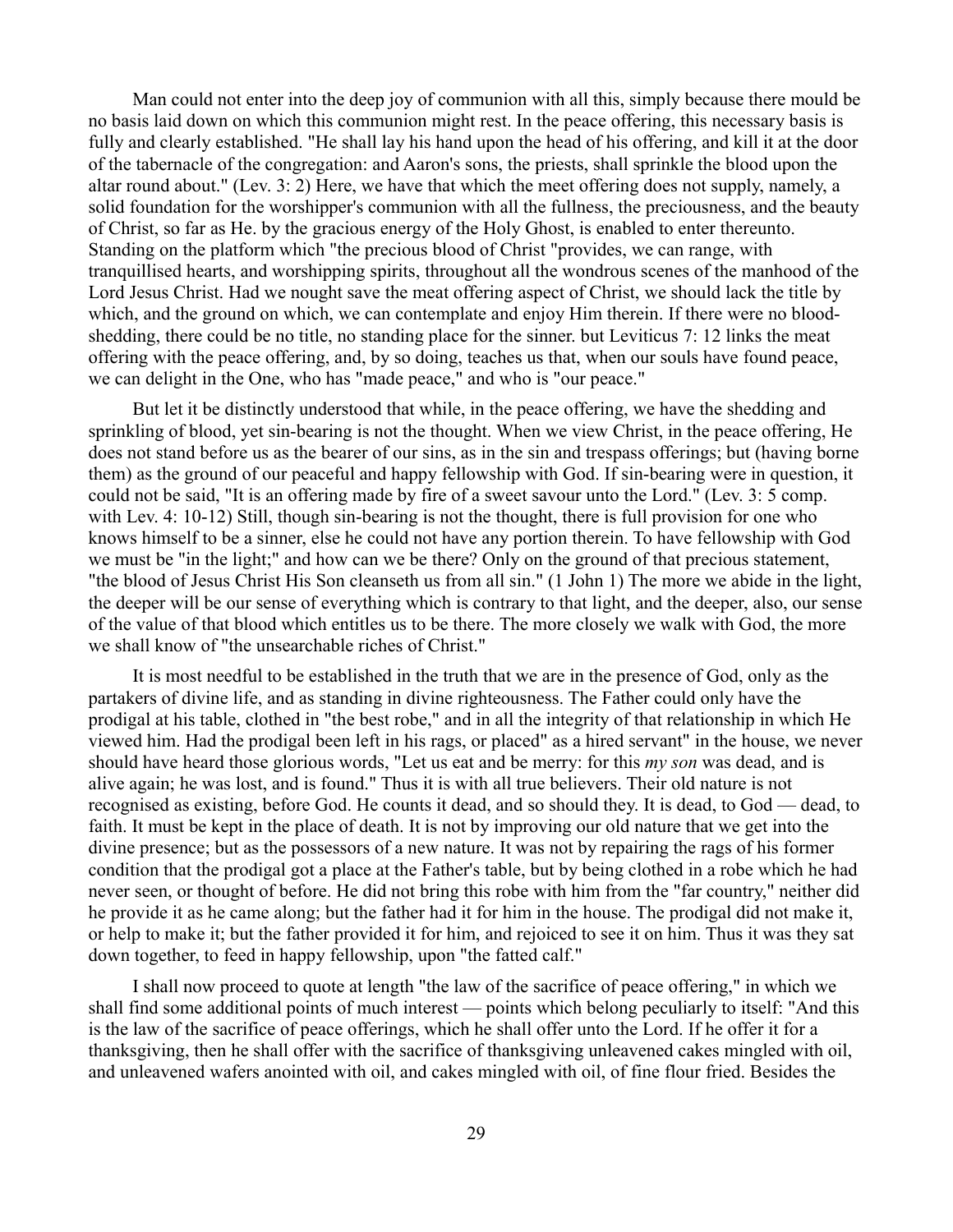Man could not enter into the deep joy of communion with all this, simply because there mould be no basis laid down on which this communion might rest. In the peace offering, this necessary basis is fully and clearly established. "He shall lay his hand upon the head of his offering, and kill it at the door of the tabernacle of the congregation: and Aaron's sons, the priests, shall sprinkle the blood upon the altar round about." (Lev. 3: 2) Here, we have that which the meet offering does not supply, namely, a solid foundation for the worshipper's communion with all the fullness, the preciousness, and the beauty of Christ, so far as He. by the gracious energy of the Holy Ghost, is enabled to enter thereunto. Standing on the platform which "the precious blood of Christ "provides, we can range, with tranquillised hearts, and worshipping spirits, throughout all the wondrous scenes of the manhood of the Lord Jesus Christ. Had we nought save the meat offering aspect of Christ, we should lack the title by which, and the ground on which, we can contemplate and enjoy Him therein. If there were no blood-shedding, there could be no title, no standing place for the sinner. but Leviticus 7: 12 links the meat offering with the peace offering, and, by so doing, teaches us that, when our souls have found peace, we can delight in the One, who has "made peace," and who is "our peace."

But let it be distinctly understood that while, in the peace offering, we have the shedding and sprinkling of blood, yet sin-bearing is not the thought. When we view Christ, in the peace offering, He does not stand before us as the bearer of our sins, as in the sin and trespass offerings; but (having borne them) as the ground of our peaceful and happy fellowship with God. If sin-bearing were in question, it could not be said, "It is an offering made by fire of a sweet savour unto the Lord." (Lev. 3: 5 comp. with Lev. 4: 10-12) Still, though sin-bearing is not the thought, there is full provision for one who knows himself to be a sinner, else he could not have any portion therein. To have fellowship with God we must be "in the light;" and how can we be there? Only on the ground of that precious statement, "the blood of Jesus Christ His Son cleanseth us from all sin." (1 John 1) The more we abide in the light, the deeper will be our sense of everything which is contrary to that light, and the deeper, also, our sense of the value of that blood which entitles us to be there. The more closely we walk with God, the more we shall know of "the unsearchable riches of Christ."

It is most needful to be established in the truth that we are in the presence of God, only as the partakers of divine life, and as standing in divine righteousness. The Father could only have the prodigal at his table, clothed in "the best robe," and in all the integrity of that relationship in which He viewed him. Had the prodigal been left in his rags, or placed" as a hired servant" in the house, we never should have heard those glorious words, "Let us eat and be merry: for this *my son* was dead, and is alive again; he was lost, and is found." Thus it is with all true believers. Their old nature is not recognised as existing, before God. He counts it dead, and so should they. It is dead, to God — dead, to faith. It must be kept in the place of death. It is not by improving our old nature that we get into the divine presence; but as the possessors of a new nature. It was not by repairing the rags of his former condition that the prodigal got a place at the Father's table, but by being clothed in a robe which he had never seen, or thought of before. He did not bring this robe with him from the "far country," neither did he provide it as he came along; but the father had it for him in the house. The prodigal did not make it, or help to make it; but the father provided it for him, and rejoiced to see it on him. Thus it was they sat down together, to feed in happy fellowship, upon "the fatted calf."

I shall now proceed to quote at length "the law of the sacrifice of peace offering," in which we shall find some additional points of much interest — points which belong peculiarly to itself: "And this is the law of the sacrifice of peace offerings, which he shall offer unto the Lord. If he offer it for a thanksgiving, then he shall offer with the sacrifice of thanksgiving unleavened cakes mingled with oil, and unleavened wafers anointed with oil, and cakes mingled with oil, of fine flour fried. Besides the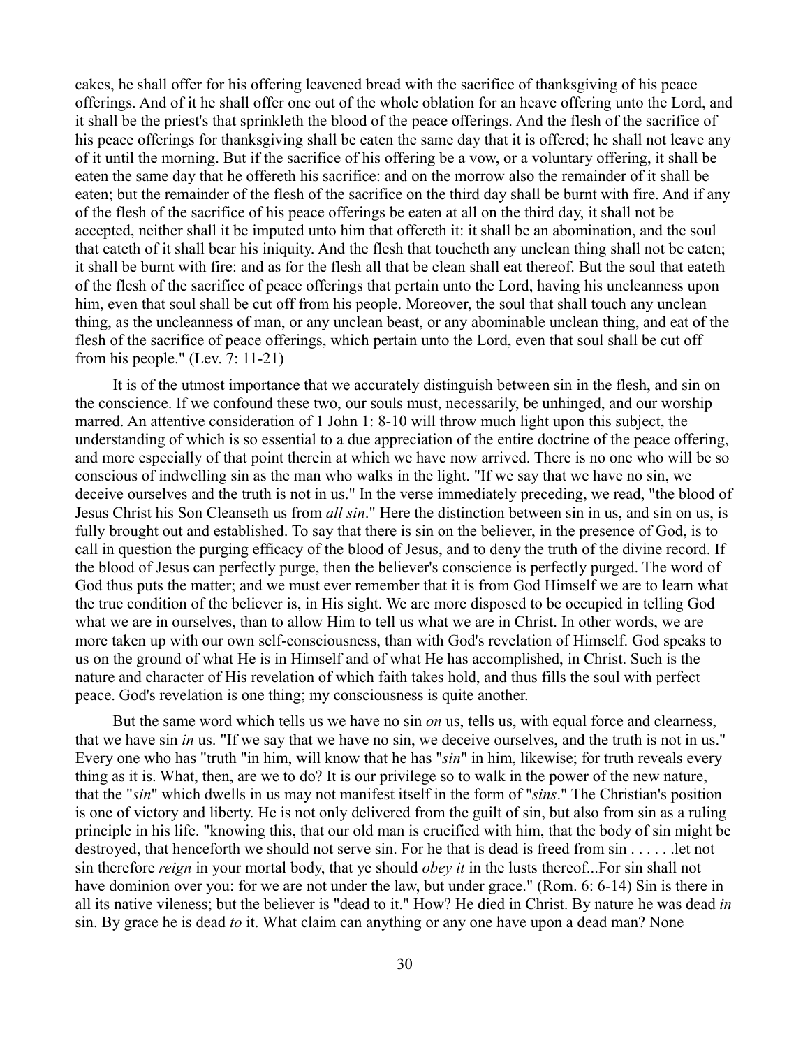cakes, he shall offer for his offering leavened bread with the sacrifice of thanksgiving of his peace offerings. And of it he shall offer one out of the whole oblation for an heave offering unto the Lord, and it shall be the priest's that sprinkleth the blood of the peace offerings. And the flesh of the sacrifice of his peace offerings for thanksgiving shall be eaten the same day that it is offered; he shall not leave any of it until the morning. But if the sacrifice of his offering be a vow, or a voluntary offering, it shall be eaten the same day that he offereth his sacrifice: and on the morrow also the remainder of it shall be eaten; but the remainder of the flesh of the sacrifice on the third day shall be burnt with fire. And if any of the flesh of the sacrifice of his peace offerings be eaten at all on the third day, it shall not be accepted, neither shall it be imputed unto him that offereth it: it shall be an abomination, and the soul that eateth of it shall bear his iniquity. And the flesh that toucheth any unclean thing shall not be eaten; it shall be burnt with fire: and as for the flesh all that be clean shall eat thereof. But the soul that eateth of the flesh of the sacrifice of peace offerings that pertain unto the Lord, having his uncleanness upon him, even that soul shall be cut off from his people. Moreover, the soul that shall touch any unclean thing, as the uncleanness of man, or any unclean beast, or any abominable unclean thing, and eat of the flesh of the sacrifice of peace offerings, which pertain unto the Lord, even that soul shall be cut off from his people." (Lev. 7: 11-21)

It is of the utmost importance that we accurately distinguish between sin in the flesh, and sin on the conscience. If we confound these two, our souls must, necessarily, be unhinged, and our worship marred. An attentive consideration of 1 John 1: 8-10 will throw much light upon this subject, the understanding of which is so essential to a due appreciation of the entire doctrine of the peace offering, and more especially of that point therein at which we have now arrived. There is no one who will be so conscious of indwelling sin as the man who walks in the light. "If we say that we have no sin, we deceive ourselves and the truth is not in us." In the verse immediately preceding, we read, "the blood of Jesus Christ his Son Cleanseth us from *all sin*." Here the distinction between sin in us, and sin on us, is fully brought out and established. To say that there is sin on the believer, in the presence of God, is to call in question the purging efficacy of the blood of Jesus, and to deny the truth of the divine record. If the blood of Jesus can perfectly purge, then the believer's conscience is perfectly purged. The word of God thus puts the matter; and we must ever remember that it is from God Himself we are to learn what the true condition of the believer is, in His sight. We are more disposed to be occupied in telling God what we are in ourselves, than to allow Him to tell us what we are in Christ. In other words, we are more taken up with our own self-consciousness, than with God's revelation of Himself. God speaks to us on the ground of what He is in Himself and of what He has accomplished, in Christ. Such is the nature and character of His revelation of which faith takes hold, and thus fills the soul with perfect peace. God's revelation is one thing; my consciousness is quite another.

But the same word which tells us we have no sin *on* us, tells us, with equal force and clearness, that we have sin *in* us. "If we say that we have no sin, we deceive ourselves, and the truth is not in us." Every one who has "truth "in him, will know that he has "*sin*" in him, likewise; for truth reveals every thing as it is. What, then, are we to do? It is our privilege so to walk in the power of the new nature, that the "*sin*" which dwells in us may not manifest itself in the form of "*sins*." The Christian's position is one of victory and liberty. He is not only delivered from the guilt of sin, but also from sin as a ruling principle in his life. "knowing this, that our old man is crucified with him, that the body of sin might be destroyed, that henceforth we should not serve sin. For he that is dead is freed from sin . . . . . .let not sin therefore *reign* in your mortal body, that ye should *obey it* in the lusts thereof...For sin shall not have dominion over you: for we are not under the law, but under grace." (Rom. 6: 6-14) Sin is there in all its native vileness; but the believer is "dead to it." How? He died in Christ. By nature he was dead *in* sin. By grace he is dead *to* it. What claim can anything or any one have upon a dead man? None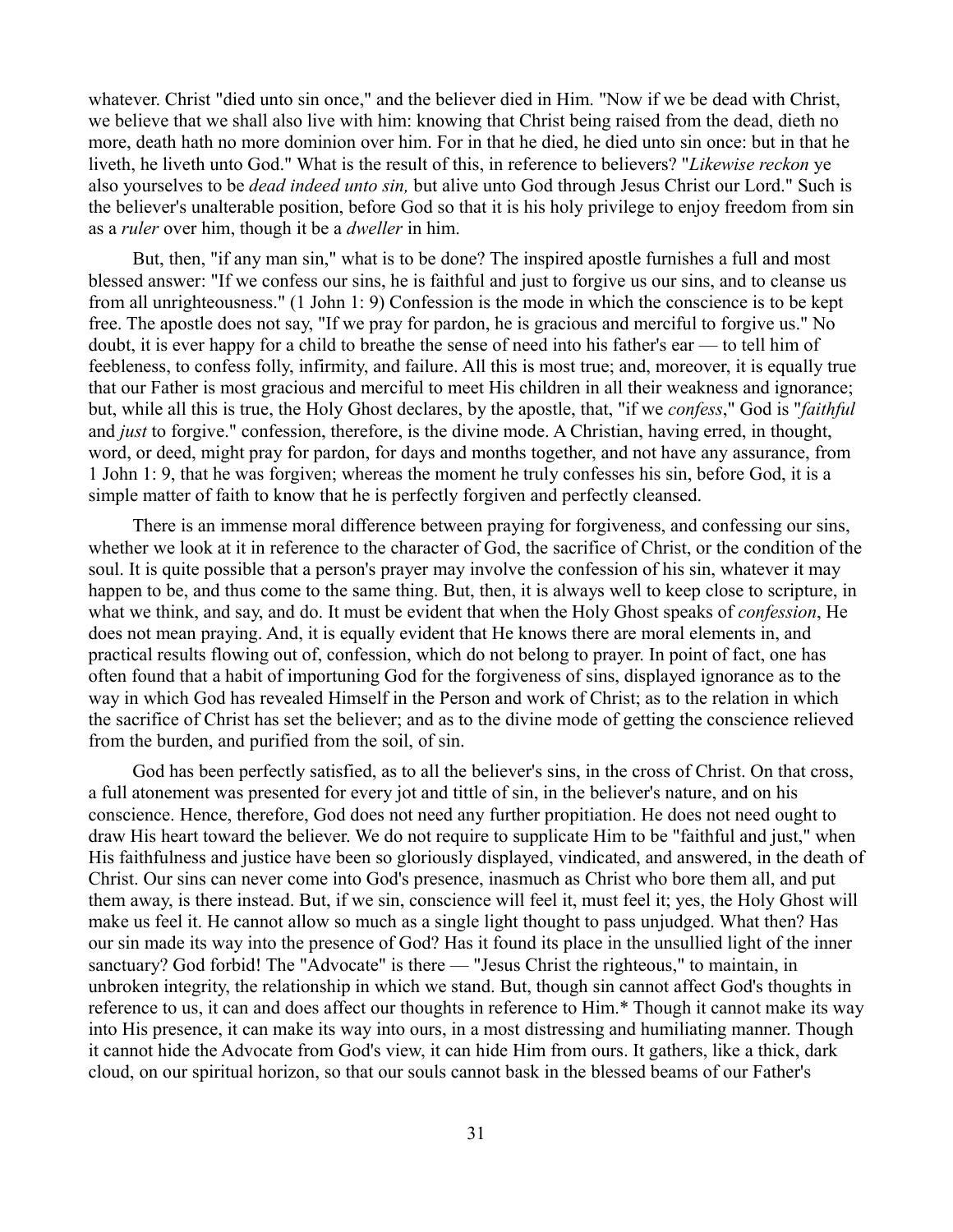whatever. Christ "died unto sin once," and the believer died in Him. "Now if we be dead with Christ, we believe that we shall also live with him: knowing that Christ being raised from the dead, dieth no more, death hath no more dominion over him. For in that he died, he died unto sin once: but in that he liveth, he liveth unto God." What is the result of this, in reference to believers? "*Likewise reckon* ye also yourselves to be *dead indeed unto sin,* but alive unto God through Jesus Christ our Lord." Such is the believer's unalterable position, before God so that it is his holy privilege to enjoy freedom from sin as a *ruler* over him, though it be a *dweller* in him.

But, then, "if any man sin," what is to be done? The inspired apostle furnishes a full and most blessed answer: "If we confess our sins, he is faithful and just to forgive us our sins, and to cleanse us from all unrighteousness." (1 John 1: 9) Confession is the mode in which the conscience is to be kept free. The apostle does not say, "If we pray for pardon, he is gracious and merciful to forgive us." No doubt, it is ever happy for a child to breathe the sense of need into his father's ear — to tell him of feebleness, to confess folly, infirmity, and failure. All this is most true; and, moreover, it is equally true that our Father is most gracious and merciful to meet His children in all their weakness and ignorance; but, while all this is true, the Holy Ghost declares, by the apostle, that, "if we *confess*," God is "*faithful* and *just* to forgive." confession, therefore, is the divine mode. A Christian, having erred, in thought, word, or deed, might pray for pardon, for days and months together, and not have any assurance, from 1 John 1: 9, that he was forgiven; whereas the moment he truly confesses his sin, before God, it is a simple matter of faith to know that he is perfectly forgiven and perfectly cleansed.

There is an immense moral difference between praying for forgiveness, and confessing our sins, whether we look at it in reference to the character of God, the sacrifice of Christ, or the condition of the soul. It is quite possible that a person's prayer may involve the confession of his sin, whatever it may happen to be, and thus come to the same thing. But, then, it is always well to keep close to scripture, in what we think, and say, and do. It must be evident that when the Holy Ghost speaks of *confession*, He does not mean praying. And, it is equally evident that He knows there are moral elements in, and practical results flowing out of, confession, which do not belong to prayer. In point of fact, one has often found that a habit of importuning God for the forgiveness of sins, displayed ignorance as to the way in which God has revealed Himself in the Person and work of Christ; as to the relation in which the sacrifice of Christ has set the believer; and as to the divine mode of getting the conscience relieved from the burden, and purified from the soil, of sin.

God has been perfectly satisfied, as to all the believer's sins, in the cross of Christ. On that cross, a full atonement was presented for every jot and tittle of sin, in the believer's nature, and on his conscience. Hence, therefore, God does not need any further propitiation. He does not need ought to draw His heart toward the believer. We do not require to supplicate Him to be "faithful and just," when His faithfulness and justice have been so gloriously displayed, vindicated, and answered, in the death of Christ. Our sins can never come into God's presence, inasmuch as Christ who bore them all, and put them away, is there instead. But, if we sin, conscience will feel it, must feel it; yes, the Holy Ghost will make us feel it. He cannot allow so much as a single light thought to pass unjudged. What then? Has our sin made its way into the presence of God? Has it found its place in the unsullied light of the inner sanctuary? God forbid! The "Advocate" is there — "Jesus Christ the righteous," to maintain, in unbroken integrity, the relationship in which we stand. But, though sin cannot affect God's thoughts in reference to us, it can and does affect our thoughts in reference to Him.* Though it cannot make its way into His presence, it can make its way into ours, in a most distressing and humiliating manner. Though it cannot hide the Advocate from God's view, it can hide Him from ours. It gathers, like a thick, dark cloud, on our spiritual horizon, so that our souls cannot bask in the blessed beams of our Father's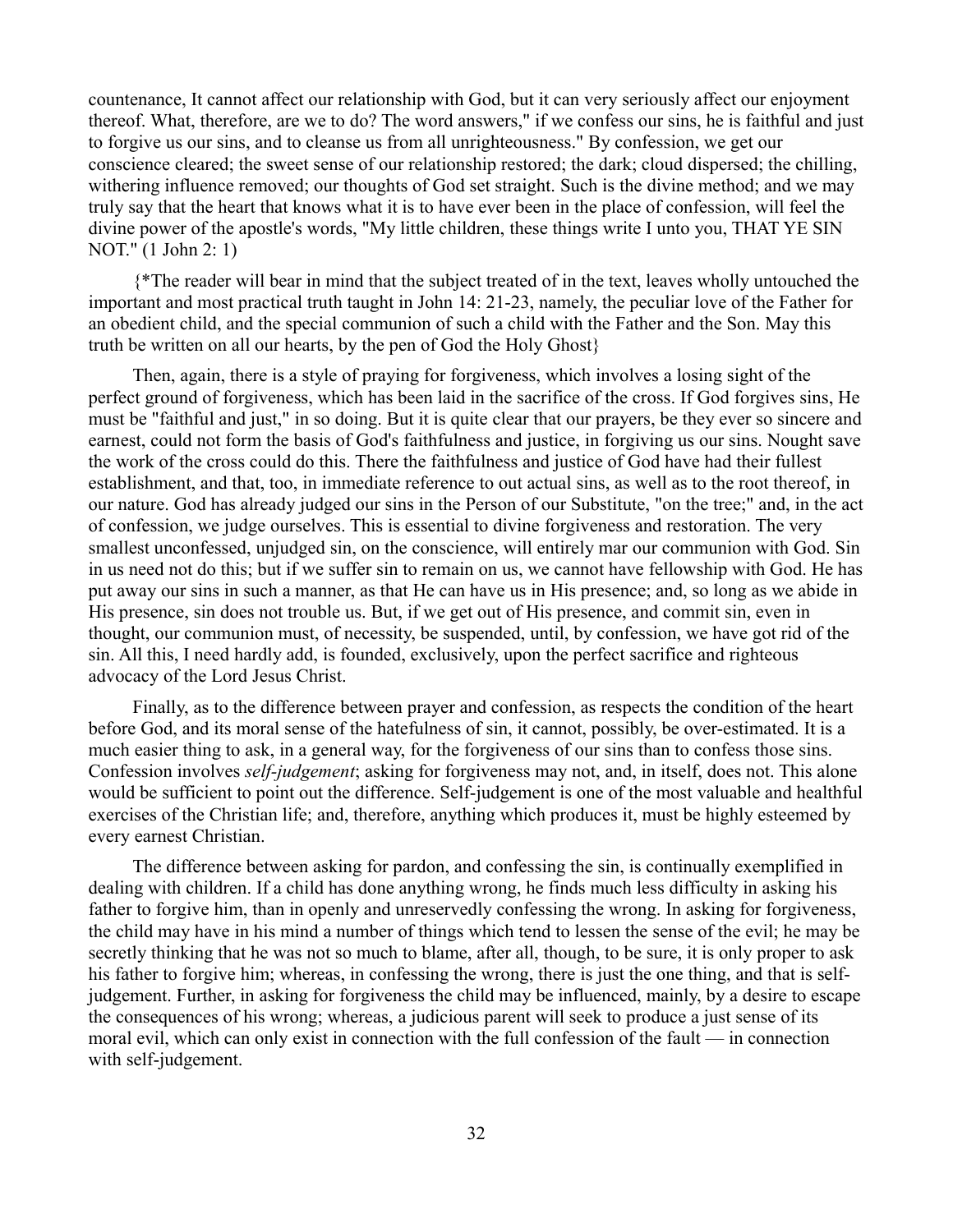countenance, It cannot affect our relationship with God, but it can very seriously affect our enjoyment thereof. What, therefore, are we to do? The word answers," if we confess our sins, he is faithful and just to forgive us our sins, and to cleanse us from all unrighteousness." By confession, we get our conscience cleared; the sweet sense of our relationship restored; the dark; cloud dispersed; the chilling, withering influence removed; our thoughts of God set straight. Such is the divine method; and we may truly say that the heart that knows what it is to have ever been in the place of confession, will feel the divine power of the apostle's words, "My little children, these things write I unto you, THAT YE SIN NOT." (1 John 2: 1)

{*The reader will bear in mind that the subject treated of in the text, leaves wholly untouched the important and most practical truth taught in John 14: 21-23, namely, the peculiar love of the Father for an obedient child, and the special communion of such a child with the Father and the Son. May this truth be written on all our hearts, by the pen of God the Holy Ghost}

Then, again, there is a style of praying for forgiveness, which involves a losing sight of the perfect ground of forgiveness, which has been laid in the sacrifice of the cross. If God forgives sins, He must be "faithful and just," in so doing. But it is quite clear that our prayers, be they ever so sincere and earnest, could not form the basis of God's faithfulness and justice, in forgiving us our sins. Nought save the work of the cross could do this. There the faithfulness and justice of God have had their fullest establishment, and that, too, in immediate reference to out actual sins, as well as to the root thereof, in our nature. God has already judged our sins in the Person of our Substitute, "on the tree;" and, in the act of confession, we judge ourselves. This is essential to divine forgiveness and restoration. The very smallest unconfessed, unjudged sin, on the conscience, will entirely mar our communion with God. Sin in us need not do this; but if we suffer sin to remain on us, we cannot have fellowship with God. He has put away our sins in such a manner, as that He can have us in His presence; and, so long as we abide in His presence, sin does not trouble us. But, if we get out of His presence, and commit sin, even in thought, our communion must, of necessity, be suspended, until, by confession, we have got rid of the sin. All this, I need hardly add, is founded, exclusively, upon the perfect sacrifice and righteous advocacy of the Lord Jesus Christ.

Finally, as to the difference between prayer and confession, as respects the condition of the heart before God, and its moral sense of the hatefulness of sin, it cannot, possibly, be over-estimated. It is a much easier thing to ask, in a general way, for the forgiveness of our sins than to confess those sins. Confession involves *self-judgement*; asking for forgiveness may not, and, in itself, does not. This alone would be sufficient to point out the difference. Self-judgement is one of the most valuable and healthful exercises of the Christian life; and, therefore, anything which produces it, must be highly esteemed by every earnest Christian.

The difference between asking for pardon, and confessing the sin, is continually exemplified in dealing with children. If a child has done anything wrong, he finds much less difficulty in asking his father to forgive him, than in openly and unreservedly confessing the wrong. In asking for forgiveness, the child may have in his mind a number of things which tend to lessen the sense of the evil; he may be secretly thinking that he was not so much to blame, after all, though, to be sure, it is only proper to ask his father to forgive him; whereas, in confessing the wrong, there is just the one thing, and that is self-judgement. Further, in asking for forgiveness the child may be influenced, mainly, by a desire to escape the consequences of his wrong; whereas, a judicious parent will seek to produce a just sense of its moral evil, which can only exist in connection with the full confession of the fault — in connection with self-judgement.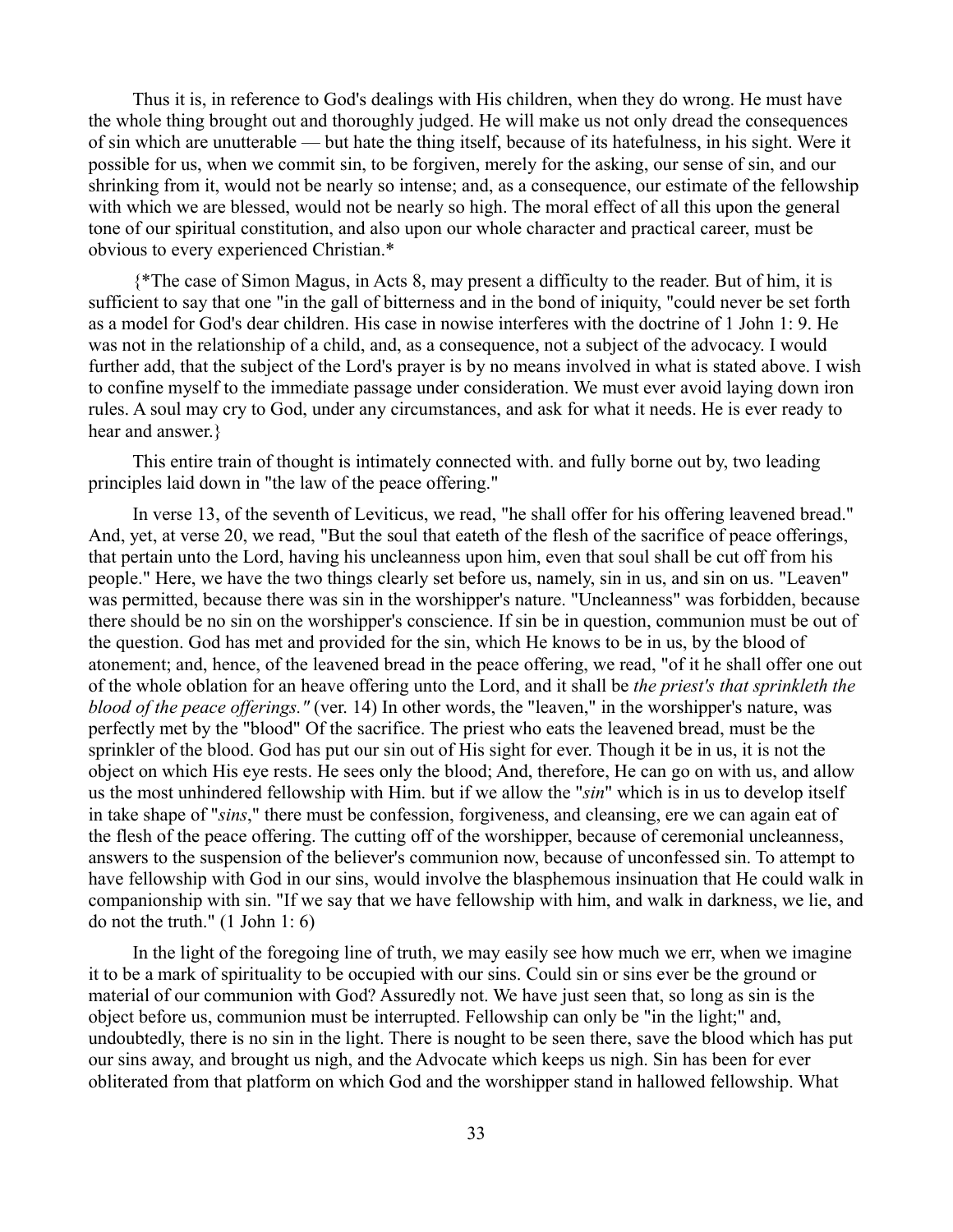Thus it is, in reference to God's dealings with His children, when they do wrong. He must have the whole thing brought out and thoroughly judged. He will make us not only dread the consequences of sin which are unutterable — but hate the thing itself, because of its hatefulness, in his sight. Were it possible for us, when we commit sin, to be forgiven, merely for the asking, our sense of sin, and our shrinking from it, would not be nearly so intense; and, as a consequence, our estimate of the fellowship with which we are blessed, would not be nearly so high. The moral effect of all this upon the general tone of our spiritual constitution, and also upon our whole character and practical career, must be obvious to every experienced Christian.*

{*The case of Simon Magus, in Acts 8, may present a difficulty to the reader. But of him, it is sufficient to say that one "in the gall of bitterness and in the bond of iniquity, "could never be set forth as a model for God's dear children. His case in nowise interferes with the doctrine of 1 John 1: 9. He was not in the relationship of a child, and, as a consequence, not a subject of the advocacy. I would further add, that the subject of the Lord's prayer is by no means involved in what is stated above. I wish to confine myself to the immediate passage under consideration. We must ever avoid laying down iron rules. A soul may cry to God, under any circumstances, and ask for what it needs. He is ever ready to hear and answer.}

This entire train of thought is intimately connected with. and fully borne out by, two leading principles laid down in "the law of the peace offering."

In verse 13, of the seventh of Leviticus, we read, "he shall offer for his offering leavened bread." And, yet, at verse 20, we read, "But the soul that eateth of the flesh of the sacrifice of peace offerings, that pertain unto the Lord, having his uncleanness upon him, even that soul shall be cut off from his people." Here, we have the two things clearly set before us, namely, sin in us, and sin on us. "Leaven" was permitted, because there was sin in the worshipper's nature. "Uncleanness" was forbidden, because there should be no sin on the worshipper's conscience. If sin be in question, communion must be out of the question. God has met and provided for the sin, which He knows to be in us, by the blood of atonement; and, hence, of the leavened bread in the peace offering, we read, "of it he shall offer one out of the whole oblation for an heave offering unto the Lord, and it shall be *the priest's that sprinkleth the blood of the peace offerings."* (ver. 14) In other words, the "leaven," in the worshipper's nature, was perfectly met by the "blood" Of the sacrifice. The priest who eats the leavened bread, must be the sprinkler of the blood. God has put our sin out of His sight for ever. Though it be in us, it is not the object on which His eye rests. He sees only the blood; And, therefore, He can go on with us, and allow us the most unhindered fellowship with Him. but if we allow the "*sin*" which is in us to develop itself in take shape of "*sins*," there must be confession, forgiveness, and cleansing, ere we can again eat of the flesh of the peace offering. The cutting off of the worshipper, because of ceremonial uncleanness, answers to the suspension of the believer's communion now, because of unconfessed sin. To attempt to have fellowship with God in our sins, would involve the blasphemous insinuation that He could walk in companionship with sin. "If we say that we have fellowship with him, and walk in darkness, we lie, and do not the truth." (1 John 1: 6)

In the light of the foregoing line of truth, we may easily see how much we err, when we imagine it to be a mark of spirituality to be occupied with our sins. Could sin or sins ever be the ground or material of our communion with God? Assuredly not. We have just seen that, so long as sin is the object before us, communion must be interrupted. Fellowship can only be "in the light;" and, undoubtedly, there is no sin in the light. There is nought to be seen there, save the blood which has put our sins away, and brought us nigh, and the Advocate which keeps us nigh. Sin has been for ever obliterated from that platform on which God and the worshipper stand in hallowed fellowship. What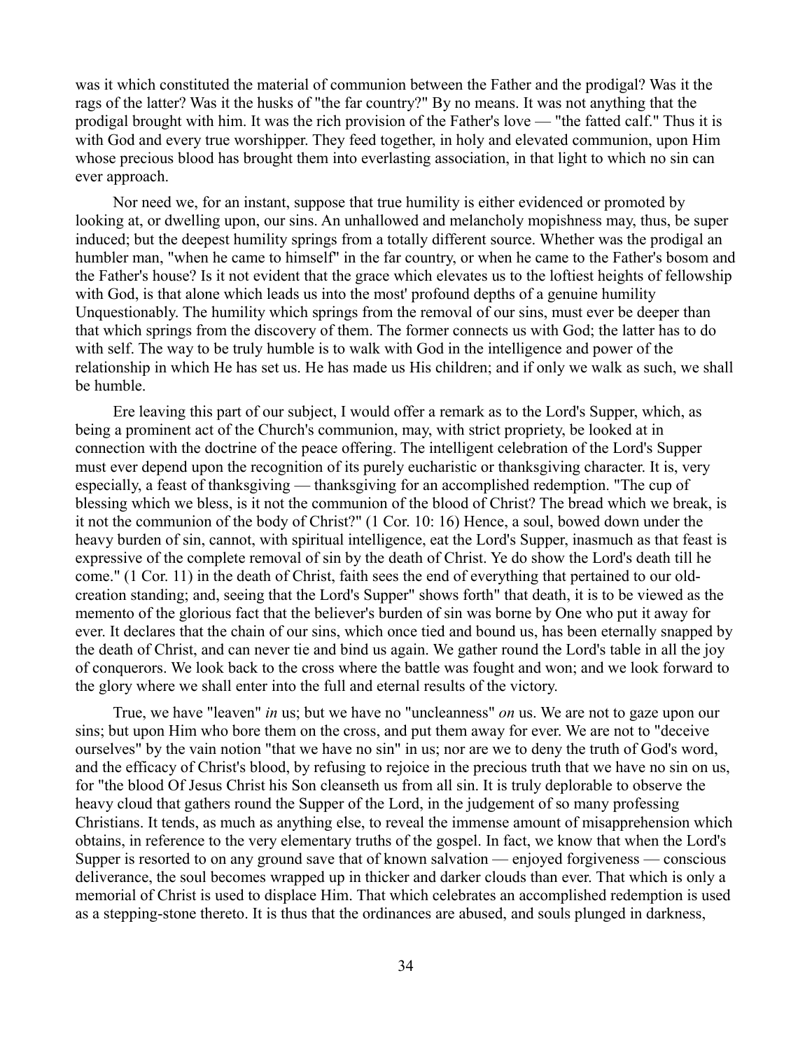was it which constituted the material of communion between the Father and the prodigal? Was it the rags of the latter? Was it the husks of "the far country?" By no means. It was not anything that the prodigal brought with him. It was the rich provision of the Father's love — "the fatted calf." Thus it is with God and every true worshipper. They feed together, in holy and elevated communion, upon Him whose precious blood has brought them into everlasting association, in that light to which no sin can ever approach.

Nor need we, for an instant, suppose that true humility is either evidenced or promoted by looking at, or dwelling upon, our sins. An unhallowed and melancholy mopishness may, thus, be super induced; but the deepest humility springs from a totally different source. Whether was the prodigal an humbler man, "when he came to himself" in the far country, or when he came to the Father's bosom and the Father's house? Is it not evident that the grace which elevates us to the loftiest heights of fellowship with God, is that alone which leads us into the most' profound depths of a genuine humility Unquestionably. The humility which springs from the removal of our sins, must ever be deeper than that which springs from the discovery of them. The former connects us with God; the latter has to do with self. The way to be truly humble is to walk with God in the intelligence and power of the relationship in which He has set us. He has made us His children; and if only we walk as such, we shall be humble.

Ere leaving this part of our subject, I would offer a remark as to the Lord's Supper, which, as being a prominent act of the Church's communion, may, with strict propriety, be looked at in connection with the doctrine of the peace offering. The intelligent celebration of the Lord's Supper must ever depend upon the recognition of its purely eucharistic or thanksgiving character. It is, very especially, a feast of thanksgiving — thanksgiving for an accomplished redemption. "The cup of blessing which we bless, is it not the communion of the blood of Christ? The bread which we break, is it not the communion of the body of Christ?" (1 Cor. 10: 16) Hence, a soul, bowed down under the heavy burden of sin, cannot, with spiritual intelligence, eat the Lord's Supper, inasmuch as that feast is expressive of the complete removal of sin by the death of Christ. Ye do show the Lord's death till he come." (1 Cor. 11) in the death of Christ, faith sees the end of everything that pertained to our old-creation standing; and, seeing that the Lord's Supper" shows forth" that death, it is to be viewed as the memento of the glorious fact that the believer's burden of sin was borne by One who put it away for ever. It declares that the chain of our sins, which once tied and bound us, has been eternally snapped by the death of Christ, and can never tie and bind us again. We gather round the Lord's table in all the joy of conquerors. We look back to the cross where the battle was fought and won; and we look forward to the glory where we shall enter into the full and eternal results of the victory.

True, we have "leaven" *in* us; but we have no "uncleanness" *on* us. We are not to gaze upon our sins; but upon Him who bore them on the cross, and put them away for ever. We are not to "deceive ourselves" by the vain notion "that we have no sin" in us; nor are we to deny the truth of God's word, and the efficacy of Christ's blood, by refusing to rejoice in the precious truth that we have no sin on us, for "the blood Of Jesus Christ his Son cleanseth us from all sin. It is truly deplorable to observe the heavy cloud that gathers round the Supper of the Lord, in the judgement of so many professing Christians. It tends, as much as anything else, to reveal the immense amount of misapprehension which obtains, in reference to the very elementary truths of the gospel. In fact, we know that when the Lord's Supper is resorted to on any ground save that of known salvation — enjoyed forgiveness — conscious deliverance, the soul becomes wrapped up in thicker and darker clouds than ever. That which is only a memorial of Christ is used to displace Him. That which celebrates an accomplished redemption is used as a stepping-stone thereto. It is thus that the ordinances are abused, and souls plunged in darkness,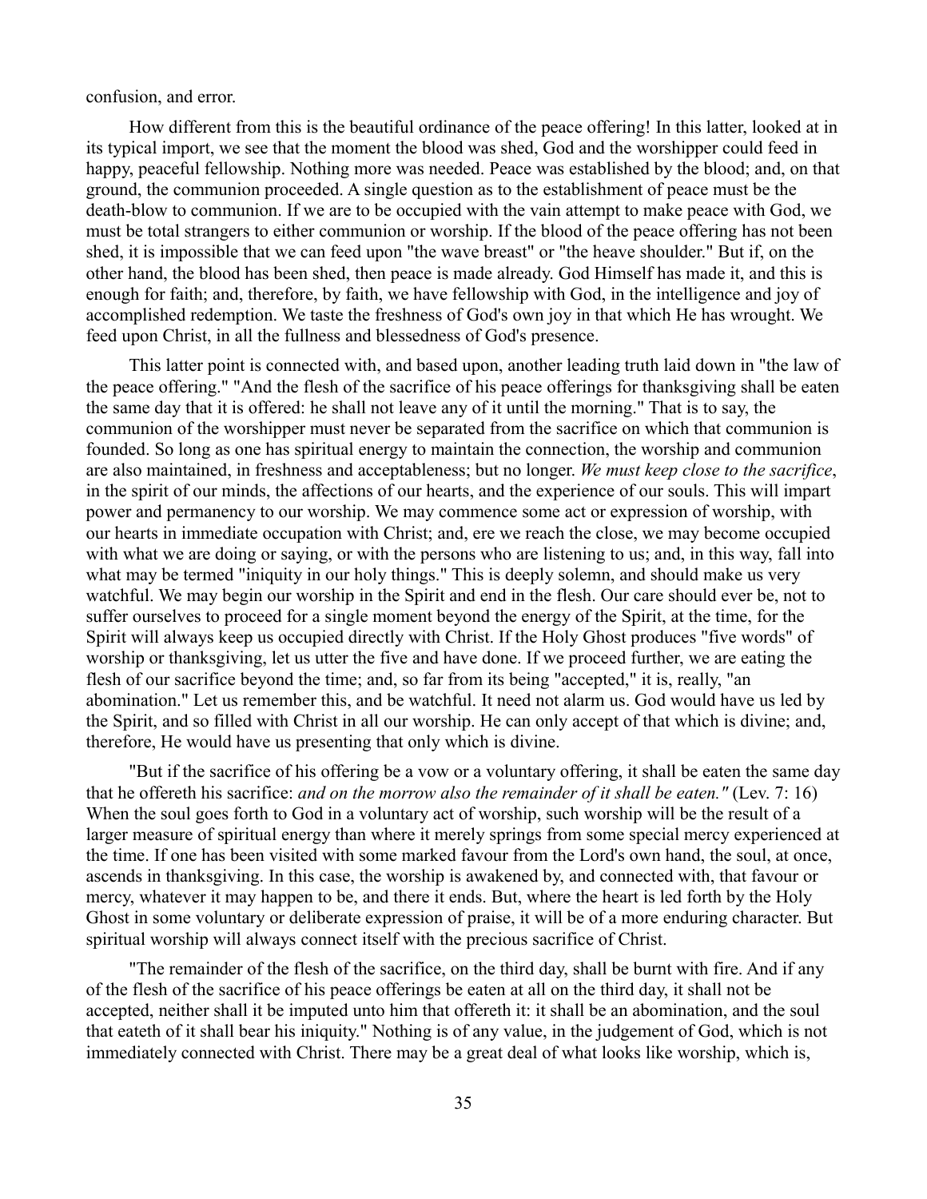confusion, and error.

How different from this is the beautiful ordinance of the peace offering! In this latter, looked at in its typical import, we see that the moment the blood was shed, God and the worshipper could feed in happy, peaceful fellowship. Nothing more was needed. Peace was established by the blood; and, on that ground, the communion proceeded. A single question as to the establishment of peace must be the death-blow to communion. If we are to be occupied with the vain attempt to make peace with God, we must be total strangers to either communion or worship. If the blood of the peace offering has not been shed, it is impossible that we can feed upon "the wave breast" or "the heave shoulder." But if, on the other hand, the blood has been shed, then peace is made already. God Himself has made it, and this is enough for faith; and, therefore, by faith, we have fellowship with God, in the intelligence and joy of accomplished redemption. We taste the freshness of God's own joy in that which He has wrought. We feed upon Christ, in all the fullness and blessedness of God's presence.

This latter point is connected with, and based upon, another leading truth laid down in "the law of the peace offering." "And the flesh of the sacrifice of his peace offerings for thanksgiving shall be eaten the same day that it is offered: he shall not leave any of it until the morning." That is to say, the communion of the worshipper must never be separated from the sacrifice on which that communion is founded. So long as one has spiritual energy to maintain the connection, the worship and communion are also maintained, in freshness and acceptableness; but no longer. *We must keep close to the sacrifice*, in the spirit of our minds, the affections of our hearts, and the experience of our souls. This will impart power and permanency to our worship. We may commence some act or expression of worship, with our hearts in immediate occupation with Christ; and, ere we reach the close, we may become occupied with what we are doing or saying, or with the persons who are listening to us; and, in this way, fall into what may be termed "iniquity in our holy things." This is deeply solemn, and should make us very watchful. We may begin our worship in the Spirit and end in the flesh. Our care should ever be, not to suffer ourselves to proceed for a single moment beyond the energy of the Spirit, at the time, for the Spirit will always keep us occupied directly with Christ. If the Holy Ghost produces "five words" of worship or thanksgiving, let us utter the five and have done. If we proceed further, we are eating the flesh of our sacrifice beyond the time; and, so far from its being "accepted," it is, really, "an abomination." Let us remember this, and be watchful. It need not alarm us. God would have us led by the Spirit, and so filled with Christ in all our worship. He can only accept of that which is divine; and, therefore, He would have us presenting that only which is divine.

"But if the sacrifice of his offering be a vow or a voluntary offering, it shall be eaten the same day that he offereth his sacrifice: *and on the morrow also the remainder of it shall be eaten."* (Lev. 7: 16) When the soul goes forth to God in a voluntary act of worship, such worship will be the result of a larger measure of spiritual energy than where it merely springs from some special mercy experienced at the time. If one has been visited with some marked favour from the Lord's own hand, the soul, at once, ascends in thanksgiving. In this case, the worship is awakened by, and connected with, that favour or mercy, whatever it may happen to be, and there it ends. But, where the heart is led forth by the Holy Ghost in some voluntary or deliberate expression of praise, it will be of a more enduring character. But spiritual worship will always connect itself with the precious sacrifice of Christ.

"The remainder of the flesh of the sacrifice, on the third day, shall be burnt with fire. And if any of the flesh of the sacrifice of his peace offerings be eaten at all on the third day, it shall not be accepted, neither shall it be imputed unto him that offereth it: it shall be an abomination, and the soul that eateth of it shall bear his iniquity." Nothing is of any value, in the judgement of God, which is not immediately connected with Christ. There may be a great deal of what looks like worship, which is,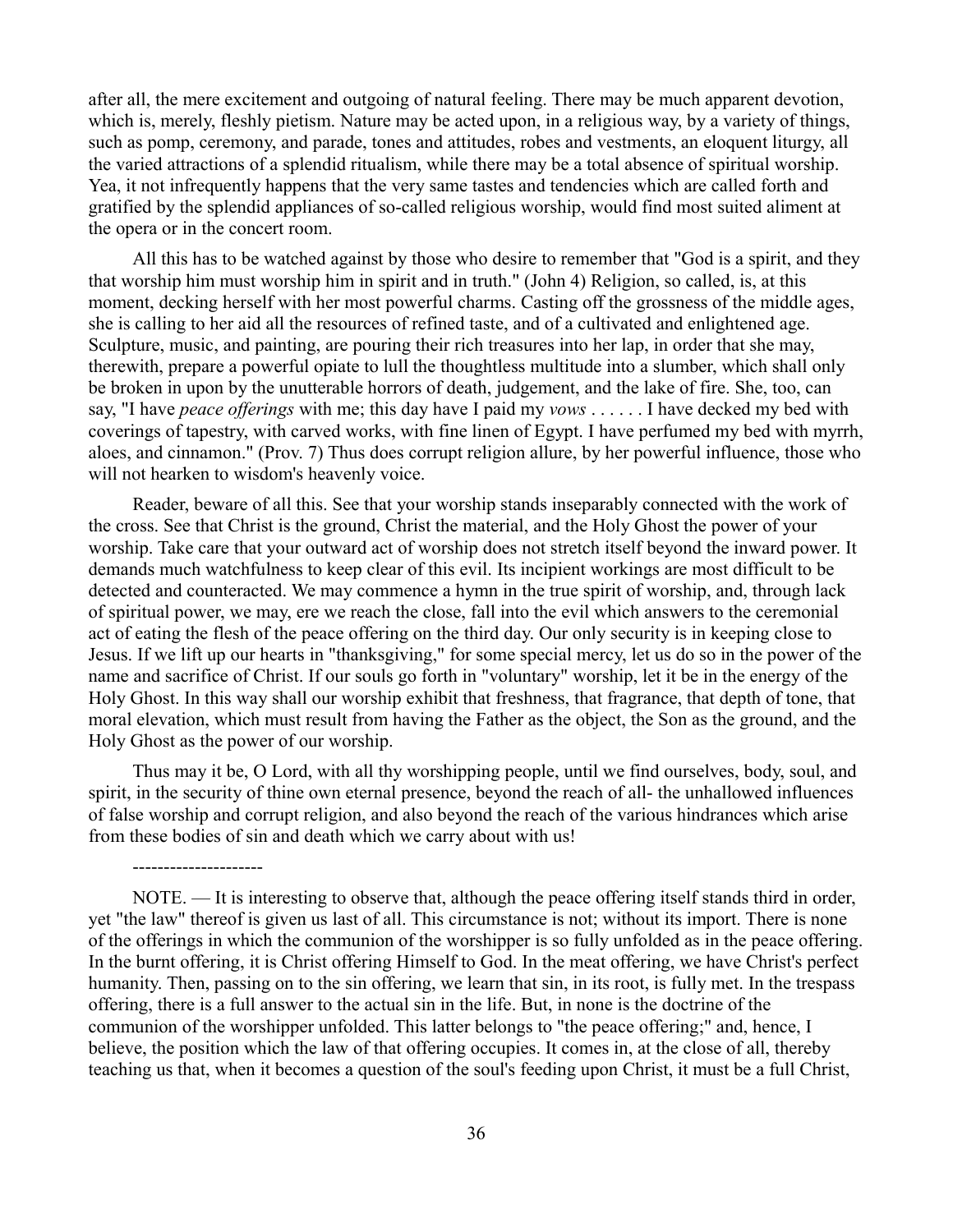after all, the mere excitement and outgoing of natural feeling. There may be much apparent devotion, which is, merely, fleshly pietism. Nature may be acted upon, in a religious way, by a variety of things, such as pomp, ceremony, and parade, tones and attitudes, robes and vestments, an eloquent liturgy, all the varied attractions of a splendid ritualism, while there may be a total absence of spiritual worship. Yea, it not infrequently happens that the very same tastes and tendencies which are called forth and gratified by the splendid appliances of so-called religious worship, would find most suited aliment at the opera or in the concert room.

All this has to be watched against by those who desire to remember that "God is a spirit, and they that worship him must worship him in spirit and in truth." (John 4) Religion, so called, is, at this moment, decking herself with her most powerful charms. Casting off the grossness of the middle ages, she is calling to her aid all the resources of refined taste, and of a cultivated and enlightened age. Sculpture, music, and painting, are pouring their rich treasures into her lap, in order that she may, therewith, prepare a powerful opiate to lull the thoughtless multitude into a slumber, which shall only be broken in upon by the unutterable horrors of death, judgement, and the lake of fire. She, too, can say, "I have *peace offerings* with me; this day have I paid my *vows* . . . . . . I have decked my bed with coverings of tapestry, with carved works, with fine linen of Egypt. I have perfumed my bed with myrrh, aloes, and cinnamon." (Prov. 7) Thus does corrupt religion allure, by her powerful influence, those who will not hearken to wisdom's heavenly voice.

Reader, beware of all this. See that your worship stands inseparably connected with the work of the cross. See that Christ is the ground, Christ the material, and the Holy Ghost the power of your worship. Take care that your outward act of worship does not stretch itself beyond the inward power. It demands much watchfulness to keep clear of this evil. Its incipient workings are most difficult to be detected and counteracted. We may commence a hymn in the true spirit of worship, and, through lack of spiritual power, we may, ere we reach the close, fall into the evil which answers to the ceremonial act of eating the flesh of the peace offering on the third day. Our only security is in keeping close to Jesus. If we lift up our hearts in "thanksgiving," for some special mercy, let us do so in the power of the name and sacrifice of Christ. If our souls go forth in "voluntary" worship, let it be in the energy of the Holy Ghost. In this way shall our worship exhibit that freshness, that fragrance, that depth of tone, that moral elevation, which must result from having the Father as the object, the Son as the ground, and the Holy Ghost as the power of our worship.

Thus may it be, O Lord, with all thy worshipping people, until we find ourselves, body, soul, and spirit, in the security of thine own eternal presence, beyond the reach of all- the unhallowed influences of false worship and corrupt religion, and also beyond the reach of the various hindrances which arise from these bodies of sin and death which we carry about with us!

---------------------

NOTE. — It is interesting to observe that, although the peace offering itself stands third in order, yet "the law" thereof is given us last of all. This circumstance is not; without its import. There is none of the offerings in which the communion of the worshipper is so fully unfolded as in the peace offering. In the burnt offering, it is Christ offering Himself to God. In the meat offering, we have Christ's perfect humanity. Then, passing on to the sin offering, we learn that sin, in its root, is fully met. In the trespass offering, there is a full answer to the actual sin in the life. But, in none is the doctrine of the communion of the worshipper unfolded. This latter belongs to "the peace offering;" and, hence, I believe, the position which the law of that offering occupies. It comes in, at the close of all, thereby teaching us that, when it becomes a question of the soul's feeding upon Christ, it must be a full Christ,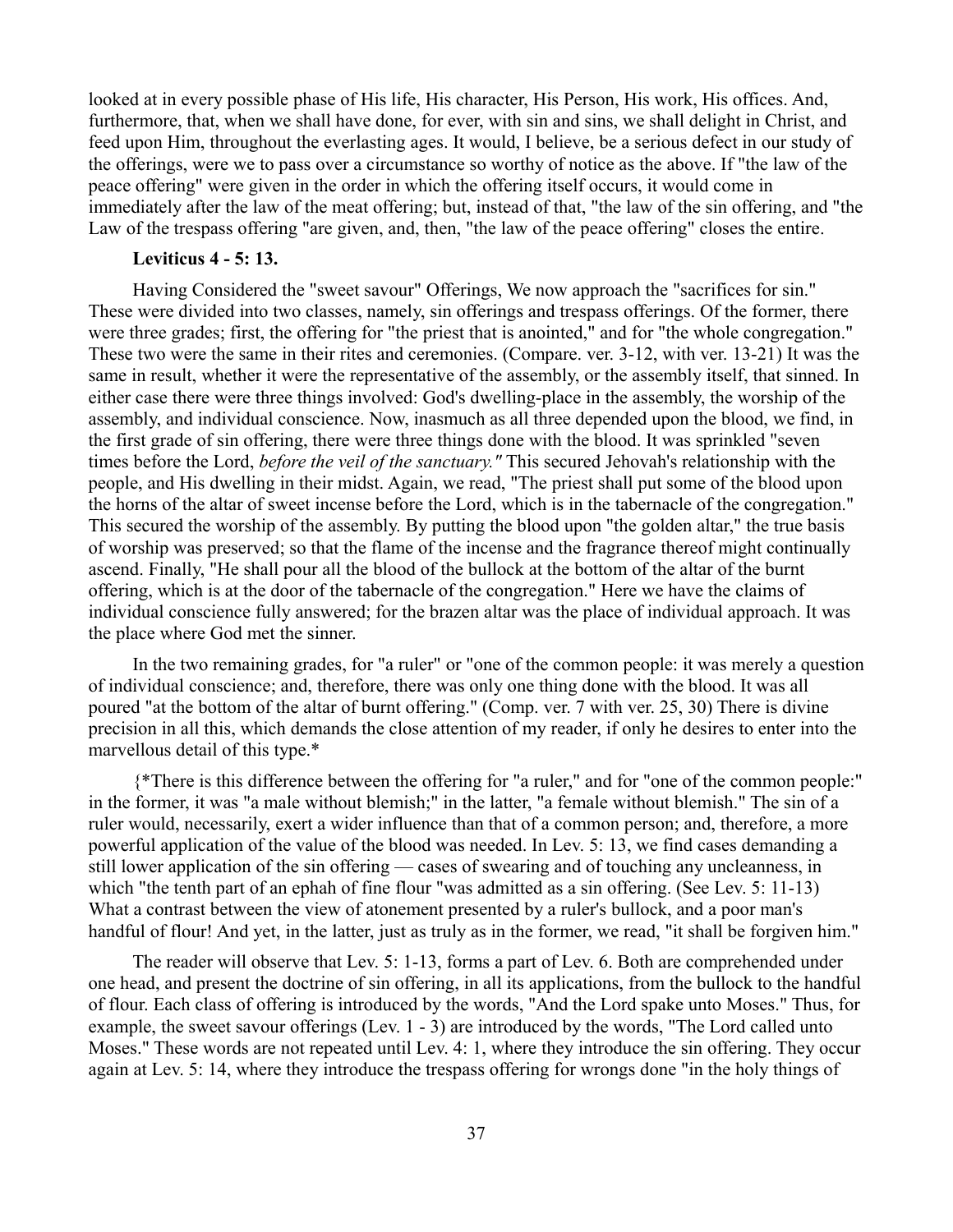looked at in every possible phase of His life, His character, His Person, His work, His offices. And, furthermore, that, when we shall have done, for ever, with sin and sins, we shall delight in Christ, and feed upon Him, throughout the everlasting ages. It would, I believe, be a serious defect in our study of the offerings, were we to pass over a circumstance so worthy of notice as the above. If "the law of the peace offering" were given in the order in which the offering itself occurs, it would come in immediately after the law of the meat offering; but, instead of that, "the law of the sin offering, and "the Law of the trespass offering "are given, and, then, "the law of the peace offering" closes the entire.

**Leviticus 4 - 5: 13.**

Having Considered the "sweet savour" Offerings, We now approach the "sacrifices for sin." These were divided into two classes, namely, sin offerings and trespass offerings. Of the former, there were three grades; first, the offering for "the priest that is anointed," and for "the whole congregation." These two were the same in their rites and ceremonies. (Compare. ver. 3-12, with ver. 13-21) It was the same in result, whether it were the representative of the assembly, or the assembly itself, that sinned. In either case there were three things involved: God's dwelling-place in the assembly, the worship of the assembly, and individual conscience. Now, inasmuch as all three depended upon the blood, we find, in the first grade of sin offering, there were three things done with the blood. It was sprinkled "seven times before the Lord, *before the veil of the sanctuary."* This secured Jehovah's relationship with the people, and His dwelling in their midst. Again, we read, "The priest shall put some of the blood upon the horns of the altar of sweet incense before the Lord, which is in the tabernacle of the congregation." This secured the worship of the assembly. By putting the blood upon "the golden altar," the true basis of worship was preserved; so that the flame of the incense and the fragrance thereof might continually ascend. Finally, "He shall pour all the blood of the bullock at the bottom of the altar of the burnt offering, which is at the door of the tabernacle of the congregation." Here we have the claims of individual conscience fully answered; for the brazen altar was the place of individual approach. It was the place where God met the sinner.

In the two remaining grades, for "a ruler" or "one of the common people: it was merely a question of individual conscience; and, therefore, there was only one thing done with the blood. It was all poured "at the bottom of the altar of burnt offering." (Comp. ver. 7 with ver. 25, 30) There is divine precision in all this, which demands the close attention of my reader, if only he desires to enter into the marvellous detail of this type.*

{*There is this difference between the offering for "a ruler," and for "one of the common people:" in the former, it was "a male without blemish;" in the latter, "a female without blemish." The sin of a ruler would, necessarily, exert a wider influence than that of a common person; and, therefore, a more powerful application of the value of the blood was needed. In Lev. 5: 13, we find cases demanding a still lower application of the sin offering — cases of swearing and of touching any uncleanness, in which "the tenth part of an ephah of fine flour "was admitted as a sin offering. (See Lev. 5: 11-13) What a contrast between the view of atonement presented by a ruler's bullock, and a poor man's handful of flour! And yet, in the latter, just as truly as in the former, we read, "it shall be forgiven him."

The reader will observe that Lev. 5: 1-13, forms a part of Lev. 6. Both are comprehended under one head, and present the doctrine of sin offering, in all its applications, from the bullock to the handful of flour. Each class of offering is introduced by the words, "And the Lord spake unto Moses." Thus, for example, the sweet savour offerings (Lev. 1 - 3) are introduced by the words, "The Lord called unto Moses." These words are not repeated until Lev. 4: 1, where they introduce the sin offering. They occur again at Lev. 5: 14, where they introduce the trespass offering for wrongs done "in the holy things of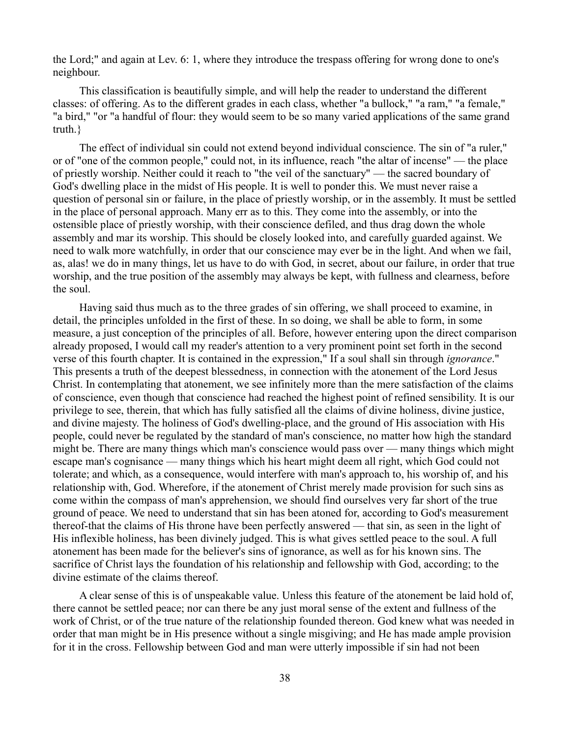the Lord;" and again at Lev. 6: 1, where they introduce the trespass offering for wrong done to one's neighbour.

This classification is beautifully simple, and will help the reader to understand the different classes: of offering. As to the different grades in each class, whether "a bullock," "a ram," "a female," "a bird," "or "a handful of flour: they would seem to be so many varied applications of the same grand truth.}

The effect of individual sin could not extend beyond individual conscience. The sin of "a ruler," or of "one of the common people," could not, in its influence, reach "the altar of incense" — the place of priestly worship. Neither could it reach to "the veil of the sanctuary" — the sacred boundary of God's dwelling place in the midst of His people. It is well to ponder this. We must never raise a question of personal sin or failure, in the place of priestly worship, or in the assembly. It must be settled in the place of personal approach. Many err as to this. They come into the assembly, or into the ostensible place of priestly worship, with their conscience defiled, and thus drag down the whole assembly and mar its worship. This should be closely looked into, and carefully guarded against. We need to walk more watchfully, in order that our conscience may ever be in the light. And when we fail, as, alas! we do in many things, let us have to do with God, in secret, about our failure, in order that true worship, and the true position of the assembly may always be kept, with fullness and clearness, before the soul.

Having said thus much as to the three grades of sin offering, we shall proceed to examine, in detail, the principles unfolded in the first of these. In so doing, we shall be able to form, in some measure, a just conception of the principles of all. Before, however entering upon the direct comparison already proposed, I would call my reader's attention to a very prominent point set forth in the second verse of this fourth chapter. It is contained in the expression," If a soul shall sin through *ignorance*." This presents a truth of the deepest blessedness, in connection with the atonement of the Lord Jesus Christ. In contemplating that atonement, we see infinitely more than the mere satisfaction of the claims of conscience, even though that conscience had reached the highest point of refined sensibility. It is our privilege to see, therein, that which has fully satisfied all the claims of divine holiness, divine justice, and divine majesty. The holiness of God's dwelling-place, and the ground of His association with His people, could never be regulated by the standard of man's conscience, no matter how high the standard might be. There are many things which man's conscience would pass over — many things which might escape man's cognisance — many things which his heart might deem all right, which God could not tolerate; and which, as a consequence, would interfere with man's approach to, his worship of, and his relationship with, God. Wherefore, if the atonement of Christ merely made provision for such sins as come within the compass of man's apprehension, we should find ourselves very far short of the true ground of peace. We need to understand that sin has been atoned for, according to God's measurement thereof-that the claims of His throne have been perfectly answered — that sin, as seen in the light of His inflexible holiness, has been divinely judged. This is what gives settled peace to the soul. A full atonement has been made for the believer's sins of ignorance, as well as for his known sins. The sacrifice of Christ lays the foundation of his relationship and fellowship with God, according; to the divine estimate of the claims thereof.

A clear sense of this is of unspeakable value. Unless this feature of the atonement be laid hold of, there cannot be settled peace; nor can there be any just moral sense of the extent and fullness of the work of Christ, or of the true nature of the relationship founded thereon. God knew what was needed in order that man might be in His presence without a single misgiving; and He has made ample provision for it in the cross. Fellowship between God and man were utterly impossible if sin had not been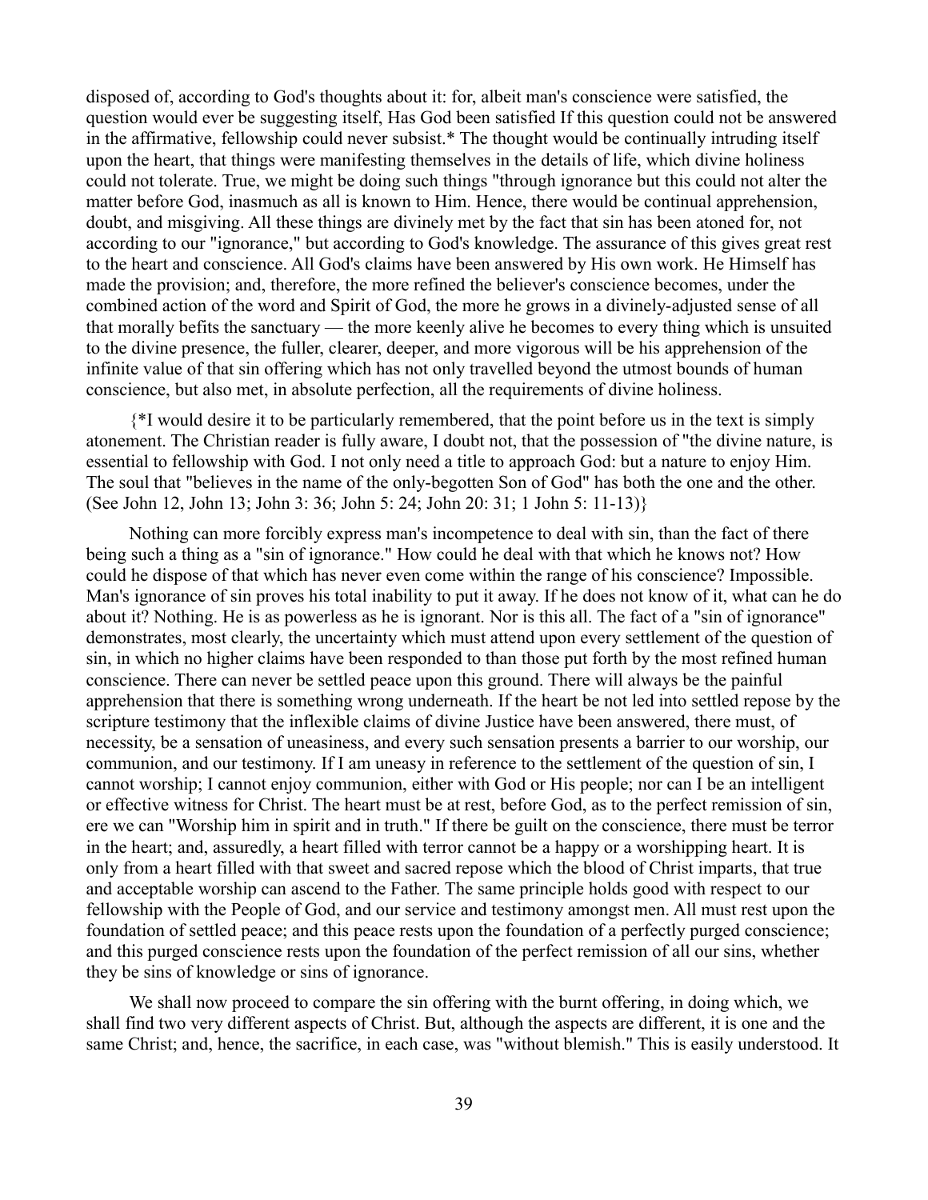disposed of, according to God's thoughts about it: for, albeit man's conscience were satisfied, the question would ever be suggesting itself, Has God been satisfied If this question could not be answered in the affirmative, fellowship could never subsist.* The thought would be continually intruding itself upon the heart, that things were manifesting themselves in the details of life, which divine holiness could not tolerate. True, we might be doing such things "through ignorance but this could not alter the matter before God, inasmuch as all is known to Him. Hence, there would be continual apprehension, doubt, and misgiving. All these things are divinely met by the fact that sin has been atoned for, not according to our "ignorance," but according to God's knowledge. The assurance of this gives great rest to the heart and conscience. All God's claims have been answered by His own work. He Himself has made the provision; and, therefore, the more refined the believer's conscience becomes, under the combined action of the word and Spirit of God, the more he grows in a divinely-adjusted sense of all that morally befits the sanctuary — the more keenly alive he becomes to every thing which is unsuited to the divine presence, the fuller, clearer, deeper, and more vigorous will be his apprehension of the infinite value of that sin offering which has not only travelled beyond the utmost bounds of human conscience, but also met, in absolute perfection, all the requirements of divine holiness.

{*I would desire it to be particularly remembered, that the point before us in the text is simply atonement. The Christian reader is fully aware, I doubt not, that the possession of "the divine nature, is essential to fellowship with God. I not only need a title to approach God: but a nature to enjoy Him. The soul that "believes in the name of the only-begotten Son of God" has both the one and the other. (See John 12, John 13; John 3: 36; John 5: 24; John 20: 31; 1 John 5: 11-13)}

Nothing can more forcibly express man's incompetence to deal with sin, than the fact of there being such a thing as a "sin of ignorance." How could he deal with that which he knows not? How could he dispose of that which has never even come within the range of his conscience? Impossible. Man's ignorance of sin proves his total inability to put it away. If he does not know of it, what can he do about it? Nothing. He is as powerless as he is ignorant. Nor is this all. The fact of a "sin of ignorance" demonstrates, most clearly, the uncertainty which must attend upon every settlement of the question of sin, in which no higher claims have been responded to than those put forth by the most refined human conscience. There can never be settled peace upon this ground. There will always be the painful apprehension that there is something wrong underneath. If the heart be not led into settled repose by the scripture testimony that the inflexible claims of divine Justice have been answered, there must, of necessity, be a sensation of uneasiness, and every such sensation presents a barrier to our worship, our communion, and our testimony. If I am uneasy in reference to the settlement of the question of sin, I cannot worship; I cannot enjoy communion, either with God or His people; nor can I be an intelligent or effective witness for Christ. The heart must be at rest, before God, as to the perfect remission of sin, ere we can "Worship him in spirit and in truth." If there be guilt on the conscience, there must be terror in the heart; and, assuredly, a heart filled with terror cannot be a happy or a worshipping heart. It is only from a heart filled with that sweet and sacred repose which the blood of Christ imparts, that true and acceptable worship can ascend to the Father. The same principle holds good with respect to our fellowship with the People of God, and our service and testimony amongst men. All must rest upon the foundation of settled peace; and this peace rests upon the foundation of a perfectly purged conscience; and this purged conscience rests upon the foundation of the perfect remission of all our sins, whether they be sins of knowledge or sins of ignorance.

We shall now proceed to compare the sin offering with the burnt offering, in doing which, we shall find two very different aspects of Christ. But, although the aspects are different, it is one and the same Christ; and, hence, the sacrifice, in each case, was "without blemish." This is easily understood. It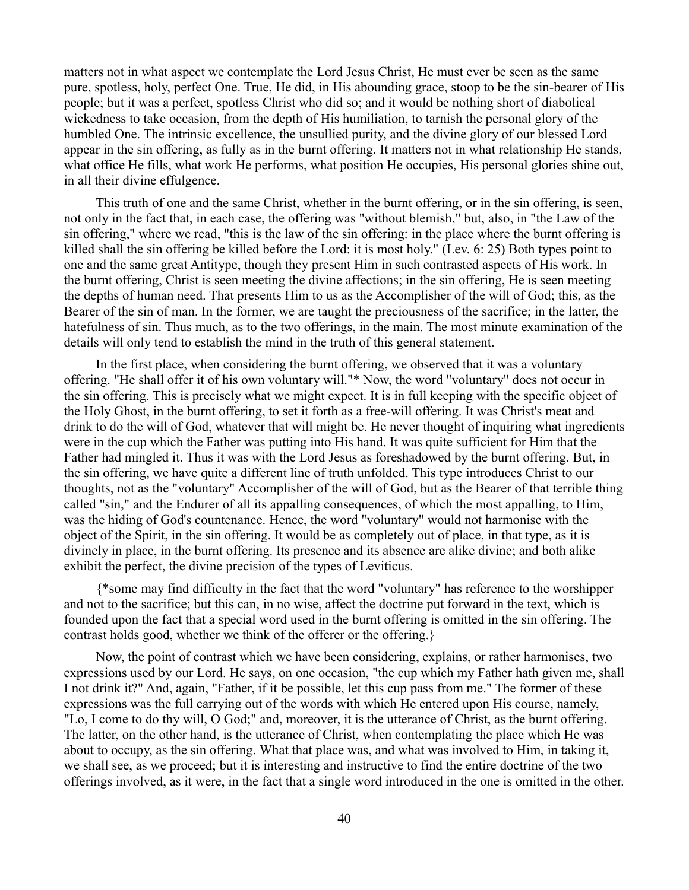matters not in what aspect we contemplate the Lord Jesus Christ, He must ever be seen as the same pure, spotless, holy, perfect One. True, He did, in His abounding grace, stoop to be the sin-bearer of His people; but it was a perfect, spotless Christ who did so; and it would be nothing short of diabolical wickedness to take occasion, from the depth of His humiliation, to tarnish the personal glory of the humbled One. The intrinsic excellence, the unsullied purity, and the divine glory of our blessed Lord appear in the sin offering, as fully as in the burnt offering. It matters not in what relationship He stands, what office He fills, what work He performs, what position He occupies, His personal glories shine out, in all their divine effulgence.

This truth of one and the same Christ, whether in the burnt offering, or in the sin offering, is seen, not only in the fact that, in each case, the offering was "without blemish," but, also, in "the Law of the sin offering," where we read, "this is the law of the sin offering: in the place where the burnt offering is killed shall the sin offering be killed before the Lord: it is most holy." (Lev. 6: 25) Both types point to one and the same great Antitype, though they present Him in such contrasted aspects of His work. In the burnt offering, Christ is seen meeting the divine affections; in the sin offering, He is seen meeting the depths of human need. That presents Him to us as the Accomplisher of the will of God; this, as the Bearer of the sin of man. In the former, we are taught the preciousness of the sacrifice; in the latter, the hatefulness of sin. Thus much, as to the two offerings, in the main. The most minute examination of the details will only tend to establish the mind in the truth of this general statement.

In the first place, when considering the burnt offering, we observed that it was a voluntary offering. "He shall offer it of his own voluntary will."* Now, the word "voluntary" does not occur in the sin offering. This is precisely what we might expect. It is in full keeping with the specific object of the Holy Ghost, in the burnt offering, to set it forth as a free-will offering. It was Christ's meat and drink to do the will of God, whatever that will might be. He never thought of inquiring what ingredients were in the cup which the Father was putting into His hand. It was quite sufficient for Him that the Father had mingled it. Thus it was with the Lord Jesus as foreshadowed by the burnt offering. But, in the sin offering, we have quite a different line of truth unfolded. This type introduces Christ to our thoughts, not as the "voluntary" Accomplisher of the will of God, but as the Bearer of that terrible thing called "sin," and the Endurer of all its appalling consequences, of which the most appalling, to Him, was the hiding of God's countenance. Hence, the word "voluntary" would not harmonise with the object of the Spirit, in the sin offering. It would be as completely out of place, in that type, as it is divinely in place, in the burnt offering. Its presence and its absence are alike divine; and both alike exhibit the perfect, the divine precision of the types of Leviticus.

{*some may find difficulty in the fact that the word "voluntary" has reference to the worshipper and not to the sacrifice; but this can, in no wise, affect the doctrine put forward in the text, which is founded upon the fact that a special word used in the burnt offering is omitted in the sin offering. The contrast holds good, whether we think of the offerer or the offering.}

Now, the point of contrast which we have been considering, explains, or rather harmonises, two expressions used by our Lord. He says, on one occasion, "the cup which my Father hath given me, shall I not drink it?" And, again, "Father, if it be possible, let this cup pass from me." The former of these expressions was the full carrying out of the words with which He entered upon His course, namely, "Lo, I come to do thy will, O God;" and, moreover, it is the utterance of Christ, as the burnt offering. The latter, on the other hand, is the utterance of Christ, when contemplating the place which He was about to occupy, as the sin offering. What that place was, and what was involved to Him, in taking it, we shall see, as we proceed; but it is interesting and instructive to find the entire doctrine of the two offerings involved, as it were, in the fact that a single word introduced in the one is omitted in the other.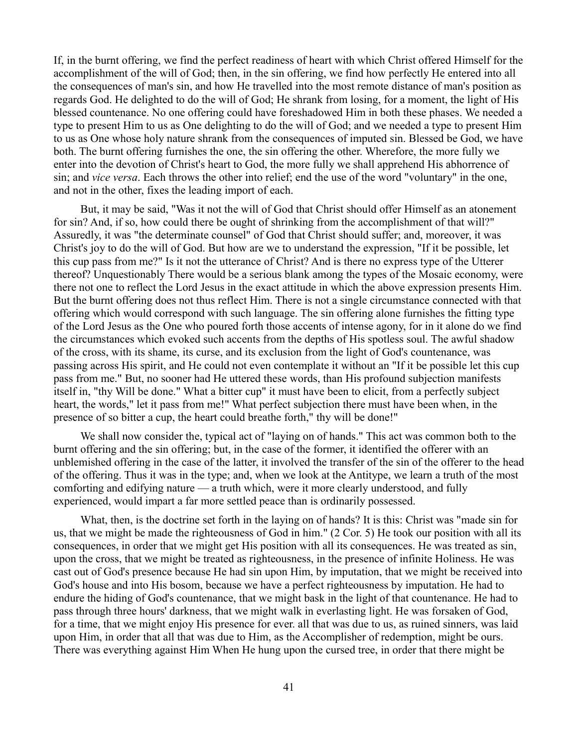If, in the burnt offering, we find the perfect readiness of heart with which Christ offered Himself for the accomplishment of the will of God; then, in the sin offering, we find how perfectly He entered into all the consequences of man's sin, and how He travelled into the most remote distance of man's position as regards God. He delighted to do the will of God; He shrank from losing, for a moment, the light of His blessed countenance. No one offering could have foreshadowed Him in both these phases. We needed a type to present Him to us as One delighting to do the will of God; and we needed a type to present Him to us as One whose holy nature shrank from the consequences of imputed sin. Blessed be God, we have both. The burnt offering furnishes the one, the sin offering the other. Wherefore, the more fully we enter into the devotion of Christ's heart to God, the more fully we shall apprehend His abhorrence of sin; and *vice versa*. Each throws the other into relief; end the use of the word "voluntary" in the one, and not in the other, fixes the leading import of each.

But, it may be said, "Was it not the will of God that Christ should offer Himself as an atonement for sin? And, if so, how could there be ought of shrinking from the accomplishment of that will?" Assuredly, it was "the determinate counsel" of God that Christ should suffer; and, moreover, it was Christ's joy to do the will of God. But how are we to understand the expression, "If it be possible, let this cup pass from me?" Is it not the utterance of Christ? And is there no express type of the Utterer thereof? Unquestionably There would be a serious blank among the types of the Mosaic economy, were there not one to reflect the Lord Jesus in the exact attitude in which the above expression presents Him. But the burnt offering does not thus reflect Him. There is not a single circumstance connected with that offering which would correspond with such language. The sin offering alone furnishes the fitting type of the Lord Jesus as the One who poured forth those accents of intense agony, for in it alone do we find the circumstances which evoked such accents from the depths of His spotless soul. The awful shadow of the cross, with its shame, its curse, and its exclusion from the light of God's countenance, was passing across His spirit, and He could not even contemplate it without an "If it be possible let this cup pass from me." But, no sooner had He uttered these words, than His profound subjection manifests itself in, "thy Will be done." What a bitter cup" it must have been to elicit, from a perfectly subject heart, the words," let it pass from me!" What perfect subjection there must have been when, in the presence of so bitter a cup, the heart could breathe forth," thy will be done!"

We shall now consider the, typical act of "laying on of hands." This act was common both to the burnt offering and the sin offering; but, in the case of the former, it identified the offerer with an unblemished offering in the case of the latter, it involved the transfer of the sin of the offerer to the head of the offering. Thus it was in the type; and, when we look at the Antitype, we learn a truth of the most comforting and edifying nature — a truth which, were it more clearly understood, and fully experienced, would impart a far more settled peace than is ordinarily possessed.

What, then, is the doctrine set forth in the laying on of hands? It is this: Christ was "made sin for us, that we might be made the righteousness of God in him." (2 Cor. 5) He took our position with all its consequences, in order that we might get His position with all its consequences. He was treated as sin, upon the cross, that we might be treated as righteousness, in the presence of infinite Holiness. He was cast out of God's presence because He had sin upon Him, by imputation, that we might be received into God's house and into His bosom, because we have a perfect righteousness by imputation. He had to endure the hiding of God's countenance, that we might bask in the light of that countenance. He had to pass through three hours' darkness, that we might walk in everlasting light. He was forsaken of God, for a time, that we might enjoy His presence for ever. all that was due to us, as ruined sinners, was laid upon Him, in order that all that was due to Him, as the Accomplisher of redemption, might be ours. There was everything against Him When He hung upon the cursed tree, in order that there might be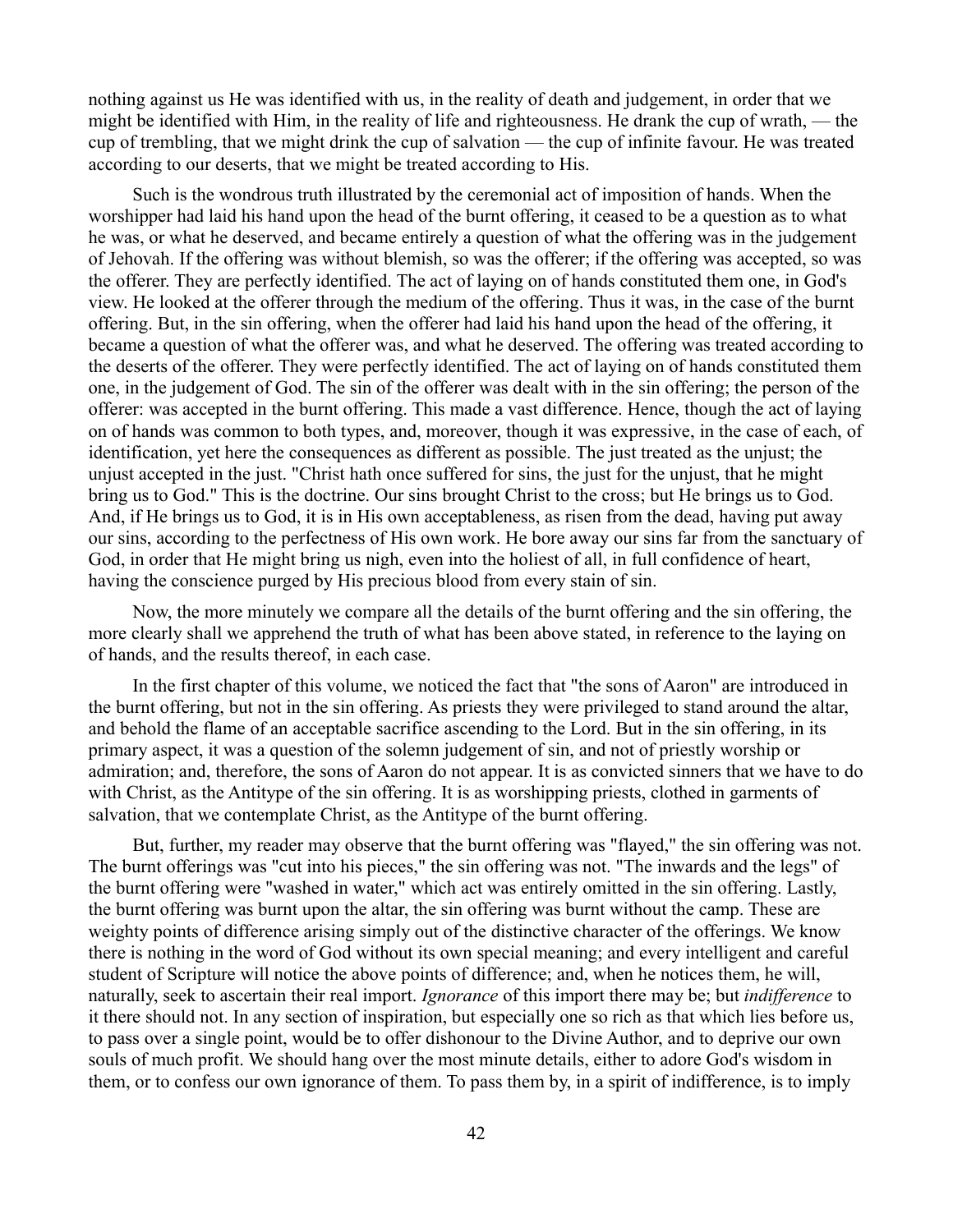nothing against us He was identified with us, in the reality of death and judgement, in order that we might be identified with Him, in the reality of life and righteousness. He drank the cup of wrath, — the cup of trembling, that we might drink the cup of salvation — the cup of infinite favour. He was treated according to our deserts, that we might be treated according to His.

Such is the wondrous truth illustrated by the ceremonial act of imposition of hands. When the worshipper had laid his hand upon the head of the burnt offering, it ceased to be a question as to what he was, or what he deserved, and became entirely a question of what the offering was in the judgement of Jehovah. If the offering was without blemish, so was the offerer; if the offering was accepted, so was the offerer. They are perfectly identified. The act of laying on of hands constituted them one, in God's view. He looked at the offerer through the medium of the offering. Thus it was, in the case of the burnt offering. But, in the sin offering, when the offerer had laid his hand upon the head of the offering, it became a question of what the offerer was, and what he deserved. The offering was treated according to the deserts of the offerer. They were perfectly identified. The act of laying on of hands constituted them one, in the judgement of God. The sin of the offerer was dealt with in the sin offering; the person of the offerer: was accepted in the burnt offering. This made a vast difference. Hence, though the act of laying on of hands was common to both types, and, moreover, though it was expressive, in the case of each, of identification, yet here the consequences as different as possible. The just treated as the unjust; the unjust accepted in the just. "Christ hath once suffered for sins, the just for the unjust, that he might bring us to God." This is the doctrine. Our sins brought Christ to the cross; but He brings us to God. And, if He brings us to God, it is in His own acceptableness, as risen from the dead, having put away our sins, according to the perfectness of His own work. He bore away our sins far from the sanctuary of God, in order that He might bring us nigh, even into the holiest of all, in full confidence of heart, having the conscience purged by His precious blood from every stain of sin.

Now, the more minutely we compare all the details of the burnt offering and the sin offering, the more clearly shall we apprehend the truth of what has been above stated, in reference to the laying on of hands, and the results thereof, in each case.

In the first chapter of this volume, we noticed the fact that "the sons of Aaron" are introduced in the burnt offering, but not in the sin offering. As priests they were privileged to stand around the altar, and behold the flame of an acceptable sacrifice ascending to the Lord. But in the sin offering, in its primary aspect, it was a question of the solemn judgement of sin, and not of priestly worship or admiration; and, therefore, the sons of Aaron do not appear. It is as convicted sinners that we have to do with Christ, as the Antitype of the sin offering. It is as worshipping priests, clothed in garments of salvation, that we contemplate Christ, as the Antitype of the burnt offering.

But, further, my reader may observe that the burnt offering was "flayed," the sin offering was not. The burnt offerings was "cut into his pieces," the sin offering was not. "The inwards and the legs" of the burnt offering were "washed in water," which act was entirely omitted in the sin offering. Lastly, the burnt offering was burnt upon the altar, the sin offering was burnt without the camp. These are weighty points of difference arising simply out of the distinctive character of the offerings. We know there is nothing in the word of God without its own special meaning; and every intelligent and careful student of Scripture will notice the above points of difference; and, when he notices them, he will, naturally, seek to ascertain their real import. *Ignorance* of this import there may be; but *indifference* to it there should not. In any section of inspiration, but especially one so rich as that which lies before us, to pass over a single point, would be to offer dishonour to the Divine Author, and to deprive our own souls of much profit. We should hang over the most minute details, either to adore God's wisdom in them, or to confess our own ignorance of them. To pass them by, in a spirit of indifference, is to imply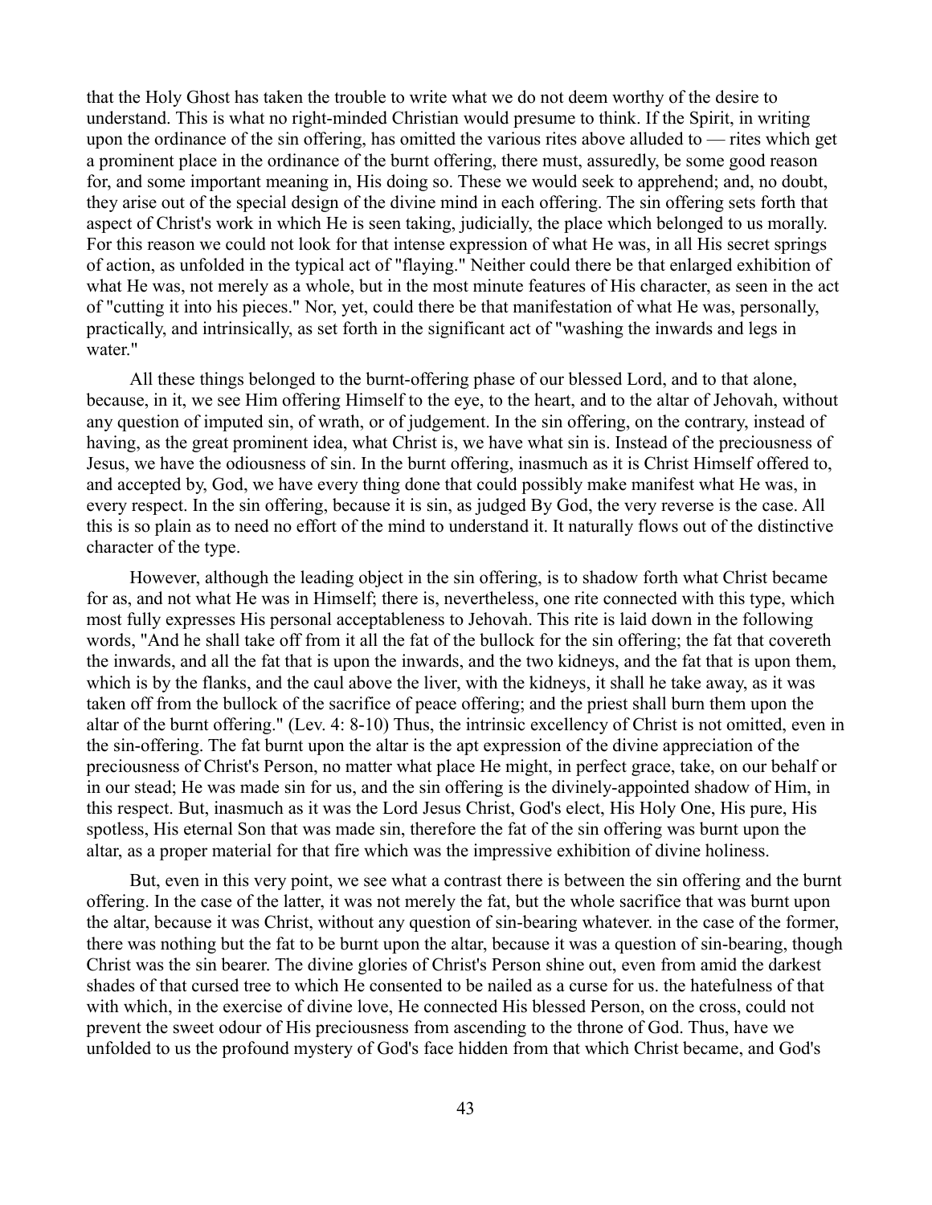that the Holy Ghost has taken the trouble to write what we do not deem worthy of the desire to understand. This is what no right-minded Christian would presume to think. If the Spirit, in writing upon the ordinance of the sin offering, has omitted the various rites above alluded to — rites which get a prominent place in the ordinance of the burnt offering, there must, assuredly, be some good reason for, and some important meaning in, His doing so. These we would seek to apprehend; and, no doubt, they arise out of the special design of the divine mind in each offering. The sin offering sets forth that aspect of Christ's work in which He is seen taking, judicially, the place which belonged to us morally. For this reason we could not look for that intense expression of what He was, in all His secret springs of action, as unfolded in the typical act of "flaying." Neither could there be that enlarged exhibition of what He was, not merely as a whole, but in the most minute features of His character, as seen in the act of "cutting it into his pieces." Nor, yet, could there be that manifestation of what He was, personally, practically, and intrinsically, as set forth in the significant act of "washing the inwards and legs in water."

All these things belonged to the burnt-offering phase of our blessed Lord, and to that alone, because, in it, we see Him offering Himself to the eye, to the heart, and to the altar of Jehovah, without any question of imputed sin, of wrath, or of judgement. In the sin offering, on the contrary, instead of having, as the great prominent idea, what Christ is, we have what sin is. Instead of the preciousness of Jesus, we have the odiousness of sin. In the burnt offering, inasmuch as it is Christ Himself offered to, and accepted by, God, we have every thing done that could possibly make manifest what He was, in every respect. In the sin offering, because it is sin, as judged By God, the very reverse is the case. All this is so plain as to need no effort of the mind to understand it. It naturally flows out of the distinctive character of the type.

However, although the leading object in the sin offering, is to shadow forth what Christ became for as, and not what He was in Himself; there is, nevertheless, one rite connected with this type, which most fully expresses His personal acceptableness to Jehovah. This rite is laid down in the following words, "And he shall take off from it all the fat of the bullock for the sin offering; the fat that covereth the inwards, and all the fat that is upon the inwards, and the two kidneys, and the fat that is upon them, which is by the flanks, and the caul above the liver, with the kidneys, it shall he take away, as it was taken off from the bullock of the sacrifice of peace offering; and the priest shall burn them upon the altar of the burnt offering." (Lev. 4: 8-10) Thus, the intrinsic excellency of Christ is not omitted, even in the sin-offering. The fat burnt upon the altar is the apt expression of the divine appreciation of the preciousness of Christ's Person, no matter what place He might, in perfect grace, take, on our behalf or in our stead; He was made sin for us, and the sin offering is the divinely-appointed shadow of Him, in this respect. But, inasmuch as it was the Lord Jesus Christ, God's elect, His Holy One, His pure, His spotless, His eternal Son that was made sin, therefore the fat of the sin offering was burnt upon the altar, as a proper material for that fire which was the impressive exhibition of divine holiness.

But, even in this very point, we see what a contrast there is between the sin offering and the burnt offering. In the case of the latter, it was not merely the fat, but the whole sacrifice that was burnt upon the altar, because it was Christ, without any question of sin-bearing whatever. in the case of the former, there was nothing but the fat to be burnt upon the altar, because it was a question of sin-bearing, though Christ was the sin bearer. The divine glories of Christ's Person shine out, even from amid the darkest shades of that cursed tree to which He consented to be nailed as a curse for us. the hatefulness of that with which, in the exercise of divine love, He connected His blessed Person, on the cross, could not prevent the sweet odour of His preciousness from ascending to the throne of God. Thus, have we unfolded to us the profound mystery of God's face hidden from that which Christ became, and God's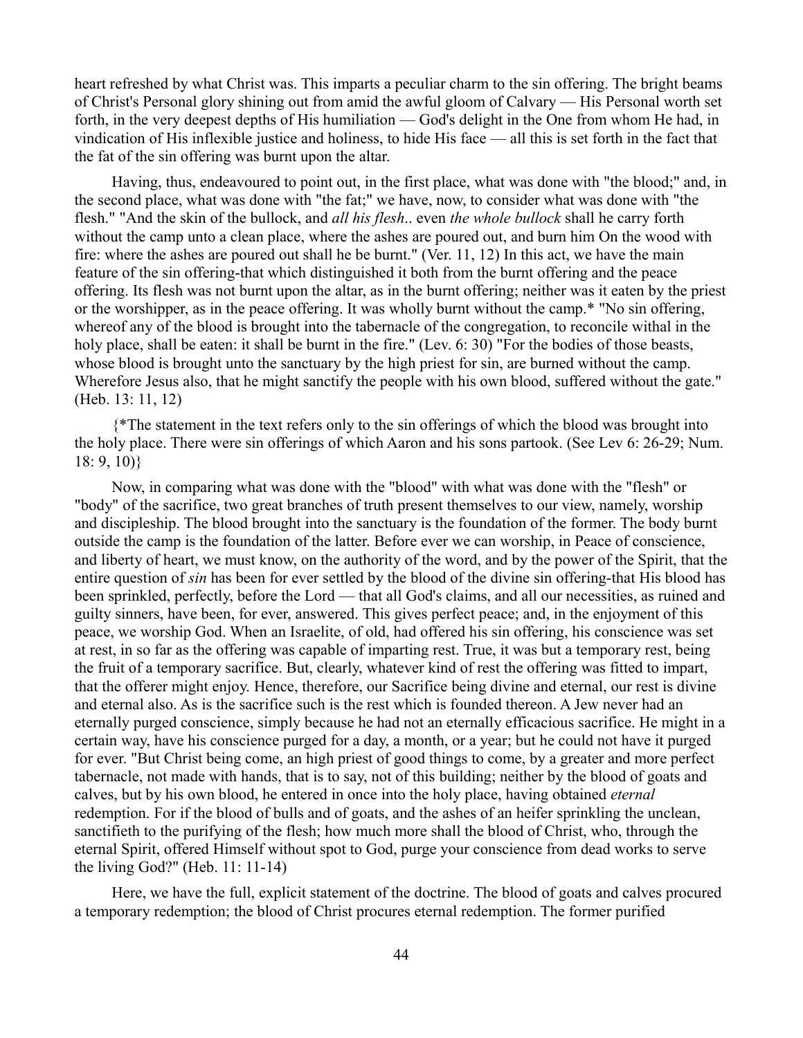heart refreshed by what Christ was. This imparts a peculiar charm to the sin offering. The bright beams of Christ's Personal glory shining out from amid the awful gloom of Calvary — His Personal worth set forth, in the very deepest depths of His humiliation — God's delight in the One from whom He had, in vindication of His inflexible justice and holiness, to hide His face — all this is set forth in the fact that the fat of the sin offering was burnt upon the altar.

Having, thus, endeavoured to point out, in the first place, what was done with "the blood;" and, in the second place, what was done with "the fat;" we have, now, to consider what was done with "the flesh." "And the skin of the bullock, and *all his flesh*.. even *the whole bullock* shall he carry forth without the camp unto a clean place, where the ashes are poured out, and burn him On the wood with fire: where the ashes are poured out shall he be burnt." (Ver. 11, 12) In this act, we have the main feature of the sin offering-that which distinguished it both from the burnt offering and the peace offering. Its flesh was not burnt upon the altar, as in the burnt offering; neither was it eaten by the priest or the worshipper, as in the peace offering. It was wholly burnt without the camp.* "No sin offering, whereof any of the blood is brought into the tabernacle of the congregation, to reconcile withal in the holy place, shall be eaten: it shall be burnt in the fire." (Lev. 6: 30) "For the bodies of those beasts, whose blood is brought unto the sanctuary by the high priest for sin, are burned without the camp. Wherefore Jesus also, that he might sanctify the people with his own blood, suffered without the gate." (Heb. 13: 11, 12)

{*The statement in the text refers only to the sin offerings of which the blood was brought into the holy place. There were sin offerings of which Aaron and his sons partook. (See Lev 6: 26-29; Num. 18: 9, 10)}

Now, in comparing what was done with the "blood" with what was done with the "flesh" or "body" of the sacrifice, two great branches of truth present themselves to our view, namely, worship and discipleship. The blood brought into the sanctuary is the foundation of the former. The body burnt outside the camp is the foundation of the latter. Before ever we can worship, in Peace of conscience, and liberty of heart, we must know, on the authority of the word, and by the power of the Spirit, that the entire question of *sin* has been for ever settled by the blood of the divine sin offering-that His blood has been sprinkled, perfectly, before the Lord — that all God's claims, and all our necessities, as ruined and guilty sinners, have been, for ever, answered. This gives perfect peace; and, in the enjoyment of this peace, we worship God. When an Israelite, of old, had offered his sin offering, his conscience was set at rest, in so far as the offering was capable of imparting rest. True, it was but a temporary rest, being the fruit of a temporary sacrifice. But, clearly, whatever kind of rest the offering was fitted to impart, that the offerer might enjoy. Hence, therefore, our Sacrifice being divine and eternal, our rest is divine and eternal also. As is the sacrifice such is the rest which is founded thereon. A Jew never had an eternally purged conscience, simply because he had not an eternally efficacious sacrifice. He might in a certain way, have his conscience purged for a day, a month, or a year; but he could not have it purged for ever. "But Christ being come, an high priest of good things to come, by a greater and more perfect tabernacle, not made with hands, that is to say, not of this building; neither by the blood of goats and calves, but by his own blood, he entered in once into the holy place, having obtained *eternal* redemption. For if the blood of bulls and of goats, and the ashes of an heifer sprinkling the unclean, sanctifieth to the purifying of the flesh; how much more shall the blood of Christ, who, through the eternal Spirit, offered Himself without spot to God, purge your conscience from dead works to serve the living God?" (Heb. 11: 11-14)

Here, we have the full, explicit statement of the doctrine. The blood of goats and calves procured a temporary redemption; the blood of Christ procures eternal redemption. The former purified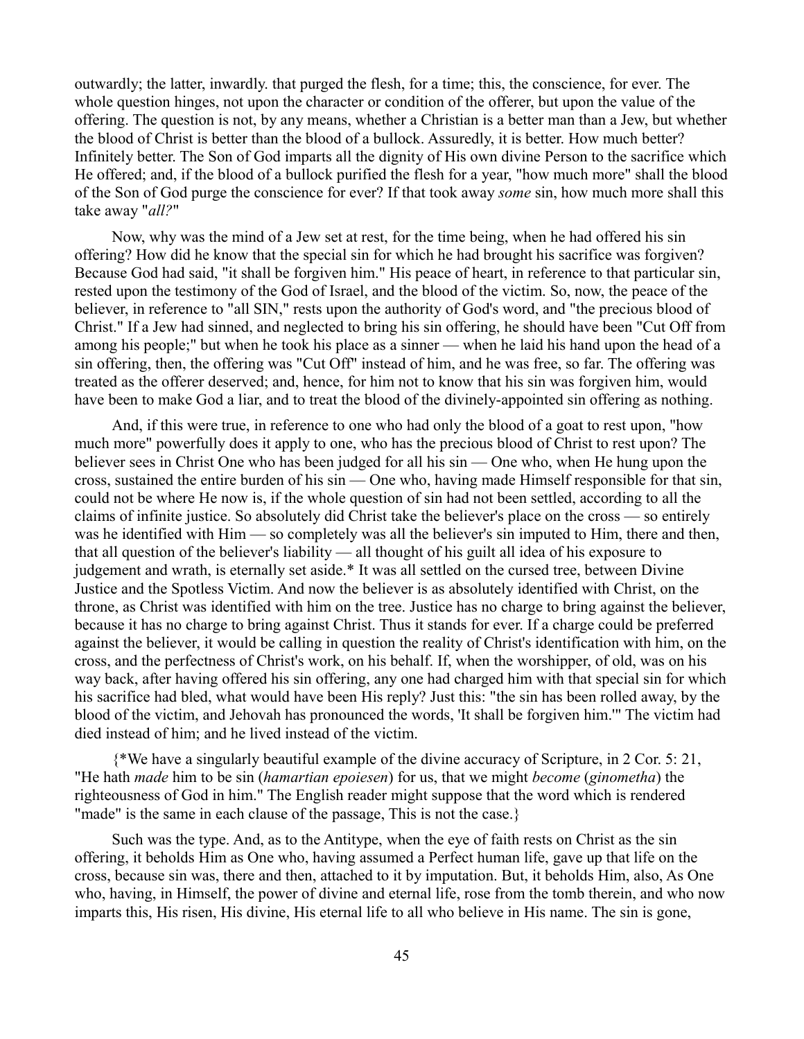outwardly; the latter, inwardly. that purged the flesh, for a time; this, the conscience, for ever. The whole question hinges, not upon the character or condition of the offerer, but upon the value of the offering. The question is not, by any means, whether a Christian is a better man than a Jew, but whether the blood of Christ is better than the blood of a bullock. Assuredly, it is better. How much better? Infinitely better. The Son of God imparts all the dignity of His own divine Person to the sacrifice which He offered; and, if the blood of a bullock purified the flesh for a year, "how much more" shall the blood of the Son of God purge the conscience for ever? If that took away *some* sin, how much more shall this take away "*all?*"

Now, why was the mind of a Jew set at rest, for the time being, when he had offered his sin offering? How did he know that the special sin for which he had brought his sacrifice was forgiven? Because God had said, "it shall be forgiven him." His peace of heart, in reference to that particular sin, rested upon the testimony of the God of Israel, and the blood of the victim. So, now, the peace of the believer, in reference to "all SIN," rests upon the authority of God's word, and "the precious blood of Christ." If a Jew had sinned, and neglected to bring his sin offering, he should have been "Cut Off from among his people;" but when he took his place as a sinner — when he laid his hand upon the head of a sin offering, then, the offering was "Cut Off" instead of him, and he was free, so far. The offering was treated as the offerer deserved; and, hence, for him not to know that his sin was forgiven him, would have been to make God a liar, and to treat the blood of the divinely-appointed sin offering as nothing.

And, if this were true, in reference to one who had only the blood of a goat to rest upon, "how much more" powerfully does it apply to one, who has the precious blood of Christ to rest upon? The believer sees in Christ One who has been judged for all his sin — One who, when He hung upon the cross, sustained the entire burden of his sin — One who, having made Himself responsible for that sin, could not be where He now is, if the whole question of sin had not been settled, according to all the claims of infinite justice. So absolutely did Christ take the believer's place on the cross — so entirely was he identified with Him — so completely was all the believer's sin imputed to Him, there and then, that all question of the believer's liability — all thought of his guilt all idea of his exposure to judgement and wrath, is eternally set aside.* It was all settled on the cursed tree, between Divine Justice and the Spotless Victim. And now the believer is as absolutely identified with Christ, on the throne, as Christ was identified with him on the tree. Justice has no charge to bring against the believer, because it has no charge to bring against Christ. Thus it stands for ever. If a charge could be preferred against the believer, it would be calling in question the reality of Christ's identification with him, on the cross, and the perfectness of Christ's work, on his behalf. If, when the worshipper, of old, was on his way back, after having offered his sin offering, any one had charged him with that special sin for which his sacrifice had bled, what would have been His reply? Just this: "the sin has been rolled away, by the blood of the victim, and Jehovah has pronounced the words, 'It shall be forgiven him.'" The victim had died instead of him; and he lived instead of the victim.

{*We have a singularly beautiful example of the divine accuracy of Scripture, in 2 Cor. 5: 21, "He hath *made* him to be sin (*hamartian epoiesen*) for us, that we might *become* (*ginometha*) the righteousness of God in him." The English reader might suppose that the word which is rendered "made" is the same in each clause of the passage, This is not the case.}

Such was the type. And, as to the Antitype, when the eye of faith rests on Christ as the sin offering, it beholds Him as One who, having assumed a Perfect human life, gave up that life on the cross, because sin was, there and then, attached to it by imputation. But, it beholds Him, also, As One who, having, in Himself, the power of divine and eternal life, rose from the tomb therein, and who now imparts this, His risen, His divine, His eternal life to all who believe in His name. The sin is gone,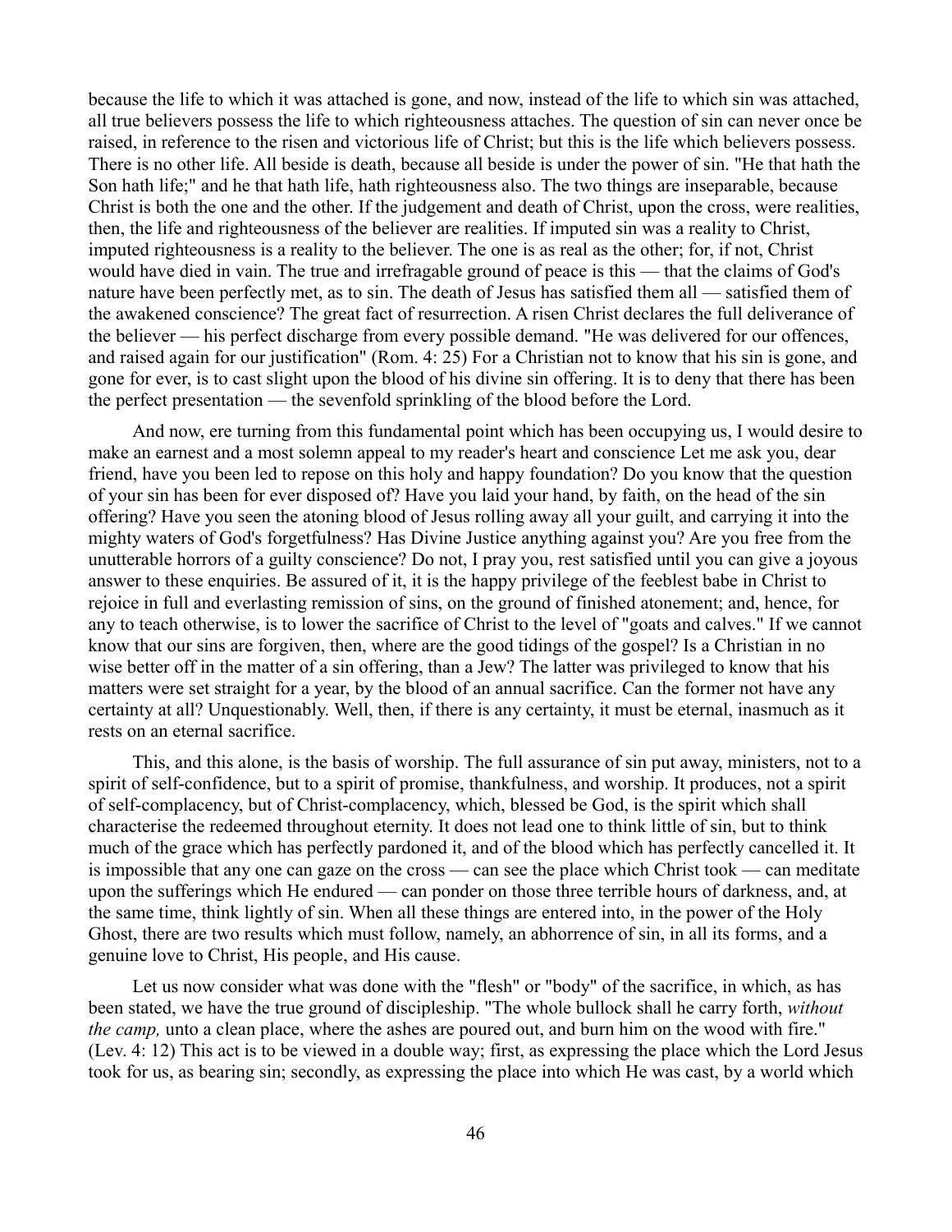because the life to which it was attached is gone, and now, instead of the life to which sin was attached, all true believers possess the life to which righteousness attaches. The question of sin can never once be raised, in reference to the risen and victorious life of Christ; but this is the life which believers possess. There is no other life. All beside is death, because all beside is under the power of sin. "He that hath the Son hath life;" and he that hath life, hath righteousness also. The two things are inseparable, because Christ is both the one and the other. If the judgement and death of Christ, upon the cross, were realities, then, the life and righteousness of the believer are realities. If imputed sin was a reality to Christ, imputed righteousness is a reality to the believer. The one is as real as the other; for, if not, Christ would have died in vain. The true and irrefragable ground of peace is this — that the claims of God's nature have been perfectly met, as to sin. The death of Jesus has satisfied them all — satisfied them of the awakened conscience? The great fact of resurrection. A risen Christ declares the full deliverance of the believer — his perfect discharge from every possible demand. "He was delivered for our offences, and raised again for our justification" (Rom. 4: 25) For a Christian not to know that his sin is gone, and gone for ever, is to cast slight upon the blood of his divine sin offering. It is to deny that there has been the perfect presentation — the sevenfold sprinkling of the blood before the Lord.

And now, ere turning from this fundamental point which has been occupying us, I would desire to make an earnest and a most solemn appeal to my reader's heart and conscience Let me ask you, dear friend, have you been led to repose on this holy and happy foundation? Do you know that the question of your sin has been for ever disposed of? Have you laid your hand, by faith, on the head of the sin offering? Have you seen the atoning blood of Jesus rolling away all your guilt, and carrying it into the mighty waters of God's forgetfulness? Has Divine Justice anything against you? Are you free from the unutterable horrors of a guilty conscience? Do not, I pray you, rest satisfied until you can give a joyous answer to these enquiries. Be assured of it, it is the happy privilege of the feeblest babe in Christ to rejoice in full and everlasting remission of sins, on the ground of finished atonement; and, hence, for any to teach otherwise, is to lower the sacrifice of Christ to the level of "goats and calves." If we cannot know that our sins are forgiven, then, where are the good tidings of the gospel? Is a Christian in no wise better off in the matter of a sin offering, than a Jew? The latter was privileged to know that his matters were set straight for a year, by the blood of an annual sacrifice. Can the former not have any certainty at all? Unquestionably. Well, then, if there is any certainty, it must be eternal, inasmuch as it rests on an eternal sacrifice.

This, and this alone, is the basis of worship. The full assurance of sin put away, ministers, not to a spirit of self-confidence, but to a spirit of promise, thankfulness, and worship. It produces, not a spirit of self-complacency, but of Christ-complacency, which, blessed be God, is the spirit which shall characterise the redeemed throughout eternity. It does not lead one to think little of sin, but to think much of the grace which has perfectly pardoned it, and of the blood which has perfectly cancelled it. It is impossible that any one can gaze on the cross — can see the place which Christ took — can meditate upon the sufferings which He endured — can ponder on those three terrible hours of darkness, and, at the same time, think lightly of sin. When all these things are entered into, in the power of the Holy Ghost, there are two results which must follow, namely, an abhorrence of sin, in all its forms, and a genuine love to Christ, His people, and His cause.

Let us now consider what was done with the "flesh" or "body" of the sacrifice, in which, as has been stated, we have the true ground of discipleship. "The whole bullock shall he carry forth, *without the camp,* unto a clean place, where the ashes are poured out, and burn him on the wood with fire." (Lev. 4: 12) This act is to be viewed in a double way; first, as expressing the place which the Lord Jesus took for us, as bearing sin; secondly, as expressing the place into which He was cast, by a world which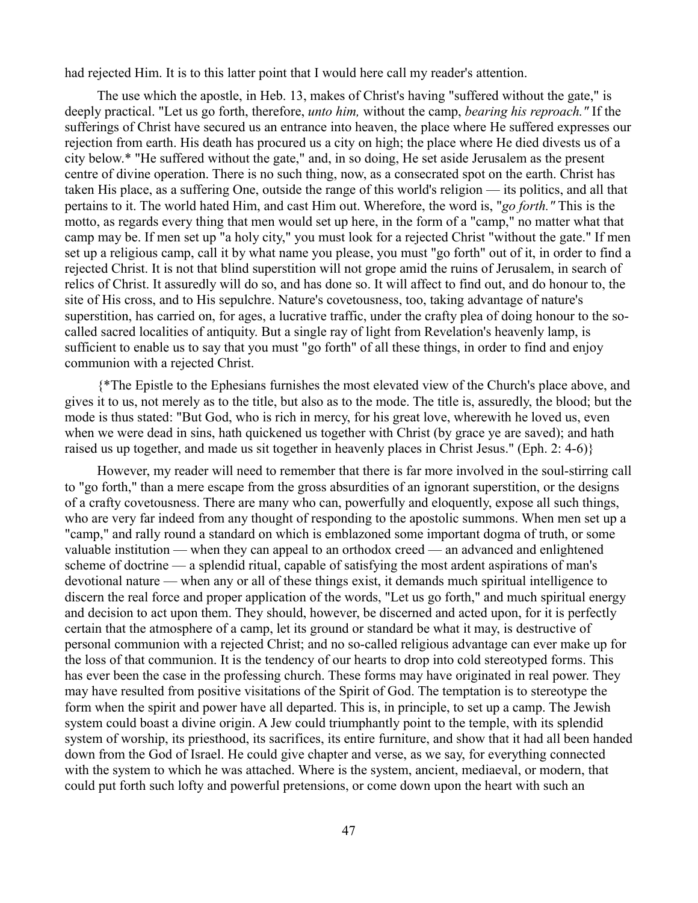had rejected Him. It is to this latter point that I would here call my reader's attention.

The use which the apostle, in Heb. 13, makes of Christ's having "suffered without the gate," is deeply practical. "Let us go forth, therefore, *unto him,* without the camp, *bearing his reproach."* If the sufferings of Christ have secured us an entrance into heaven, the place where He suffered expresses our rejection from earth. His death has procured us a city on high; the place where He died divests us of a city below.* "He suffered without the gate," and, in so doing, He set aside Jerusalem as the present centre of divine operation. There is no such thing, now, as a consecrated spot on the earth. Christ has taken His place, as a suffering One, outside the range of this world's religion — its politics, and all that pertains to it. The world hated Him, and cast Him out. Wherefore, the word is, "*go forth."* This is the motto, as regards every thing that men would set up here, in the form of a "camp," no matter what that camp may be. If men set up "a holy city," you must look for a rejected Christ "without the gate." If men set up a religious camp, call it by what name you please, you must "go forth" out of it, in order to find a rejected Christ. It is not that blind superstition will not grope amid the ruins of Jerusalem, in search of relics of Christ. It assuredly will do so, and has done so. It will affect to find out, and do honour to, the site of His cross, and to His sepulchre. Nature's covetousness, too, taking advantage of nature's superstition, has carried on, for ages, a lucrative traffic, under the crafty plea of doing honour to the so-called sacred localities of antiquity. But a single ray of light from Revelation's heavenly lamp, is sufficient to enable us to say that you must "go forth" of all these things, in order to find and enjoy communion with a rejected Christ.

{*The Epistle to the Ephesians furnishes the most elevated view of the Church's place above, and gives it to us, not merely as to the title, but also as to the mode. The title is, assuredly, the blood; but the mode is thus stated: "But God, who is rich in mercy, for his great love, wherewith he loved us, even when we were dead in sins, hath quickened us together with Christ (by grace ye are saved); and hath raised us up together, and made us sit together in heavenly places in Christ Jesus." (Eph. 2: 4-6)}

However, my reader will need to remember that there is far more involved in the soul-stirring call to "go forth," than a mere escape from the gross absurdities of an ignorant superstition, or the designs of a crafty covetousness. There are many who can, powerfully and eloquently, expose all such things, who are very far indeed from any thought of responding to the apostolic summons. When men set up a "camp," and rally round a standard on which is emblazoned some important dogma of truth, or some valuable institution — when they can appeal to an orthodox creed — an advanced and enlightened scheme of doctrine — a splendid ritual, capable of satisfying the most ardent aspirations of man's devotional nature — when any or all of these things exist, it demands much spiritual intelligence to discern the real force and proper application of the words, "Let us go forth," and much spiritual energy and decision to act upon them. They should, however, be discerned and acted upon, for it is perfectly certain that the atmosphere of a camp, let its ground or standard be what it may, is destructive of personal communion with a rejected Christ; and no so-called religious advantage can ever make up for the loss of that communion. It is the tendency of our hearts to drop into cold stereotyped forms. This has ever been the case in the professing church. These forms may have originated in real power. They may have resulted from positive visitations of the Spirit of God. The temptation is to stereotype the form when the spirit and power have all departed. This is, in principle, to set up a camp. The Jewish system could boast a divine origin. A Jew could triumphantly point to the temple, with its splendid system of worship, its priesthood, its sacrifices, its entire furniture, and show that it had all been handed down from the God of Israel. He could give chapter and verse, as we say, for everything connected with the system to which he was attached. Where is the system, ancient, mediaeval, or modern, that could put forth such lofty and powerful pretensions, or come down upon the heart with such an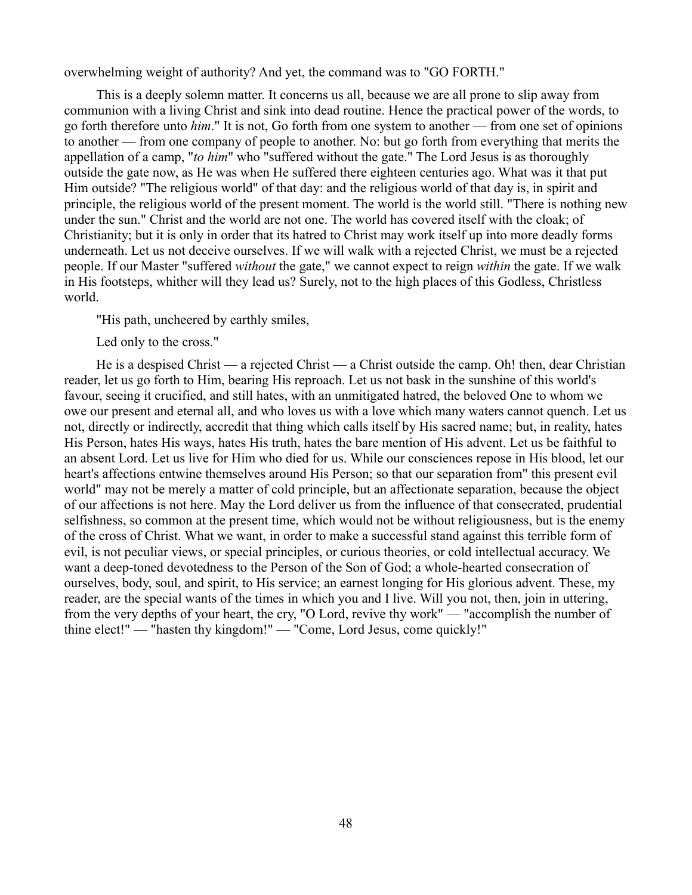overwhelming weight of authority? And yet, the command was to "GO FORTH."

This is a deeply solemn matter. It concerns us all, because we are all prone to slip away from communion with a living Christ and sink into dead routine. Hence the practical power of the words, to go forth therefore unto *him*." It is not, Go forth from one system to another — from one set of opinions to another — from one company of people to another. No: but go forth from everything that merits the appellation of a camp, "*to him*" who "suffered without the gate." The Lord Jesus is as thoroughly outside the gate now, as He was when He suffered there eighteen centuries ago. What was it that put Him outside? "The religious world" of that day: and the religious world of that day is, in spirit and principle, the religious world of the present moment. The world is the world still. "There is nothing new under the sun." Christ and the world are not one. The world has covered itself with the cloak; of Christianity; but it is only in order that its hatred to Christ may work itself up into more deadly forms underneath. Let us not deceive ourselves. If we will walk with a rejected Christ, we must be a rejected people. If our Master "suffered *without* the gate," we cannot expect to reign *within* the gate. If we walk in His footsteps, whither will they lead us? Surely, not to the high places of this Godless, Christless world.

"His path, uncheered by earthly smiles,

Led only to the cross."

He is a despised Christ — a rejected Christ — a Christ outside the camp. Oh! then, dear Christian reader, let us go forth to Him, bearing His reproach. Let us not bask in the sunshine of this world's favour, seeing it crucified, and still hates, with an unmitigated hatred, the beloved One to whom we owe our present and eternal all, and who loves us with a love which many waters cannot quench. Let us not, directly or indirectly, accredit that thing which calls itself by His sacred name; but, in reality, hates His Person, hates His ways, hates His truth, hates the bare mention of His advent. Let us be faithful to an absent Lord. Let us live for Him who died for us. While our consciences repose in His blood, let our heart's affections entwine themselves around His Person; so that our separation from" this present evil world" may not be merely a matter of cold principle, but an affectionate separation, because the object of our affections is not here. May the Lord deliver us from the influence of that consecrated, prudential selfishness, so common at the present time, which would not be without religiousness, but is the enemy of the cross of Christ. What we want, in order to make a successful stand against this terrible form of evil, is not peculiar views, or special principles, or curious theories, or cold intellectual accuracy. We want a deep-toned devotedness to the Person of the Son of God; a whole-hearted consecration of ourselves, body, soul, and spirit, to His service; an earnest longing for His glorious advent. These, my reader, are the special wants of the times in which you and I live. Will you not, then, join in uttering, from the very depths of your heart, the cry, "O Lord, revive thy work" — "accomplish the number of thine elect!" — "hasten thy kingdom!" — "Come, Lord Jesus, come quickly!"